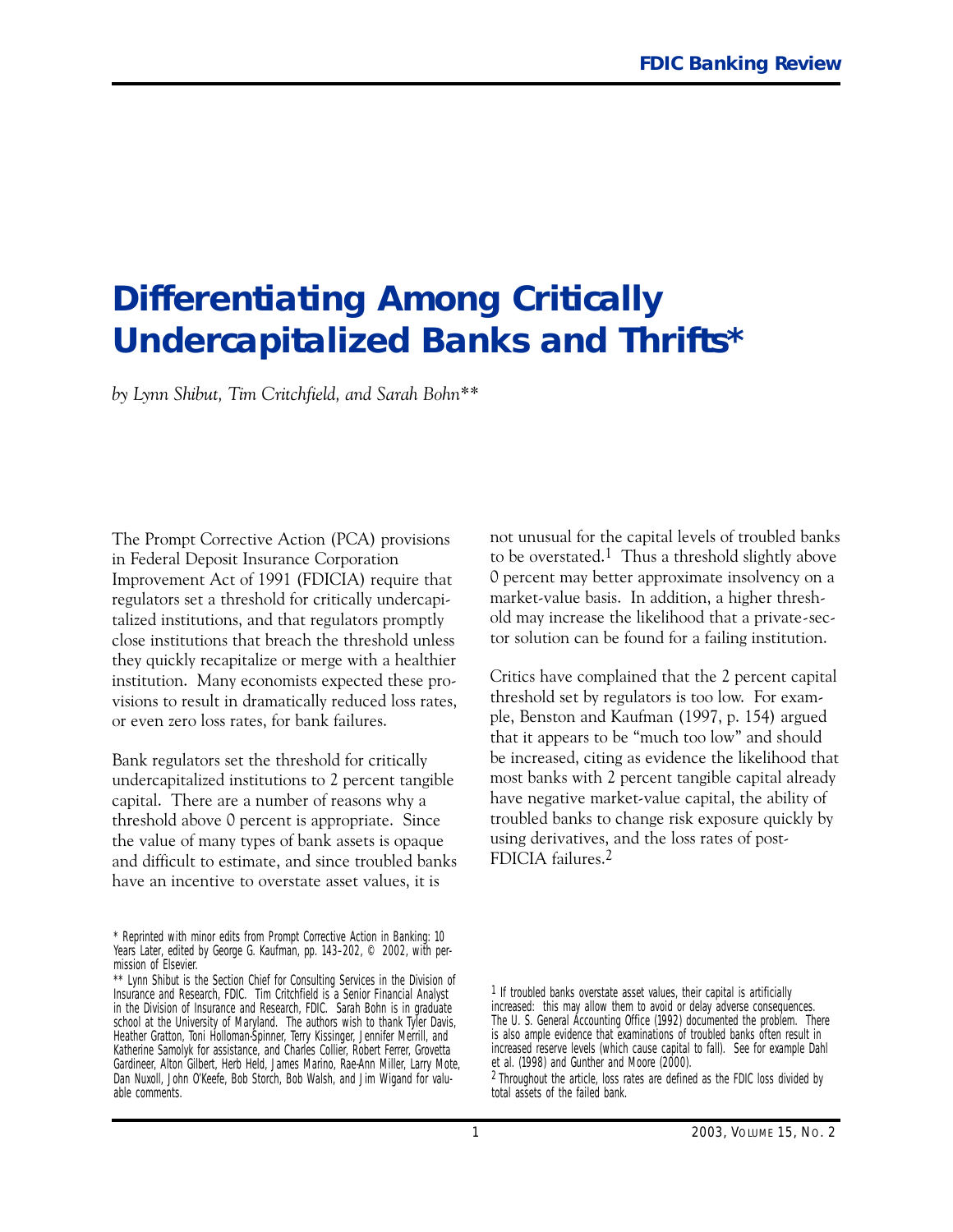# Differentiating Among Critically Undercapitalized Banks and Thrifts*

*by Lynn Shibut, Tim Critchfield, and Sarah Bohn***

The Prompt Corrective Action (PCA) provisions in Federal Deposit Insurance Corporation Improvement Act of 1991 (FDICIA) require that regulators set a threshold for critically undercapitalized institutions, and that regulators promptly close institutions that breach the threshold unless they quickly recapitalize or merge with a healthier institution. Many economists expected these provisions to result in dramatically reduced loss rates, or even zero loss rates, for bank failures.

Bank regulators set the threshold for critically undercapitalized institutions to 2 percent tangible capital. There are a number of reasons why a threshold above 0 percent is appropriate. Since the value of many types of bank assets is opaque and difficult to estimate, and since troubled banks have an incentive to overstate asset values, it is not unusual for the capital levels of troubled banks to be overstated.[1] Thus a threshold slightly above 0 percent may better approximate insolvency on a market-value basis. In addition, a higher threshold may increase the likelihood that a private-sector solution can be found for a failing institution.

Critics have complained that the 2 percent capital threshold set by regulators is too low. For example, Benston and Kaufman (1997, p. 154) argued that it appears to be "much too low" and should be increased, citing as evidence the likelihood that most banks with 2 percent tangible capital already have negative market-value capital, the ability of troubled banks to change risk exposure quickly by using derivatives, and the loss rates of post-FDICIA failures.[2]

\* Reprinted with minor edits from Prompt Corrective Action in Banking: 10 Years Later, edited by George G. Kaufman, pp. 143–202, © 2002, with permission of Elsevier.

\*\* Lynn Shibut is the Section Chief for Consulting Services in the Division of Insurance and Research, FDIC. Tim Critchfield is a Senior Financial Analyst in the Division of Insurance and Research, FDIC. Sarah Bohn is in graduate school at the University of Maryland. The authors wish to thank Tyler Davis, Heather Gratton, Toni Holloman-Spinner, Terry Kissinger, Jennifer Merrill, and Katherine Samolyk for assistance, and Charles Collier, Robert Ferrer, Grovetta Gardineer, Alton Gilbert, Herb Held, James Marino, Rae-Ann Miller, Larry Mote, Dan Nuxoll, John O'Keefe, Bob Storch, Bob Walsh, and Jim Wigand for valuable comments.

[1] If troubled banks overstate asset values, their capital is artificially increased: this may allow them to avoid or delay adverse consequences. The U. S. General Accounting Office (1992) documented the problem. There is also ample evidence that examinations of troubled banks often result in increased reserve levels (which cause capital to fall). See for example Dahl et al. (1998) and Gunther and Moore (2000).

[2] Throughout the article, loss rates are defined as the FDIC loss divided by total assets of the failed bank.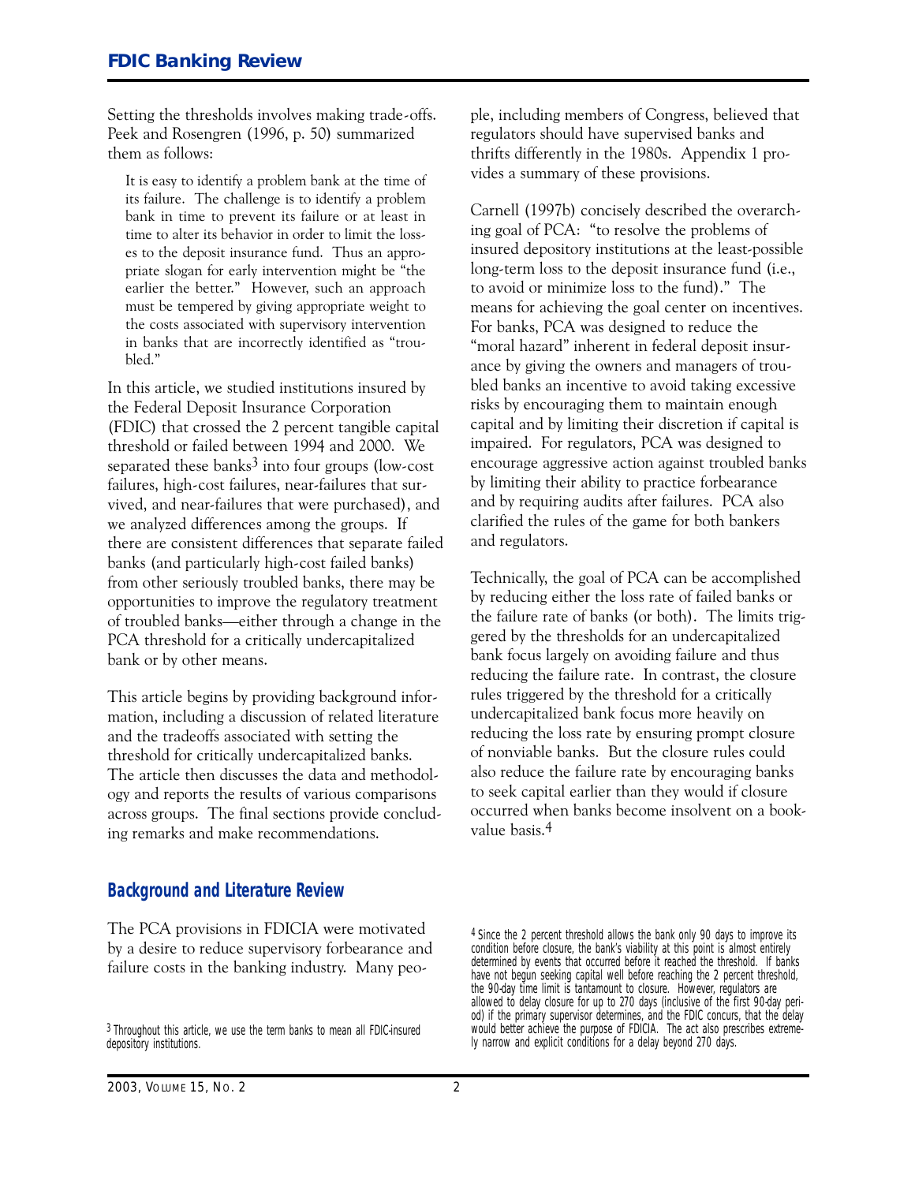Setting the thresholds involves making trade-offs. Peek and Rosengren (1996, p. 50) summarized them as follows:

> It is easy to identify a problem bank at the time of its failure. The challenge is to identify a problem bank in time to prevent its failure or at least in time to alter its behavior in order to limit the losses to the deposit insurance fund. Thus an appropriate slogan for early intervention might be "the earlier the better." However, such an approach must be tempered by giving appropriate weight to the costs associated with supervisory intervention in banks that are incorrectly identified as "troubled."

In this article, we studied institutions insured by the Federal Deposit Insurance Corporation (FDIC) that crossed the 2 percent tangible capital threshold or failed between 1994 and 2000. We separated these banks[3] into four groups (low-cost failures, high-cost failures, near-failures that survived, and near-failures that were purchased), and we analyzed differences among the groups. If there are consistent differences that separate failed banks (and particularly high-cost failed banks) from other seriously troubled banks, there may be opportunities to improve the regulatory treatment of troubled banks—either through a change in the PCA threshold for a critically undercapitalized bank or by other means.

This article begins by providing background information, including a discussion of related literature and the tradeoffs associated with setting the threshold for critically undercapitalized banks. The article then discusses the data and methodology and reports the results of various comparisons across groups. The final sections provide concluding remarks and make recommendations.

## Background and Literature Review

The PCA provisions in FDICIA were motivated by a desire to reduce supervisory forbearance and failure costs in the banking industry. Many people, including members of Congress, believed that regulators should have supervised banks and thrifts differently in the 1980s. Appendix 1 provides a summary of these provisions.

Carnell (1997b) concisely described the overarching goal of PCA: "to resolve the problems of insured depository institutions at the least-possible long-term loss to the deposit insurance fund (i.e., to avoid or minimize loss to the fund)." The means for achieving the goal center on incentives. For banks, PCA was designed to reduce the "moral hazard" inherent in federal deposit insurance by giving the owners and managers of troubled banks an incentive to avoid taking excessive risks by encouraging them to maintain enough capital and by limiting their discretion if capital is impaired. For regulators, PCA was designed to encourage aggressive action against troubled banks by limiting their ability to practice forbearance and by requiring audits after failures. PCA also clarified the rules of the game for both bankers and regulators.

Technically, the goal of PCA can be accomplished by reducing either the loss rate of failed banks or the failure rate of banks (or both). The limits triggered by the thresholds for an undercapitalized bank focus largely on avoiding failure and thus reducing the failure rate. In contrast, the closure rules triggered by the threshold for a critically undercapitalized bank focus more heavily on reducing the loss rate by ensuring prompt closure of nonviable banks. But the closure rules could also reduce the failure rate by encouraging banks to seek capital earlier than they would if closure occurred when banks become insolvent on a book-value basis.[4]

[3] Throughout this article, we use the term banks to mean all FDIC-insured depository institutions.

[4] Since the 2 percent threshold allows the bank only 90 days to improve its condition before closure, the bank's viability at this point is almost entirely determined by events that occurred before it reached the threshold. If banks have not begun seeking capital well before reaching the 2 percent threshold, the 90-day time limit is tantamount to closure. However, regulators are allowed to delay closure for up to 270 days (inclusive of the first 90-day period) if the primary supervisor determines, and the FDIC concurs, that the delay would better achieve the purpose of FDICIA. The act also prescribes extremely narrow and explicit conditions for a delay beyond 270 days.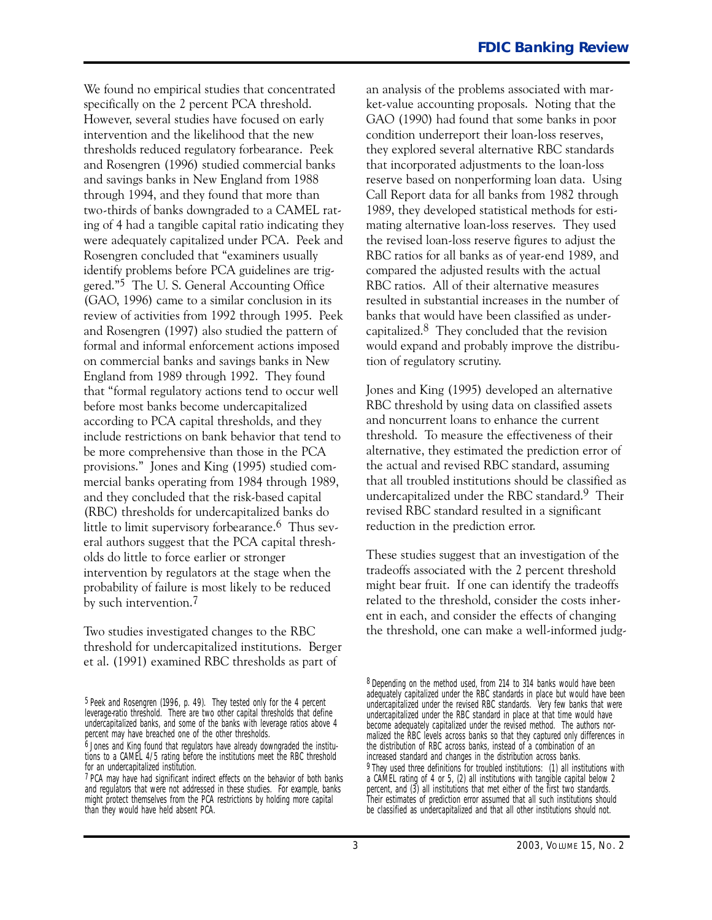We found no empirical studies that concentrated specifically on the 2 percent PCA threshold. However, several studies have focused on early intervention and the likelihood that the new thresholds reduced regulatory forbearance. Peek and Rosengren (1996) studied commercial banks and savings banks in New England from 1988 through 1994, and they found that more than two-thirds of banks downgraded to a CAMEL rating of 4 had a tangible capital ratio indicating they were adequately capitalized under PCA. Peek and Rosengren concluded that "examiners usually identify problems before PCA guidelines are triggered."[5] The U. S. General Accounting Office (GAO, 1996) came to a similar conclusion in its review of activities from 1992 through 1995. Peek and Rosengren (1997) also studied the pattern of formal and informal enforcement actions imposed on commercial banks and savings banks in New England from 1989 through 1992. They found that "formal regulatory actions tend to occur well before most banks become undercapitalized according to PCA capital thresholds, and they include restrictions on bank behavior that tend to be more comprehensive than those in the PCA provisions." Jones and King (1995) studied commercial banks operating from 1984 through 1989, and they concluded that the risk-based capital (RBC) thresholds for undercapitalized banks do little to limit supervisory forbearance.[6] Thus several authors suggest that the PCA capital thresholds do little to force earlier or stronger intervention by regulators at the stage when the probability of failure is most likely to be reduced by such intervention.[7]

Two studies investigated changes to the RBC threshold for undercapitalized institutions. Berger et al. (1991) examined RBC thresholds as part of an analysis of the problems associated with market-value accounting proposals. Noting that the GAO (1990) had found that some banks in poor condition underreport their loan-loss reserves, they explored several alternative RBC standards that incorporated adjustments to the loan-loss reserve based on nonperforming loan data. Using Call Report data for all banks from 1982 through 1989, they developed statistical methods for estimating alternative loan-loss reserves. They used the revised loan-loss reserve figures to adjust the RBC ratios for all banks as of year-end 1989, and compared the adjusted results with the actual RBC ratios. All of their alternative measures resulted in substantial increases in the number of banks that would have been classified as undercapitalized.[8] They concluded that the revision would expand and probably improve the distribution of regulatory scrutiny.

Jones and King (1995) developed an alternative RBC threshold by using data on classified assets and noncurrent loans to enhance the current threshold. To measure the effectiveness of their alternative, they estimated the prediction error of the actual and revised RBC standard, assuming that all troubled institutions should be classified as undercapitalized under the RBC standard.[9] Their revised RBC standard resulted in a significant reduction in the prediction error.

These studies suggest that an investigation of the tradeoffs associated with the 2 percent threshold might bear fruit. If one can identify the tradeoffs related to the threshold, consider the costs inherent in each, and consider the effects of changing the threshold, one can make a well-informed judg-

---

[5] Peek and Rosengren (1996, p. 49). They tested only for the 4 percent leverage-ratio threshold. There are two other capital thresholds that define undercapitalized banks, and some of the banks with leverage ratios above 4 percent may have breached one of the other thresholds.

[6] Jones and King found that regulators have already downgraded the institutions to a CAMEL 4/5 rating before the institutions meet the RBC threshold for an undercapitalized institution.

[7] PCA may have had significant indirect effects on the behavior of both banks and regulators that were not addressed in these studies. For example, banks might protect themselves from the PCA restrictions by holding more capital than they would have held absent PCA.

[8] Depending on the method used, from 214 to 314 banks would have been adequately capitalized under the RBC standards in place but would have been undercapitalized under the revised RBC standards. Very few banks that were undercapitalized under the RBC standard in place at that time would have become adequately capitalized under the revised method. The authors normalized the RBC levels across banks so that they captured only differences in the distribution of RBC across banks, instead of a combination of an increased standard and changes in the distribution across banks.

[9] They used three definitions for troubled institutions: (1) all institutions with a CAMEL rating of 4 or 5, (2) all institutions with tangible capital below 2 percent, and (3) all institutions that met either of the first two standards. Their estimates of prediction error assumed that all such institutions should be classified as undercapitalized and that all other institutions should not.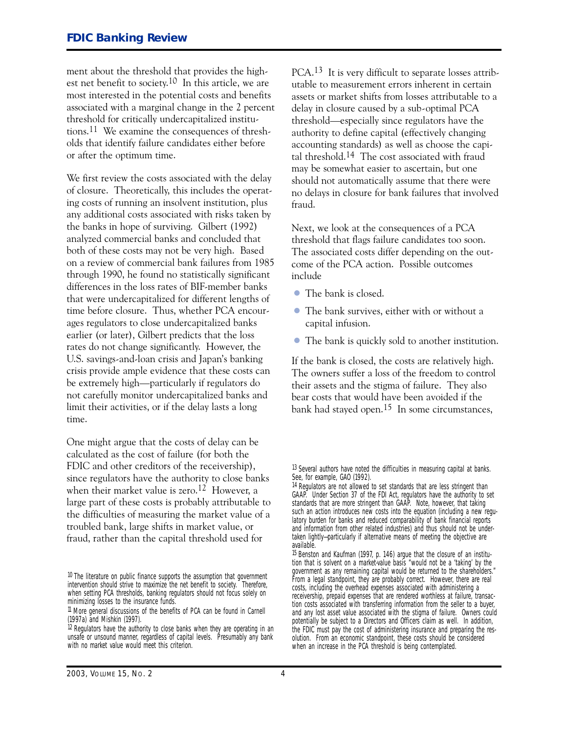ment about the threshold that provides the highest net benefit to society.[10] In this article, we are most interested in the potential costs and benefits associated with a marginal change in the 2 percent threshold for critically undercapitalized institutions.[11] We examine the consequences of thresholds that identify failure candidates either before or after the optimum time.

We first review the costs associated with the delay of closure. Theoretically, this includes the operating costs of running an insolvent institution, plus any additional costs associated with risks taken by the banks in hope of surviving. Gilbert (1992) analyzed commercial banks and concluded that both of these costs may not be very high. Based on a review of commercial bank failures from 1985 through 1990, he found no statistically significant differences in the loss rates of BIF-member banks that were undercapitalized for different lengths of time before closure. Thus, whether PCA encourages regulators to close undercapitalized banks earlier (or later), Gilbert predicts that the loss rates do not change significantly. However, the U.S. savings-and-loan crisis and Japan's banking crisis provide ample evidence that these costs can be extremely high—particularly if regulators do not carefully monitor undercapitalized banks and limit their activities, or if the delay lasts a long time.

One might argue that the costs of delay can be calculated as the cost of failure (for both the FDIC and other creditors of the receivership), since regulators have the authority to close banks when their market value is zero.[12] However, a large part of these costs is probably attributable to the difficulties of measuring the market value of a troubled bank, large shifts in market value, or fraud, rather than the capital threshold used for PCA.[13] It is very difficult to separate losses attributable to measurement errors inherent in certain assets or market shifts from losses attributable to a delay in closure caused by a sub-optimal PCA threshold—especially since regulators have the authority to define capital (effectively changing accounting standards) as well as choose the capital threshold.[14] The cost associated with fraud may be somewhat easier to ascertain, but one should not automatically assume that there were no delays in closure for bank failures that involved fraud.

Next, we look at the consequences of a PCA threshold that flags failure candidates too soon. The associated costs differ depending on the outcome of the PCA action. Possible outcomes include

- The bank is closed.
- The bank survives, either with or without a capital infusion.
- The bank is quickly sold to another institution.

If the bank is closed, the costs are relatively high. The owners suffer a loss of the freedom to control their assets and the stigma of failure. They also bear costs that would have been avoided if the bank had stayed open.[15] In some circumstances,

[10] The literature on public finance supports the assumption that government intervention should strive to maximize the net benefit to society. Therefore, when setting PCA thresholds, banking regulators should not focus solely on minimizing losses to the insurance funds.

[11] More general discussions of the benefits of PCA can be found in Carnell (1997a) and Mishkin (1997).

[12] Regulators have the authority to close banks when they are operating in an unsafe or unsound manner, regardless of capital levels. Presumably any bank with no market value would meet this criterion.

[13] Several authors have noted the difficulties in measuring capital at banks. See, for example, GAO (1992).

[14] Regulators are not allowed to set standards that are less stringent than GAAP. Under Section 37 of the FDI Act, regulators have the authority to set standards that are more stringent than GAAP. Note, however, that taking such an action introduces new costs into the equation (including a new regulatory burden for banks and reduced comparability of bank financial reports and information from other related industries) and thus should not be undertaken lightly—particularly if alternative means of meeting the objective are available.

[15] Benston and Kaufman (1997, p. 146) argue that the closure of an institution that is solvent on a market-value basis "would not be a 'taking' by the government as any remaining capital would be returned to the shareholders." From a legal standpoint, they are probably correct. However, there are real costs, including the overhead expenses associated with administering a receivership, prepaid expenses that are rendered worthless at failure, transaction costs associated with transferring information from the seller to a buyer, and any lost asset value associated with the stigma of failure. Owners could potentially be subject to a Directors and Officers claim as well. In addition, the FDIC must pay the cost of administering insurance and preparing the resolution. From an economic standpoint, these costs should be considered when an increase in the PCA threshold is being contemplated.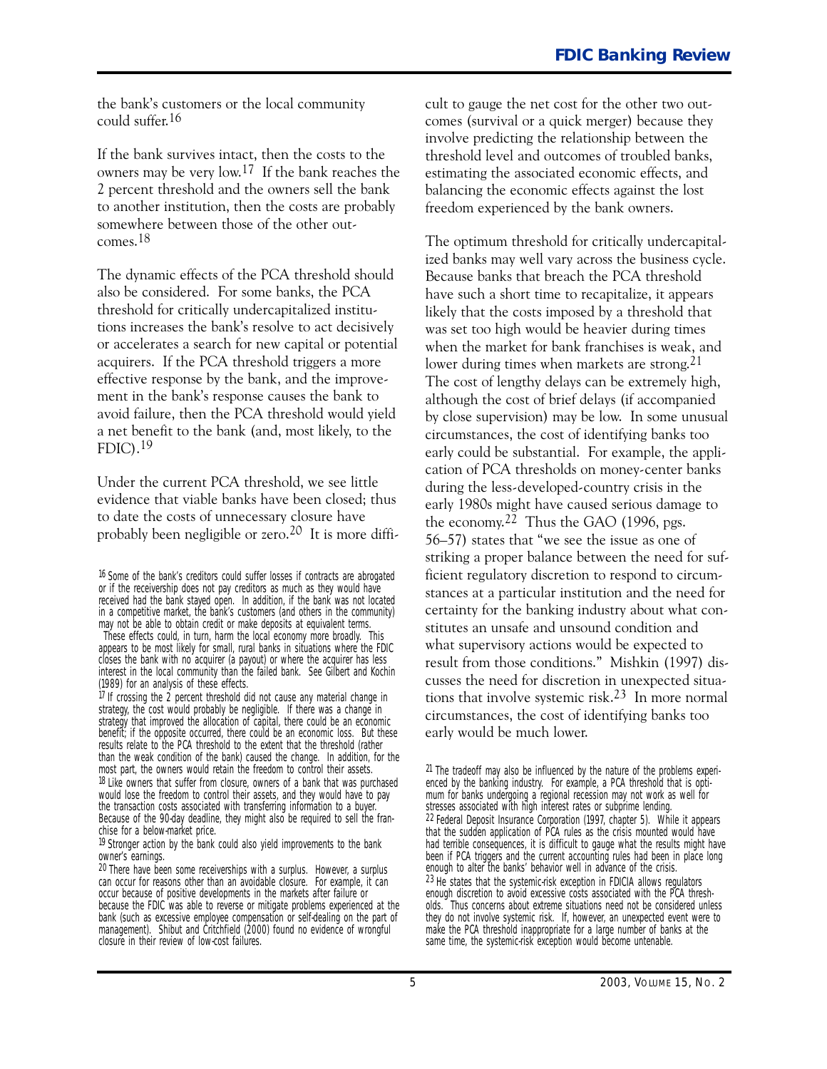the bank's customers or the local community could suffer.[16]

If the bank survives intact, then the costs to the owners may be very low.[17] If the bank reaches the 2 percent threshold and the owners sell the bank to another institution, then the costs are probably somewhere between those of the other outcomes.[18]

The dynamic effects of the PCA threshold should also be considered. For some banks, the PCA threshold for critically undercapitalized institutions increases the bank's resolve to act decisively or accelerates a search for new capital or potential acquirers. If the PCA threshold triggers a more effective response by the bank, and the improvement in the bank's response causes the bank to avoid failure, then the PCA threshold would yield a net benefit to the bank (and, most likely, to the FDIC).[19]

Under the current PCA threshold, we see little evidence that viable banks have been closed; thus to date the costs of unnecessary closure have probably been negligible or zero.[20] It is more difficult to gauge the net cost for the other two outcomes (survival or a quick merger) because they involve predicting the relationship between the threshold level and outcomes of troubled banks, estimating the associated economic effects, and balancing the economic effects against the lost freedom experienced by the bank owners.

The optimum threshold for critically undercapitalized banks may well vary across the business cycle. Because banks that breach the PCA threshold have such a short time to recapitalize, it appears likely that the costs imposed by a threshold that was set too high would be heavier during times when the market for bank franchises is weak, and lower during times when markets are strong.[21] The cost of lengthy delays can be extremely high, although the cost of brief delays (if accompanied by close supervision) may be low. In some unusual circumstances, the cost of identifying banks too early could be substantial. For example, the application of PCA thresholds on money-center banks during the less-developed-country crisis in the early 1980s might have caused serious damage to the economy.[22] Thus the GAO (1996, pgs. 56–57) states that "we see the issue as one of striking a proper balance between the need for sufficient regulatory discretion to respond to circumstances at a particular institution and the need for certainty for the banking industry about what constitutes an unsafe and unsound condition and what supervisory actions would be expected to result from those conditions." Mishkin (1997) discusses the need for discretion in unexpected situations that involve systemic risk.[23] In more normal circumstances, the cost of identifying banks too early would be much lower.

---

[16] Some of the bank's creditors could suffer losses if contracts are abrogated or if the receivership does not pay creditors as much as they would have received had the bank stayed open. In addition, if the bank was not located in a competitive market, the bank's customers (and others in the community) may not be able to obtain credit or make deposits at equivalent terms.
These effects could, in turn, harm the local economy more broadly. This appears to be most likely for small, rural banks in situations where the FDIC closes the bank with no acquirer (a payout) or where the acquirer has less interest in the local community than the failed bank. See Gilbert and Kochin (1989) for an analysis of these effects.

[17] If crossing the 2 percent threshold did not cause any material change in strategy, the cost would probably be negligible. If there was a change in strategy that improved the allocation of capital, there could be an economic benefit; if the opposite occurred, there could be an economic loss. But these results relate to the PCA threshold to the extent that the threshold (rather than the weak condition of the bank) caused the change. In addition, for the most part, the owners would retain the freedom to control their assets.

[18] Like owners that suffer from closure, owners of a bank that was purchased would lose the freedom to control their assets, and they would have to pay the transaction costs associated with transferring information to a buyer. Because of the 90-day deadline, they might also be required to sell the franchise for a below-market price.

[19] Stronger action by the bank could also yield improvements to the bank owner's earnings.

[20] There have been some receiverships with a surplus. However, a surplus can occur for reasons other than an avoidable closure. For example, it can occur because of positive developments in the markets after failure or because the FDIC was able to reverse or mitigate problems experienced at the bank (such as excessive employee compensation or self-dealing on the part of management). Shibut and Critchfield (2000) found no evidence of wrongful closure in their review of low-cost failures.

[21] The tradeoff may also be influenced by the nature of the problems experienced by the banking industry. For example, a PCA threshold that is optimum for banks undergoing a regional recession may not work as well for stresses associated with high interest rates or subprime lending.

[22] Federal Deposit Insurance Corporation (1997, chapter 5). While it appears that the sudden application of PCA rules as the crisis mounted would have had terrible consequences, it is difficult to gauge what the results might have been if PCA triggers and the current accounting rules had been in place long enough to alter the banks' behavior well in advance of the crisis.

[23] He states that the systemic-risk exception in FDICIA allows regulators enough discretion to avoid excessive costs associated with the PCA thresholds. Thus concerns about extreme situations need not be considered unless they do not involve systemic risk. If, however, an unexpected event were to make the PCA threshold inappropriate for a large number of banks at the same time, the systemic-risk exception would become untenable.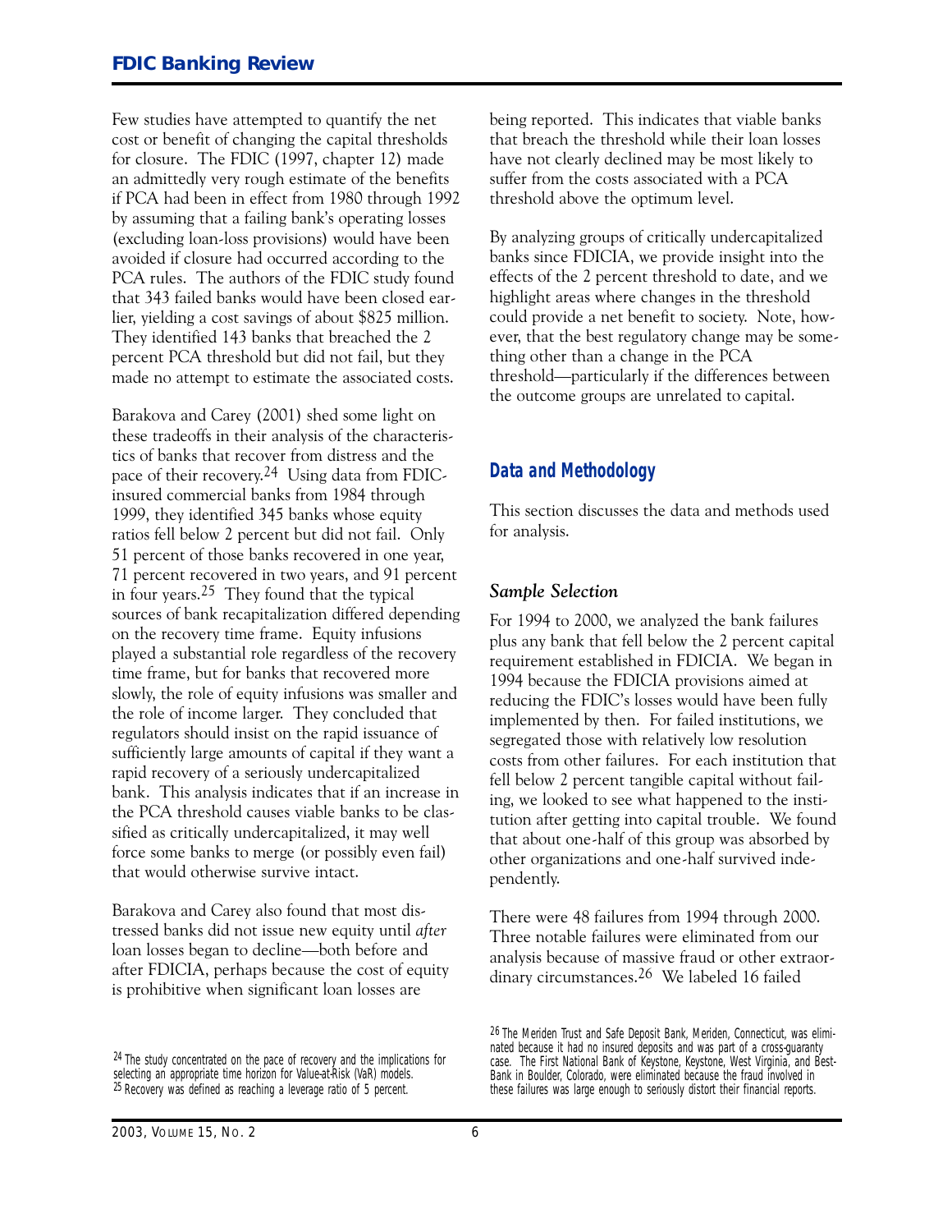Few studies have attempted to quantify the net cost or benefit of changing the capital thresholds for closure. The FDIC (1997, chapter 12) made an admittedly very rough estimate of the benefits if PCA had been in effect from 1980 through 1992 by assuming that a failing bank's operating losses (excluding loan-loss provisions) would have been avoided if closure had occurred according to the PCA rules. The authors of the FDIC study found that 343 failed banks would have been closed earlier, yielding a cost savings of about $825 million. They identified 143 banks that breached the 2 percent PCA threshold but did not fail, but they made no attempt to estimate the associated costs.

Barakova and Carey (2001) shed some light on these tradeoffs in their analysis of the characteristics of banks that recover from distress and the pace of their recovery.[24] Using data from FDIC-insured commercial banks from 1984 through 1999, they identified 345 banks whose equity ratios fell below 2 percent but did not fail. Only 51 percent of those banks recovered in one year, 71 percent recovered in two years, and 91 percent in four years.[25] They found that the typical sources of bank recapitalization differed depending on the recovery time frame. Equity infusions played a substantial role regardless of the recovery time frame, but for banks that recovered more slowly, the role of equity infusions was smaller and the role of income larger. They concluded that regulators should insist on the rapid issuance of sufficiently large amounts of capital if they want a rapid recovery of a seriously undercapitalized bank. This analysis indicates that if an increase in the PCA threshold causes viable banks to be classified as critically undercapitalized, it may well force some banks to merge (or possibly even fail) that would otherwise survive intact.

Barakova and Carey also found that most distressed banks did not issue new equity until *after* loan losses began to decline—both before and after FDICIA, perhaps because the cost of equity is prohibitive when significant loan losses are being reported. This indicates that viable banks that breach the threshold while their loan losses have not clearly declined may be most likely to suffer from the costs associated with a PCA threshold above the optimum level.

By analyzing groups of critically undercapitalized banks since FDICIA, we provide insight into the effects of the 2 percent threshold to date, and we highlight areas where changes in the threshold could provide a net benefit to society. Note, however, that the best regulatory change may be something other than a change in the PCA threshold—particularly if the differences between the outcome groups are unrelated to capital.

## Data and Methodology

This section discusses the data and methods used for analysis.

### *Sample Selection*

For 1994 to 2000, we analyzed the bank failures plus any bank that fell below the 2 percent capital requirement established in FDICIA. We began in 1994 because the FDICIA provisions aimed at reducing the FDIC's losses would have been fully implemented by then. For failed institutions, we segregated those with relatively low resolution costs from other failures. For each institution that fell below 2 percent tangible capital without failing, we looked to see what happened to the institution after getting into capital trouble. We found that about one-half of this group was absorbed by other organizations and one-half survived independently.

There were 48 failures from 1994 through 2000. Three notable failures were eliminated from our analysis because of massive fraud or other extraordinary circumstances.[26] We labeled 16 failed

[24] The study concentrated on the pace of recovery and the implications for selecting an appropriate time horizon for Value-at-Risk (VaR) models.

[25] Recovery was defined as reaching a leverage ratio of 5 percent.

[26] The Meriden Trust and Safe Deposit Bank, Meriden, Connecticut, was eliminated because it had no insured deposits and was part of a cross-guaranty case. The First National Bank of Keystone, Keystone, West Virginia, and Best-Bank in Boulder, Colorado, were eliminated because the fraud involved in these failures was large enough to seriously distort their financial reports.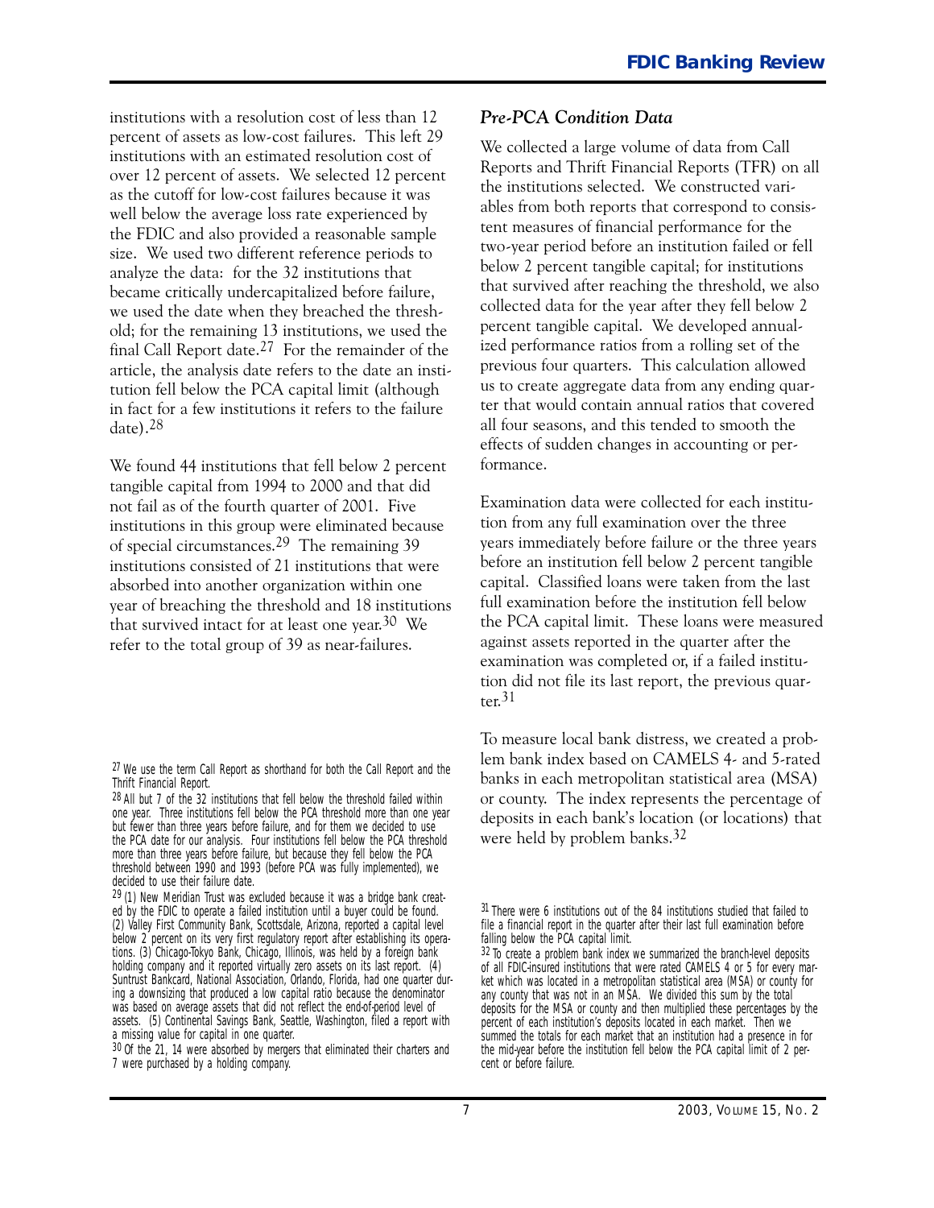institutions with a resolution cost of less than 12 percent of assets as low-cost failures. This left 29 institutions with an estimated resolution cost of over 12 percent of assets. We selected 12 percent as the cutoff for low-cost failures because it was well below the average loss rate experienced by the FDIC and also provided a reasonable sample size. We used two different reference periods to analyze the data: for the 32 institutions that became critically undercapitalized before failure, we used the date when they breached the threshold; for the remaining 13 institutions, we used the final Call Report date.[27] For the remainder of the article, the analysis date refers to the date an institution fell below the PCA capital limit (although in fact for a few institutions it refers to the failure date).[28]

We found 44 institutions that fell below 2 percent tangible capital from 1994 to 2000 and that did not fail as of the fourth quarter of 2001. Five institutions in this group were eliminated because of special circumstances.[29] The remaining 39 institutions consisted of 21 institutions that were absorbed into another organization within one year of breaching the threshold and 18 institutions that survived intact for at least one year.[30] We refer to the total group of 39 as near-failures.

### *Pre-PCA Condition Data*

We collected a large volume of data from Call Reports and Thrift Financial Reports (TFR) on all the institutions selected. We constructed variables from both reports that correspond to consistent measures of financial performance for the two-year period before an institution failed or fell below 2 percent tangible capital; for institutions that survived after reaching the threshold, we also collected data for the year after they fell below 2 percent tangible capital. We developed annualized performance ratios from a rolling set of the previous four quarters. This calculation allowed us to create aggregate data from any ending quarter that would contain annual ratios that covered all four seasons, and this tended to smooth the effects of sudden changes in accounting or performance.

Examination data were collected for each institution from any full examination over the three years immediately before failure or the three years before an institution fell below 2 percent tangible capital. Classified loans were taken from the last full examination before the institution fell below the PCA capital limit. These loans were measured against assets reported in the quarter after the examination was completed or, if a failed institution did not file its last report, the previous quarter.[31]

To measure local bank distress, we created a problem bank index based on CAMELS 4- and 5-rated banks in each metropolitan statistical area (MSA) or county. The index represents the percentage of deposits in each bank's location (or locations) that were held by problem banks.[32]

---

[27] We use the term Call Report as shorthand for both the Call Report and the Thrift Financial Report.

[28] All but 7 of the 32 institutions that fell below the threshold failed within one year. Three institutions fell below the PCA threshold more than one year but fewer than three years before failure, and for them we decided to use the PCA date for our analysis. Four institutions fell below the PCA threshold more than three years before failure, but because they fell below the PCA threshold between 1990 and 1993 (before PCA was fully implemented), we decided to use their failure date.

[29] (1) New Meridian Trust was excluded because it was a bridge bank created by the FDIC to operate a failed institution until a buyer could be found. (2) Valley First Community Bank, Scottsdale, Arizona, reported a capital level below 2 percent on its very first regulatory report after establishing its operations. (3) Chicago-Tokyo Bank, Chicago, Illinois, was held by a foreign bank holding company and it reported virtually zero assets on its last report. (4) Suntrust Bankcard, National Association, Orlando, Florida, had one quarter during a downsizing that produced a low capital ratio because the denominator was based on average assets that did not reflect the end-of-period level of assets. (5) Continental Savings Bank, Seattle, Washington, filed a report with a missing value for capital in one quarter.

[30] Of the 21, 14 were absorbed by mergers that eliminated their charters and 7 were purchased by a holding company.

[31] There were 6 institutions out of the 84 institutions studied that failed to file a financial report in the quarter after their last full examination before falling below the PCA capital limit.

[32] To create a problem bank index we summarized the branch-level deposits of all FDIC-insured institutions that were rated CAMELS 4 or 5 for every market which was located in a metropolitan statistical area (MSA) or county for any county that was not in an MSA. We divided this sum by the total deposits for the MSA or county and then multiplied these percentages by the percent of each institution's deposits located in each market. Then we summed the totals for each market that an institution had a presence in for the mid-year before the institution fell below the PCA capital limit of 2 percent or before failure.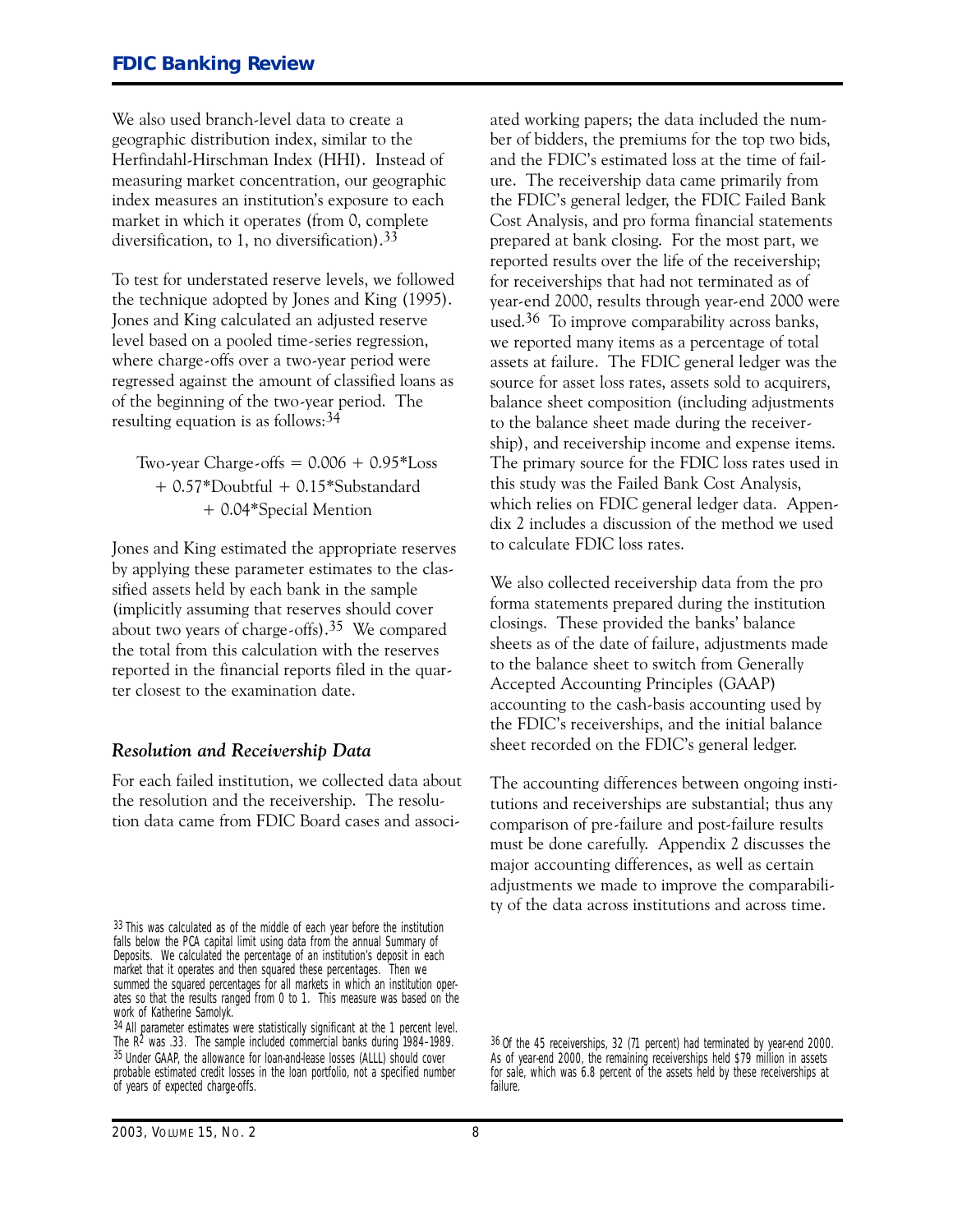We also used branch-level data to create a geographic distribution index, similar to the Herfindahl-Hirschman Index (HHI). Instead of measuring market concentration, our geographic index measures an institution's exposure to each market in which it operates (from 0, complete diversification, to 1, no diversification).[33]

To test for understated reserve levels, we followed the technique adopted by Jones and King (1995). Jones and King calculated an adjusted reserve level based on a pooled time-series regression, where charge-offs over a two-year period were regressed against the amount of classified loans as of the beginning of the two-year period. The resulting equation is as follows:[34]

$$\text{Two-year Charge-offs} = 0.006 + 0.95*\text{Loss} + 0.57*\text{Doubtful} + 0.15*\text{Substandard} + 0.04*\text{Special Mention}$$

Jones and King estimated the appropriate reserves by applying these parameter estimates to the classified assets held by each bank in the sample (implicitly assuming that reserves should cover about two years of charge-offs).[35] We compared the total from this calculation with the reserves reported in the financial reports filed in the quarter closest to the examination date.

### *Resolution and Receivership Data*

For each failed institution, we collected data about the resolution and the receivership. The resolution data came from FDIC Board cases and associated working papers; the data included the number of bidders, the premiums for the top two bids, and the FDIC's estimated loss at the time of failure. The receivership data came primarily from the FDIC's general ledger, the FDIC Failed Bank Cost Analysis, and pro forma financial statements prepared at bank closing. For the most part, we reported results over the life of the receivership; for receiverships that had not terminated as of year-end 2000, results through year-end 2000 were used.[36] To improve comparability across banks, we reported many items as a percentage of total assets at failure. The FDIC general ledger was the source for asset loss rates, assets sold to acquirers, balance sheet composition (including adjustments to the balance sheet made during the receivership), and receivership income and expense items. The primary source for the FDIC loss rates used in this study was the Failed Bank Cost Analysis, which relies on FDIC general ledger data. Appendix 2 includes a discussion of the method we used to calculate FDIC loss rates.

We also collected receivership data from the pro forma statements prepared during the institution closings. These provided the banks' balance sheets as of the date of failure, adjustments made to the balance sheet to switch from Generally Accepted Accounting Principles (GAAP) accounting to the cash-basis accounting used by the FDIC's receiverships, and the initial balance sheet recorded on the FDIC's general ledger.

The accounting differences between ongoing institutions and receiverships are substantial; thus any comparison of pre-failure and post-failure results must be done carefully. Appendix 2 discusses the major accounting differences, as well as certain adjustments we made to improve the comparability of the data across institutions and across time.

---

[33] This was calculated as of the middle of each year before the institution falls below the PCA capital limit using data from the annual Summary of Deposits. We calculated the percentage of an institution's deposit in each market that it operates and then squared these percentages. Then we summed the squared percentages for all markets in which an institution operates so that the results ranged from 0 to 1. This measure was based on the work of Katherine Samolyk.

[34] All parameter estimates were statistically significant at the 1 percent level. The $R^2$ was .33. The sample included commercial banks during 1984–1989.

[35] Under GAAP, the allowance for loan-and-lease losses (ALLL) should cover probable estimated credit losses in the loan portfolio, not a specified number of years of expected charge-offs.

[36] Of the 45 receiverships, 32 (71 percent) had terminated by year-end 2000. As of year-end 2000, the remaining receiverships held $79 million in assets for sale, which was 6.8 percent of the assets held by these receiverships at failure.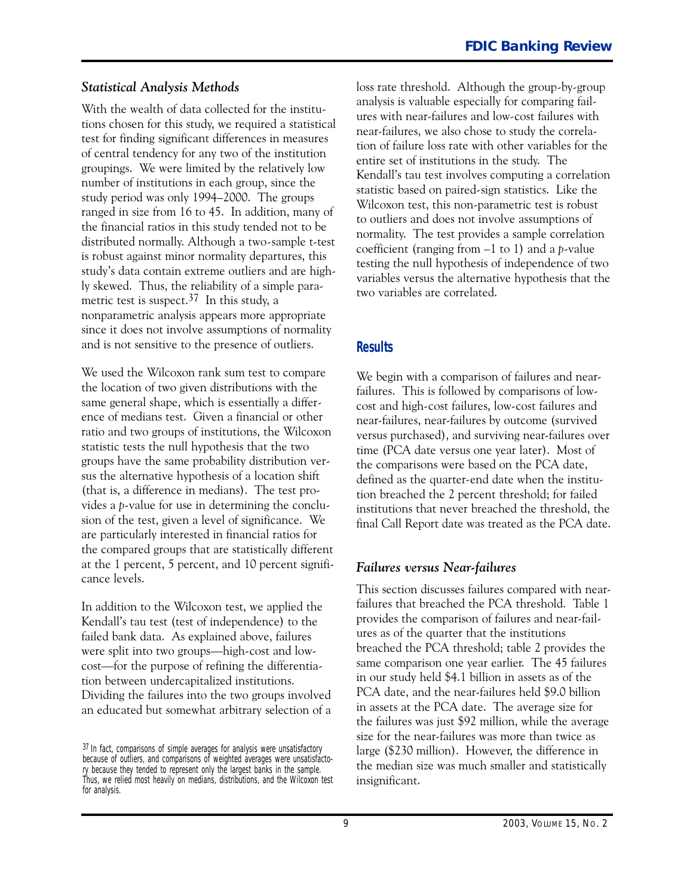### *Statistical Analysis Methods*

With the wealth of data collected for the institutions chosen for this study, we required a statistical test for finding significant differences in measures of central tendency for any two of the institution groupings. We were limited by the relatively low number of institutions in each group, since the study period was only 1994–2000. The groups ranged in size from 16 to 45. In addition, many of the financial ratios in this study tended not to be distributed normally. Although a two-sample t-test is robust against minor normality departures, this study's data contain extreme outliers and are highly skewed. Thus, the reliability of a simple parametric test is suspect.[37] In this study, a nonparametric analysis appears more appropriate since it does not involve assumptions of normality and is not sensitive to the presence of outliers.

We used the Wilcoxon rank sum test to compare the location of two given distributions with the same general shape, which is essentially a difference of medians test. Given a financial or other ratio and two groups of institutions, the Wilcoxon statistic tests the null hypothesis that the two groups have the same probability distribution versus the alternative hypothesis of a location shift (that is, a difference in medians). The test provides a *p*-value for use in determining the conclusion of the test, given a level of significance. We are particularly interested in financial ratios for the compared groups that are statistically different at the 1 percent, 5 percent, and 10 percent significance levels.

In addition to the Wilcoxon test, we applied the Kendall's tau test (test of independence) to the failed bank data. As explained above, failures were split into two groups—high-cost and low-cost—for the purpose of refining the differentiation between undercapitalized institutions. Dividing the failures into the two groups involved an educated but somewhat arbitrary selection of a loss rate threshold. Although the group-by-group analysis is valuable especially for comparing failures with near-failures and low-cost failures with near-failures, we also chose to study the correlation of failure loss rate with other variables for the entire set of institutions in the study. The Kendall's tau test involves computing a correlation statistic based on paired-sign statistics. Like the Wilcoxon test, this non-parametric test is robust to outliers and does not involve assumptions of normality. The test provides a sample correlation coefficient (ranging from –1 to 1) and a *p*-value testing the null hypothesis of independence of two variables versus the alternative hypothesis that the two variables are correlated.

[37] In fact, comparisons of simple averages for analysis were unsatisfactory because of outliers, and comparisons of weighted averages were unsatisfactory because they tended to represent only the largest banks in the sample. Thus, we relied most heavily on medians, distributions, and the Wilcoxon test for analysis.

## Results

We begin with a comparison of failures and near-failures. This is followed by comparisons of low-cost and high-cost failures, low-cost failures and near-failures, near-failures by outcome (survived versus purchased), and surviving near-failures over time (PCA date versus one year later). Most of the comparisons were based on the PCA date, defined as the quarter-end date when the institution breached the 2 percent threshold; for failed institutions that never breached the threshold, the final Call Report date was treated as the PCA date.

### *Failures versus Near-failures*

This section discusses failures compared with near-failures that breached the PCA threshold. Table 1 provides the comparison of failures and near-failures as of the quarter that the institutions breached the PCA threshold; table 2 provides the same comparison one year earlier. The 45 failures in our study held $4.1 billion in assets as of the PCA date, and the near-failures held $9.0 billion in assets at the PCA date. The average size for the failures was just $92 million, while the average size for the near-failures was more than twice as large ($230 million). However, the difference in the median size was much smaller and statistically insignificant.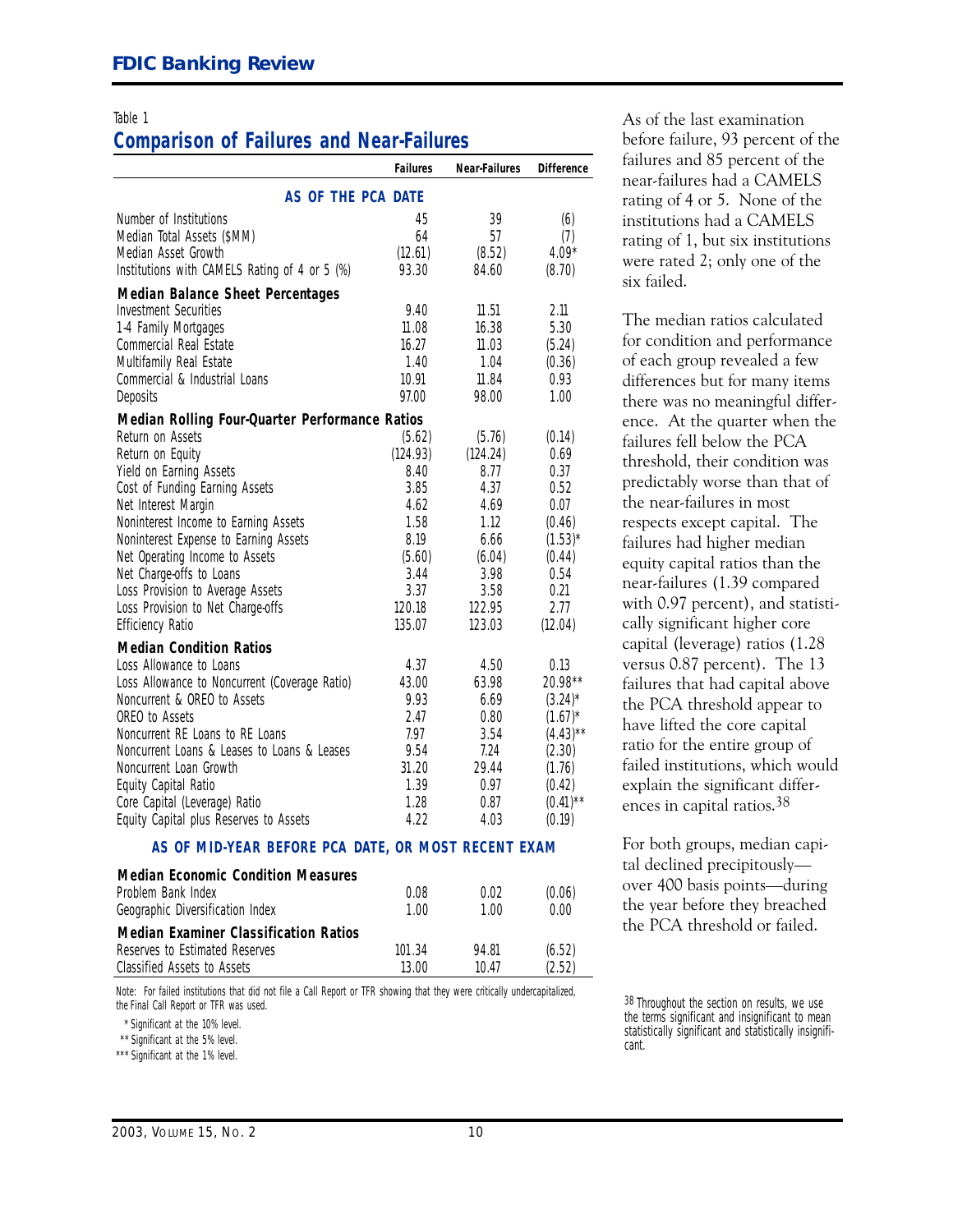Table 1

## Comparison of Failures and Near-Failures

| | Failures | Near-Failures | Difference |
|---|---|---|---|
| **AS OF THE PCA DATE** | | | |
| Number of Institutions | 45 | 39 | (6) |
| Median Total Assets ($MM) | 64 | 57 | (7) |
| Median Asset Growth | (12.61) | (8.52) | 4.09* |
| Institutions with CAMELS Rating of 4 or 5 (%) | 93.30 | 84.60 | (8.70) |
| **Median Balance Sheet Percentages** | | | |
| Investment Securities | 9.40 | 11.51 | 2.11 |
| 1-4 Family Mortgages | 11.08 | 16.38 | 5.30 |
| Commercial Real Estate | 16.27 | 11.03 | (5.24) |
| Multifamily Real Estate | 1.40 | 1.04 | (0.36) |
| Commercial & Industrial Loans | 10.91 | 11.84 | 0.93 |
| Deposits | 97.00 | 98.00 | 1.00 |
| **Median Rolling Four-Quarter Performance Ratios** | | | |
| Return on Assets | (5.62) | (5.76) | (0.14) |
| Return on Equity | (124.93) | (124.24) | 0.69 |
| Yield on Earning Assets | 8.40 | 8.77 | 0.37 |
| Cost of Funding Earning Assets | 3.85 | 4.37 | 0.52 |
| Net Interest Margin | 4.62 | 4.69 | 0.07 |
| Noninterest Income to Earning Assets | 1.58 | 1.12 | (0.46) |
| Noninterest Expense to Earning Assets | 8.19 | 6.66 | (1.53)* |
| Net Operating Income to Assets | (5.60) | (6.04) | (0.44) |
| Net Charge-offs to Loans | 3.44 | 3.98 | 0.54 |
| Loss Provision to Average Assets | 3.37 | 3.58 | 0.21 |
| Loss Provision to Net Charge-offs | 120.18 | 122.95 | 2.77 |
| Efficiency Ratio | 135.07 | 123.03 | (12.04) |
| **Median Condition Ratios** | | | |
| Loss Allowance to Loans | 4.37 | 4.50 | 0.13 |
| Loss Allowance to Noncurrent (Coverage Ratio) | 43.00 | 63.98 | 20.98** |
| Noncurrent & OREO to Assets | 9.93 | 6.69 | (3.24)* |
| OREO to Assets | 2.47 | 0.80 | (1.67)* |
| Noncurrent RE Loans to RE Loans | 7.97 | 3.54 | (4.43)** |
| Noncurrent Loans & Leases to Loans & Leases | 9.54 | 7.24 | (2.30) |
| Noncurrent Loan Growth | 31.20 | 29.44 | (1.76) |
| Equity Capital Ratio | 1.39 | 0.97 | (0.42) |
| Core Capital (Leverage) Ratio | 1.28 | 0.87 | (0.41)** |
| Equity Capital plus Reserves to Assets | 4.22 | 4.03 | (0.19) |
| **AS OF MID-YEAR BEFORE PCA DATE, OR MOST RECENT EXAM** | | | |
| **Median Economic Condition Measures** | | | |
| Problem Bank Index | 0.08 | 0.02 | (0.06) |
| Geographic Diversification Index | 1.00 | 1.00 | 0.00 |
| **Median Examiner Classification Ratios** | | | |
| Reserves to Estimated Reserves | 101.34 | 94.81 | (6.52) |
| Classified Assets to Assets | 13.00 | 10.47 | (2.52) |

Note: For failed institutions that did not file a Call Report or TFR showing that they were critically undercapitalized, the Final Call Report or TFR was used.

\* Significant at the 10% level.
\*\* Significant at the 5% level.
\*\*\* Significant at the 1% level.

As of the last examination before failure, 93 percent of the failures and 85 percent of the near-failures had a CAMELS rating of 4 or 5. None of the institutions had a CAMELS rating of 1, but six institutions were rated 2; only one of the six failed.

The median ratios calculated for condition and performance of each group revealed a few differences but for many items there was no meaningful difference. At the quarter when the failures fell below the PCA threshold, their condition was predictably worse than that of the near-failures in most respects except capital. The failures had higher median equity capital ratios than the near-failures (1.39 compared with 0.97 percent), and statistically significant higher core capital (leverage) ratios (1.28 versus 0.87 percent). The 13 failures that had capital above the PCA threshold appear to have lifted the core capital ratio for the entire group of failed institutions, which would explain the significant differences in capital ratios.[38]

For both groups, median capital declined precipitously—over 400 basis points—during the year before they breached the PCA threshold or failed.

[38] Throughout the section on results, we use the terms significant and insignificant to mean statistically significant and statistically insignificant.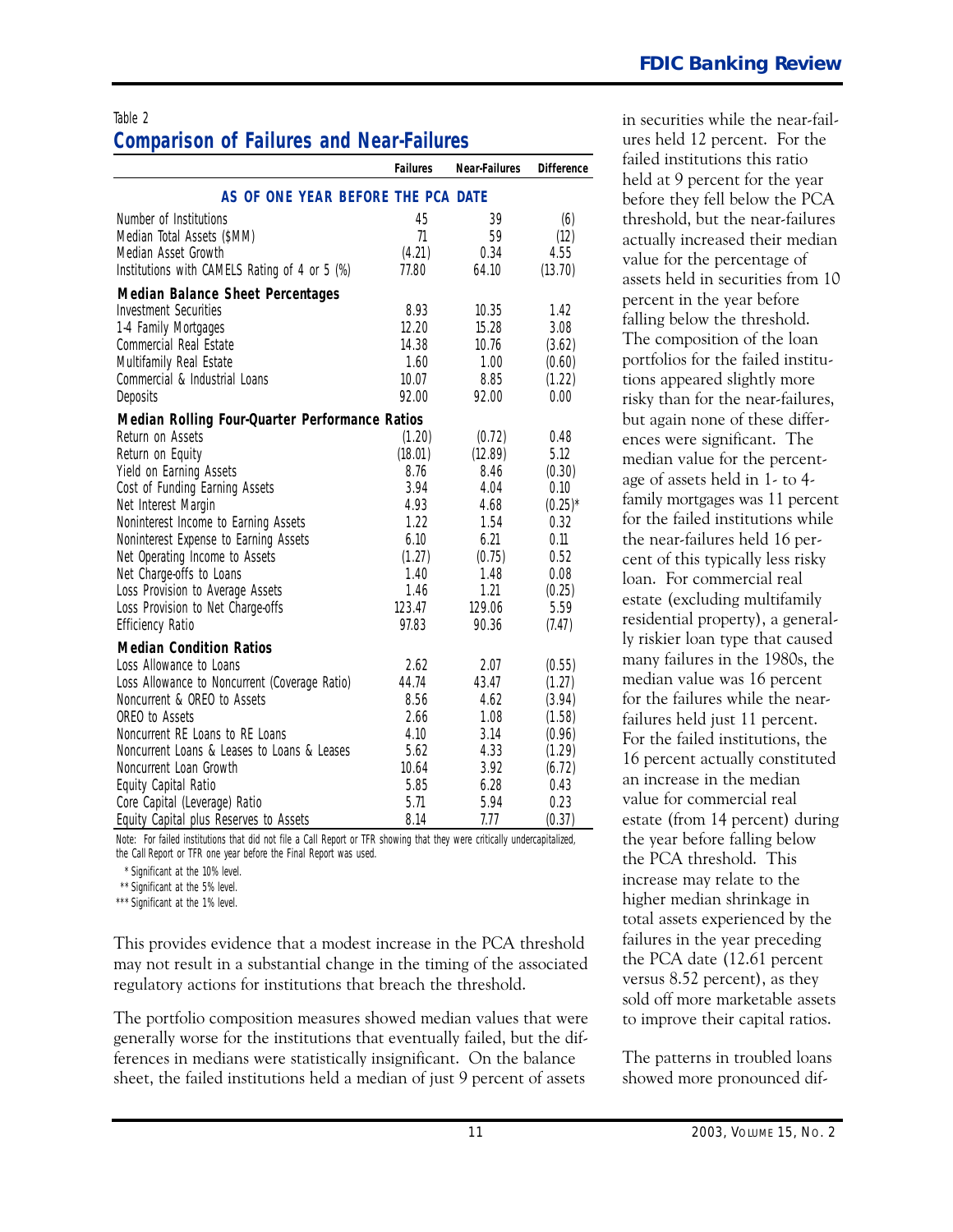Table 2

## Comparison of Failures and Near-Failures

| | Failures | Near-Failures | Difference |
|---|---|---|---|
| **AS OF ONE YEAR BEFORE THE PCA DATE** | | | |
| Number of Institutions | 45 | 39 | (6) |
| Median Total Assets ($MM) | 71 | 59 | (12) |
| Median Asset Growth | (4.21) | 0.34 | 4.55 |
| Institutions with CAMELS Rating of 4 or 5 (%) | 77.80 | 64.10 | (13.70) |
| **Median Balance Sheet Percentages** | | | |
| Investment Securities | 8.93 | 10.35 | 1.42 |
| 1-4 Family Mortgages | 12.20 | 15.28 | 3.08 |
| Commercial Real Estate | 14.38 | 10.76 | (3.62) |
| Multifamily Real Estate | 1.60 | 1.00 | (0.60) |
| Commercial & Industrial Loans | 10.07 | 8.85 | (1.22) |
| Deposits | 92.00 | 92.00 | 0.00 |
| **Median Rolling Four-Quarter Performance Ratios** | | | |
| Return on Assets | (1.20) | (0.72) | 0.48 |
| Return on Equity | (18.01) | (12.89) | 5.12 |
| Yield on Earning Assets | 8.76 | 8.46 | (0.30) |
| Cost of Funding Earning Assets | 3.94 | 4.04 | 0.10 |
| Net Interest Margin | 4.93 | 4.68 | (0.25)* |
| Noninterest Income to Earning Assets | 1.22 | 1.54 | 0.32 |
| Noninterest Expense to Earning Assets | 6.10 | 6.21 | 0.11 |
| Net Operating Income to Assets | (1.27) | (0.75) | 0.52 |
| Net Charge-offs to Loans | 1.40 | 1.48 | 0.08 |
| Loss Provision to Average Assets | 1.46 | 1.21 | (0.25) |
| Loss Provision to Net Charge-offs | 123.47 | 129.06 | 5.59 |
| Efficiency Ratio | 97.83 | 90.36 | (7.47) |
| **Median Condition Ratios** | | | |
| Loss Allowance to Loans | 2.62 | 2.07 | (0.55) |
| Loss Allowance to Noncurrent (Coverage Ratio) | 44.74 | 43.47 | (1.27) |
| Noncurrent & OREO to Assets | 8.56 | 4.62 | (3.94) |
| OREO to Assets | 2.66 | 1.08 | (1.58) |
| Noncurrent RE Loans to RE Loans | 4.10 | 3.14 | (0.96) |
| Noncurrent Loans & Leases to Loans & Leases | 5.62 | 4.33 | (1.29) |
| Noncurrent Loan Growth | 10.64 | 3.92 | (6.72) |
| Equity Capital Ratio | 5.85 | 6.28 | 0.43 |
| Core Capital (Leverage) Ratio | 5.71 | 5.94 | 0.23 |
| Equity Capital plus Reserves to Assets | 8.14 | 7.77 | (0.37) |

Note: For failed institutions that did not file a Call Report or TFR showing that they were critically undercapitalized, the Call Report or TFR one year before the Final Report was used.

\* Significant at the 10% level.
\*\* Significant at the 5% level.
\*\*\* Significant at the 1% level.

This provides evidence that a modest increase in the PCA threshold may not result in a substantial change in the timing of the associated regulatory actions for institutions that breach the threshold.

The portfolio composition measures showed median values that were generally worse for the institutions that eventually failed, but the differences in medians were statistically insignificant. On the balance sheet, the failed institutions held a median of just 9 percent of assets in securities while the near-failures held 12 percent. For the failed institutions this ratio held at 9 percent for the year before they fell below the PCA threshold, but the near-failures actually increased their median value for the percentage of assets held in securities from 10 percent in the year before falling below the threshold. The composition of the loan portfolios for the failed institutions appeared slightly more risky than for the near-failures, but again none of these differences were significant. The median value for the percentage of assets held in 1- to 4-family mortgages was 11 percent for the failed institutions while the near-failures held 16 percent of this typically less risky loan. For commercial real estate (excluding multifamily residential property), a generally riskier loan type that caused many failures in the 1980s, the median value was 16 percent for the failures while the near-failures held just 11 percent. For the failed institutions, the 16 percent actually constituted an increase in the median value for commercial real estate (from 14 percent) during the year before falling below the PCA threshold. This increase may relate to the higher median shrinkage in total assets experienced by the failures in the year preceding the PCA date (12.61 percent versus 8.52 percent), as they sold off more marketable assets to improve their capital ratios.

The patterns in troubled loans showed more pronounced dif-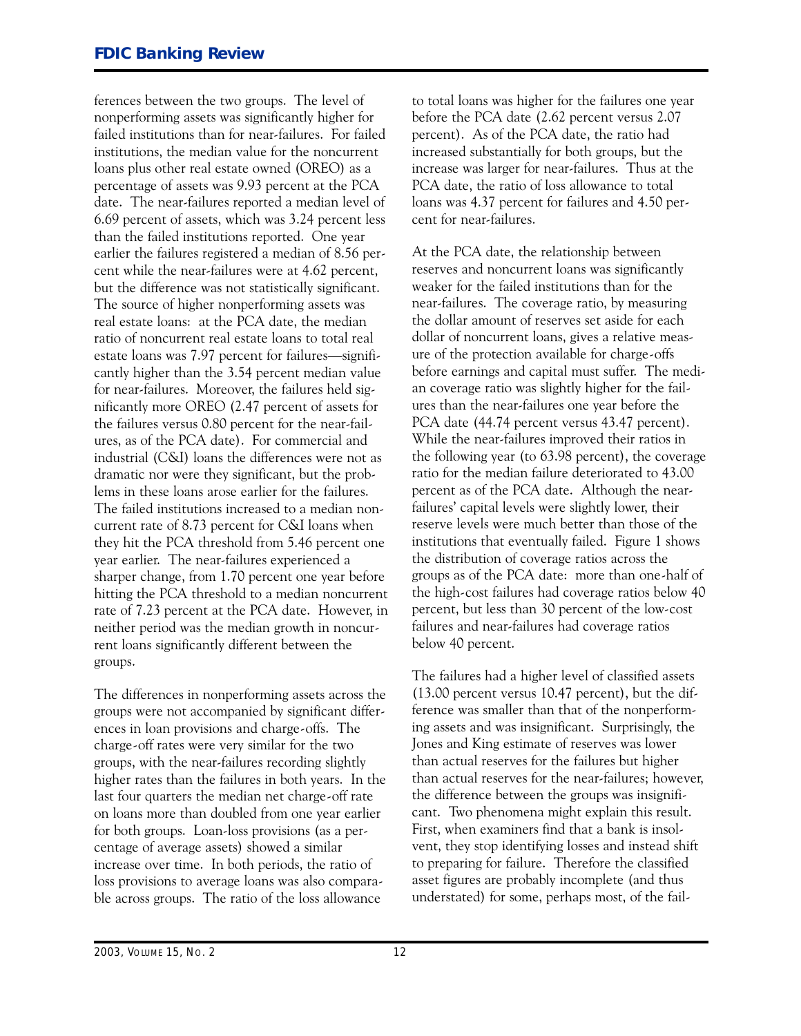ferences between the two groups. The level of nonperforming assets was significantly higher for failed institutions than for near-failures. For failed institutions, the median value for the noncurrent loans plus other real estate owned (OREO) as a percentage of assets was 9.93 percent at the PCA date. The near-failures reported a median level of 6.69 percent of assets, which was 3.24 percent less than the failed institutions reported. One year earlier the failures registered a median of 8.56 percent while the near-failures were at 4.62 percent, but the difference was not statistically significant. The source of higher nonperforming assets was real estate loans: at the PCA date, the median ratio of noncurrent real estate loans to total real estate loans was 7.97 percent for failures—significantly higher than the 3.54 percent median value for near-failures. Moreover, the failures held significantly more OREO (2.47 percent of assets for the failures versus 0.80 percent for the near-failures, as of the PCA date). For commercial and industrial (C&I) loans the differences were not as dramatic nor were they significant, but the problems in these loans arose earlier for the failures. The failed institutions increased to a median noncurrent rate of 8.73 percent for C&I loans when they hit the PCA threshold from 5.46 percent one year earlier. The near-failures experienced a sharper change, from 1.70 percent one year before hitting the PCA threshold to a median noncurrent rate of 7.23 percent at the PCA date. However, in neither period was the median growth in noncurrent loans significantly different between the groups.

The differences in nonperforming assets across the groups were not accompanied by significant differences in loan provisions and charge-offs. The charge-off rates were very similar for the two groups, with the near-failures recording slightly higher rates than the failures in both years. In the last four quarters the median net charge-off rate on loans more than doubled from one year earlier for both groups. Loan-loss provisions (as a percentage of average assets) showed a similar increase over time. In both periods, the ratio of loss provisions to average loans was also comparable across groups. The ratio of the loss allowance to total loans was higher for the failures one year before the PCA date (2.62 percent versus 2.07 percent). As of the PCA date, the ratio had increased substantially for both groups, but the increase was larger for near-failures. Thus at the PCA date, the ratio of loss allowance to total loans was 4.37 percent for failures and 4.50 percent for near-failures.

At the PCA date, the relationship between reserves and noncurrent loans was significantly weaker for the failed institutions than for the near-failures. The coverage ratio, by measuring the dollar amount of reserves set aside for each dollar of noncurrent loans, gives a relative measure of the protection available for charge-offs before earnings and capital must suffer. The median coverage ratio was slightly higher for the failures than the near-failures one year before the PCA date (44.74 percent versus 43.47 percent). While the near-failures improved their ratios in the following year (to 63.98 percent), the coverage ratio for the median failure deteriorated to 43.00 percent as of the PCA date. Although the near-failures' capital levels were slightly lower, their reserve levels were much better than those of the institutions that eventually failed. Figure 1 shows the distribution of coverage ratios across the groups as of the PCA date: more than one-half of the high-cost failures had coverage ratios below 40 percent, but less than 30 percent of the low-cost failures and near-failures had coverage ratios below 40 percent.

The failures had a higher level of classified assets (13.00 percent versus 10.47 percent), but the difference was smaller than that of the nonperforming assets and was insignificant. Surprisingly, the Jones and King estimate of reserves was lower than actual reserves for the failures but higher than actual reserves for the near-failures; however, the difference between the groups was insignificant. Two phenomena might explain this result. First, when examiners find that a bank is insolvent, they stop identifying losses and instead shift to preparing for failure. Therefore the classified asset figures are probably incomplete (and thus understated) for some, perhaps most, of the fail-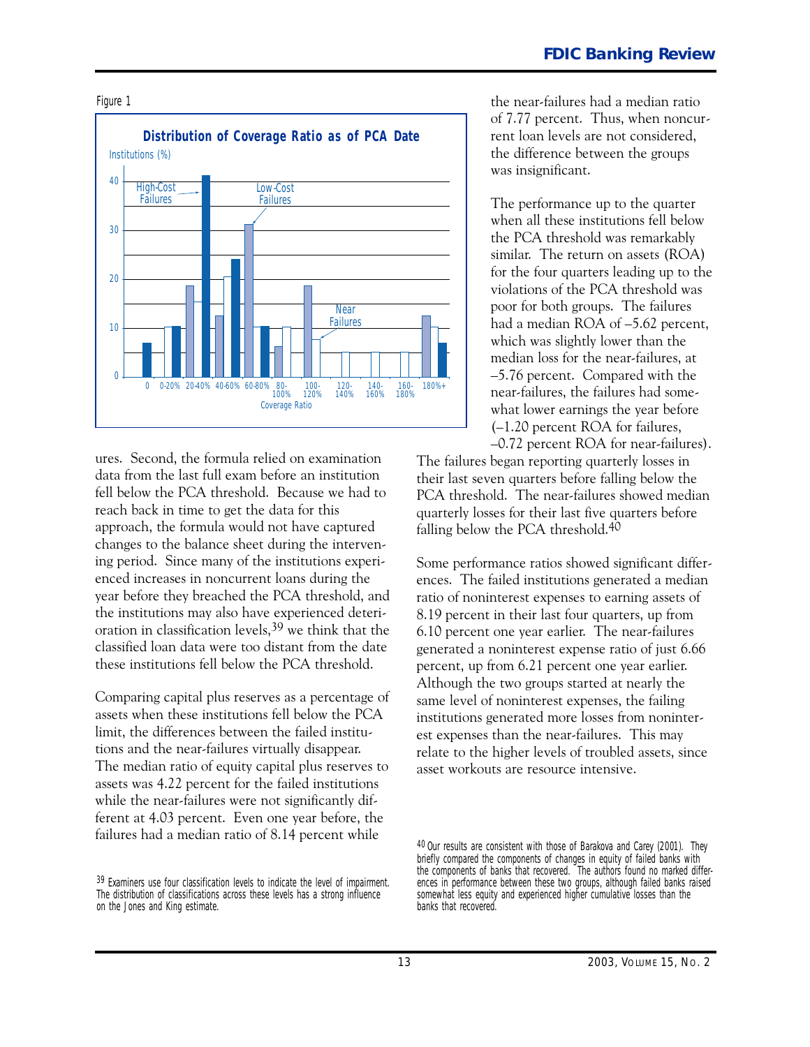Figure 1

**Distribution of Coverage Ratio as of PCA Date**

ures. Second, the formula relied on examination data from the last full exam before an institution fell below the PCA threshold. Because we had to reach back in time to get the data for this approach, the formula would not have captured changes to the balance sheet during the intervening period. Since many of the institutions experienced increases in noncurrent loans during the year before they breached the PCA threshold, and the institutions may also have experienced deterioration in classification levels,[39] we think that the classified loan data were too distant from the date these institutions fell below the PCA threshold.

Comparing capital plus reserves as a percentage of assets when these institutions fell below the PCA limit, the differences between the failed institutions and the near-failures virtually disappear. The median ratio of equity capital plus reserves to assets was 4.22 percent for the failed institutions while the near-failures were not significantly different at 4.03 percent. Even one year before, the failures had a median ratio of 8.14 percent while the near-failures had a median ratio of 7.77 percent. Thus, when noncurrent loan levels are not considered, the difference between the groups was insignificant.

The performance up to the quarter when all these institutions fell below the PCA threshold was remarkably similar. The return on assets (ROA) for the four quarters leading up to the violations of the PCA threshold was poor for both groups. The failures had a median ROA of –5.62 percent, which was slightly lower than the median loss for the near-failures, at –5.76 percent. Compared with the near-failures, the failures had somewhat lower earnings the year before (–1.20 percent ROA for failures, –0.72 percent ROA for near-failures). The failures began reporting quarterly losses in their last seven quarters before falling below the PCA threshold. The near-failures showed median quarterly losses for their last five quarters before falling below the PCA threshold.[40]

Some performance ratios showed significant differences. The failed institutions generated a median ratio of noninterest expenses to earning assets of 8.19 percent in their last four quarters, up from 6.10 percent one year earlier. The near-failures generated a noninterest expense ratio of just 6.66 percent, up from 6.21 percent one year earlier. Although the two groups started at nearly the same level of noninterest expenses, the failing institutions generated more losses from noninterest expenses than the near-failures. This may relate to the higher levels of troubled assets, since asset workouts are resource intensive.

[39] Examiners use four classification levels to indicate the level of impairment. The distribution of classifications across these levels has a strong influence on the Jones and King estimate.

[40] Our results are consistent with those of Barakova and Carey (2001). They briefly compared the components of changes in equity of failed banks with the components of banks that recovered. The authors found no marked differences in performance between these two groups, although failed banks raised somewhat less equity and experienced higher cumulative losses than the banks that recovered.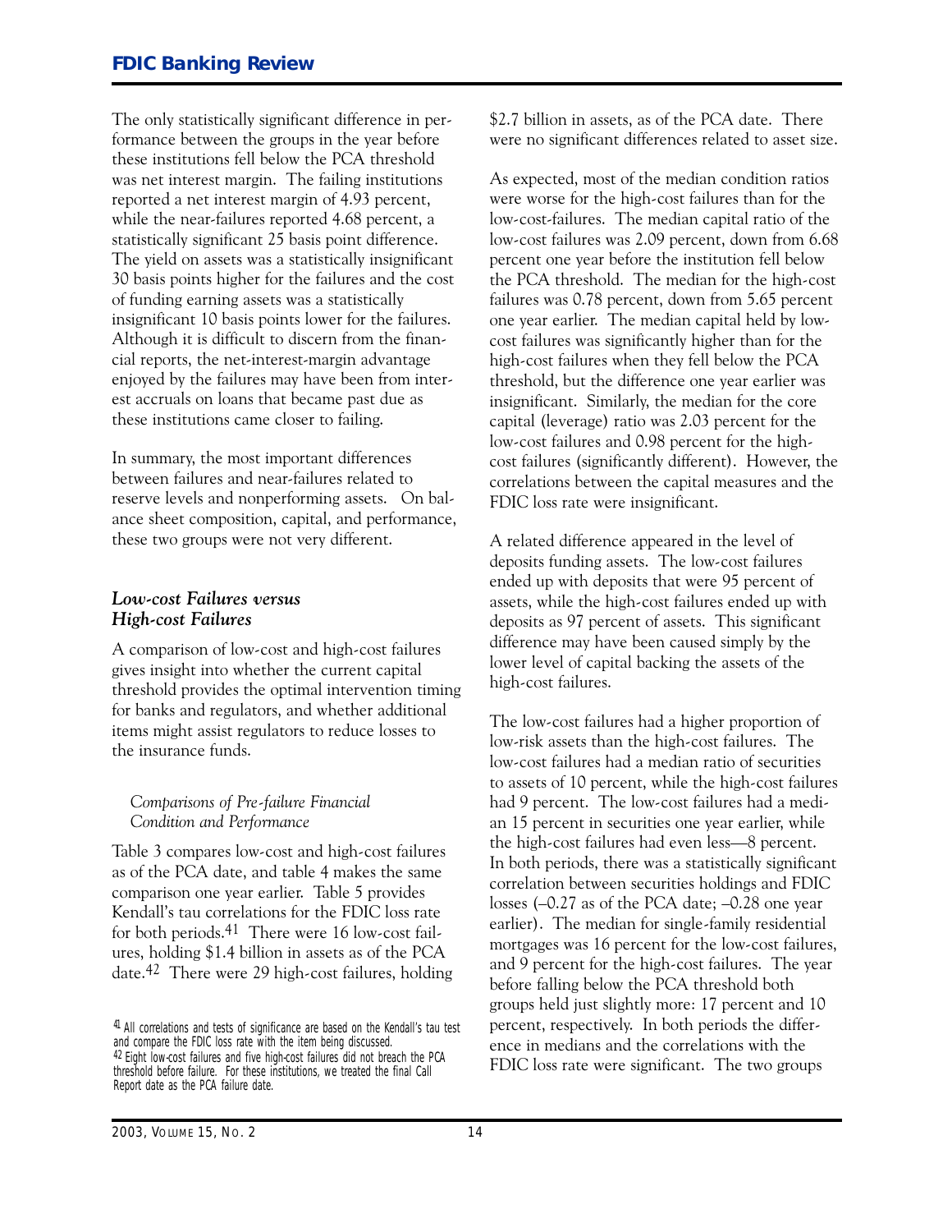The only statistically significant difference in performance between the groups in the year before these institutions fell below the PCA threshold was net interest margin. The failing institutions reported a net interest margin of 4.93 percent, while the near-failures reported 4.68 percent, a statistically significant 25 basis point difference. The yield on assets was a statistically insignificant 30 basis points higher for the failures and the cost of funding earning assets was a statistically insignificant 10 basis points lower for the failures. Although it is difficult to discern from the financial reports, the net-interest-margin advantage enjoyed by the failures may have been from interest accruals on loans that became past due as these institutions came closer to failing.

In summary, the most important differences between failures and near-failures related to reserve levels and nonperforming assets. On balance sheet composition, capital, and performance, these two groups were not very different.

### *Low-cost Failures versus High-cost Failures*

A comparison of low-cost and high-cost failures gives insight into whether the current capital threshold provides the optimal intervention timing for banks and regulators, and whether additional items might assist regulators to reduce losses to the insurance funds.

#### *Comparisons of Pre-failure Financial Condition and Performance*

Table 3 compares low-cost and high-cost failures as of the PCA date, and table 4 makes the same comparison one year earlier. Table 5 provides Kendall's tau correlations for the FDIC loss rate for both periods.[41] There were 16 low-cost failures, holding $1.4 billion in assets as of the PCA date.[42] There were 29 high-cost failures, holding $2.7 billion in assets, as of the PCA date. There were no significant differences related to asset size.

As expected, most of the median condition ratios were worse for the high-cost failures than for the low-cost-failures. The median capital ratio of the low-cost failures was 2.09 percent, down from 6.68 percent one year before the institution fell below the PCA threshold. The median for the high-cost failures was 0.78 percent, down from 5.65 percent one year earlier. The median capital held by low-cost failures was significantly higher than for the high-cost failures when they fell below the PCA threshold, but the difference one year earlier was insignificant. Similarly, the median for the core capital (leverage) ratio was 2.03 percent for the low-cost failures and 0.98 percent for the high-cost failures (significantly different). However, the correlations between the capital measures and the FDIC loss rate were insignificant.

A related difference appeared in the level of deposits funding assets. The low-cost failures ended up with deposits that were 95 percent of assets, while the high-cost failures ended up with deposits as 97 percent of assets. This significant difference may have been caused simply by the lower level of capital backing the assets of the high-cost failures.

The low-cost failures had a higher proportion of low-risk assets than the high-cost failures. The low-cost failures had a median ratio of securities to assets of 10 percent, while the high-cost failures had 9 percent. The low-cost failures had a median 15 percent in securities one year earlier, while the high-cost failures had even less—8 percent. In both periods, there was a statistically significant correlation between securities holdings and FDIC losses (–0.27 as of the PCA date; –0.28 one year earlier). The median for single-family residential mortgages was 16 percent for the low-cost failures, and 9 percent for the high-cost failures. The year before falling below the PCA threshold both groups held just slightly more: 17 percent and 10 percent, respectively. In both periods the difference in medians and the correlations with the FDIC loss rate were significant. The two groups

[41] All correlations and tests of significance are based on the Kendall's tau test and compare the FDIC loss rate with the item being discussed.

[42] Eight low-cost failures and five high-cost failures did not breach the PCA threshold before failure. For these institutions, we treated the final Call Report date as the PCA failure date.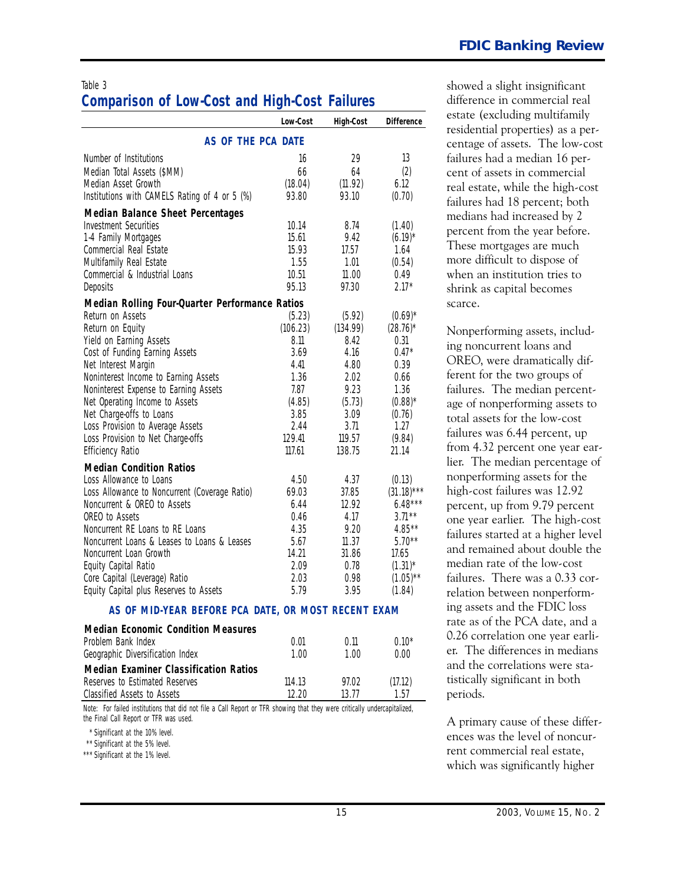Table 3

## Comparison of Low-Cost and High-Cost Failures

| | Low-Cost | High-Cost | Difference |
|---|---|---|---|
| **AS OF THE PCA DATE** | | | |
| Number of Institutions | 16 | 29 | 13 |
| Median Total Assets ($MM) | 66 | 64 | (2) |
| Median Asset Growth | (18.04) | (11.92) | 6.12 |
| Institutions with CAMELS Rating of 4 or 5 (%) | 93.80 | 93.10 | (0.70) |
| **Median Balance Sheet Percentages** | | | |
| Investment Securities | 10.14 | 8.74 | (1.40) |
| 1-4 Family Mortgages | 15.61 | 9.42 | (6.19)* |
| Commercial Real Estate | 15.93 | 17.57 | 1.64 |
| Multifamily Real Estate | 1.55 | 1.01 | (0.54) |
| Commercial & Industrial Loans | 10.51 | 11.00 | 0.49 |
| Deposits | 95.13 | 97.30 | 2.17* |
| **Median Rolling Four-Quarter Performance Ratios** | | | |
| Return on Assets | (5.23) | (5.92) | (0.69)* |
| Return on Equity | (106.23) | (134.99) | (28.76)* |
| Yield on Earning Assets | 8.11 | 8.42 | 0.31 |
| Cost of Funding Earning Assets | 3.69 | 4.16 | 0.47* |
| Net Interest Margin | 4.41 | 4.80 | 0.39 |
| Noninterest Income to Earning Assets | 1.36 | 2.02 | 0.66 |
| Noninterest Expense to Earning Assets | 7.87 | 9.23 | 1.36 |
| Net Operating Income to Assets | (4.85) | (5.73) | (0.88)* |
| Net Charge-offs to Loans | 3.85 | 3.09 | (0.76) |
| Loss Provision to Average Assets | 2.44 | 3.71 | 1.27 |
| Loss Provision to Net Charge-offs | 129.41 | 119.57 | (9.84) |
| Efficiency Ratio | 117.61 | 138.75 | 21.14 |
| **Median Condition Ratios** | | | |
| Loss Allowance to Loans | 4.50 | 4.37 | (0.13) |
| Loss Allowance to Noncurrent (Coverage Ratio) | 69.03 | 37.85 | (31.18)*** |
| Noncurrent & OREO to Assets | 6.44 | 12.92 | 6.48*** |
| OREO to Assets | 0.46 | 4.17 | 3.71** |
| Noncurrent RE Loans to RE Loans | 4.35 | 9.20 | 4.85** |
| Noncurrent Loans & Leases to Loans & Leases | 5.67 | 11.37 | 5.70** |
| Noncurrent Loan Growth | 14.21 | 31.86 | 17.65 |
| Equity Capital Ratio | 2.09 | 0.78 | (1.31)* |
| Core Capital (Leverage) Ratio | 2.03 | 0.98 | (1.05)** |
| Equity Capital plus Reserves to Assets | 5.79 | 3.95 | (1.84) |
| **AS OF MID-YEAR BEFORE PCA DATE, OR MOST RECENT EXAM** | | | |
| **Median Economic Condition Measures** | | | |
| Problem Bank Index | 0.01 | 0.11 | 0.10* |
| Geographic Diversification Index | 1.00 | 1.00 | 0.00 |
| **Median Examiner Classification Ratios** | | | |
| Reserves to Estimated Reserves | 114.13 | 97.02 | (17.12) |
| Classified Assets to Assets | 12.20 | 13.77 | 1.57 |

Note: For failed institutions that did not file a Call Report or TFR showing that they were critically undercapitalized, the Final Call Report or TFR was used.

\* Significant at the 10% level.
\*\* Significant at the 5% level.
\*\*\* Significant at the 1% level.

showed a slight insignificant difference in commercial real estate (excluding multifamily residential properties) as a percentage of assets. The low-cost failures had a median 16 percent of assets in commercial real estate, while the high-cost failures had 18 percent; both medians had increased by 2 percent from the year before. These mortgages are much more difficult to dispose of when an institution tries to shrink as capital becomes scarce.

Nonperforming assets, including noncurrent loans and OREO, were dramatically different for the two groups of failures. The median percentage of nonperforming assets to total assets for the low-cost failures was 6.44 percent, up from 4.32 percent one year earlier. The median percentage of nonperforming assets for the high-cost failures was 12.92 percent, up from 9.79 percent one year earlier. The high-cost failures started at a higher level and remained about double the median rate of the low-cost failures. There was a 0.33 correlation between nonperforming assets and the FDIC loss rate as of the PCA date, and a 0.26 correlation one year earlier. The differences in medians and the correlations were statistically significant in both periods.

A primary cause of these differences was the level of noncurrent commercial real estate, which was significantly higher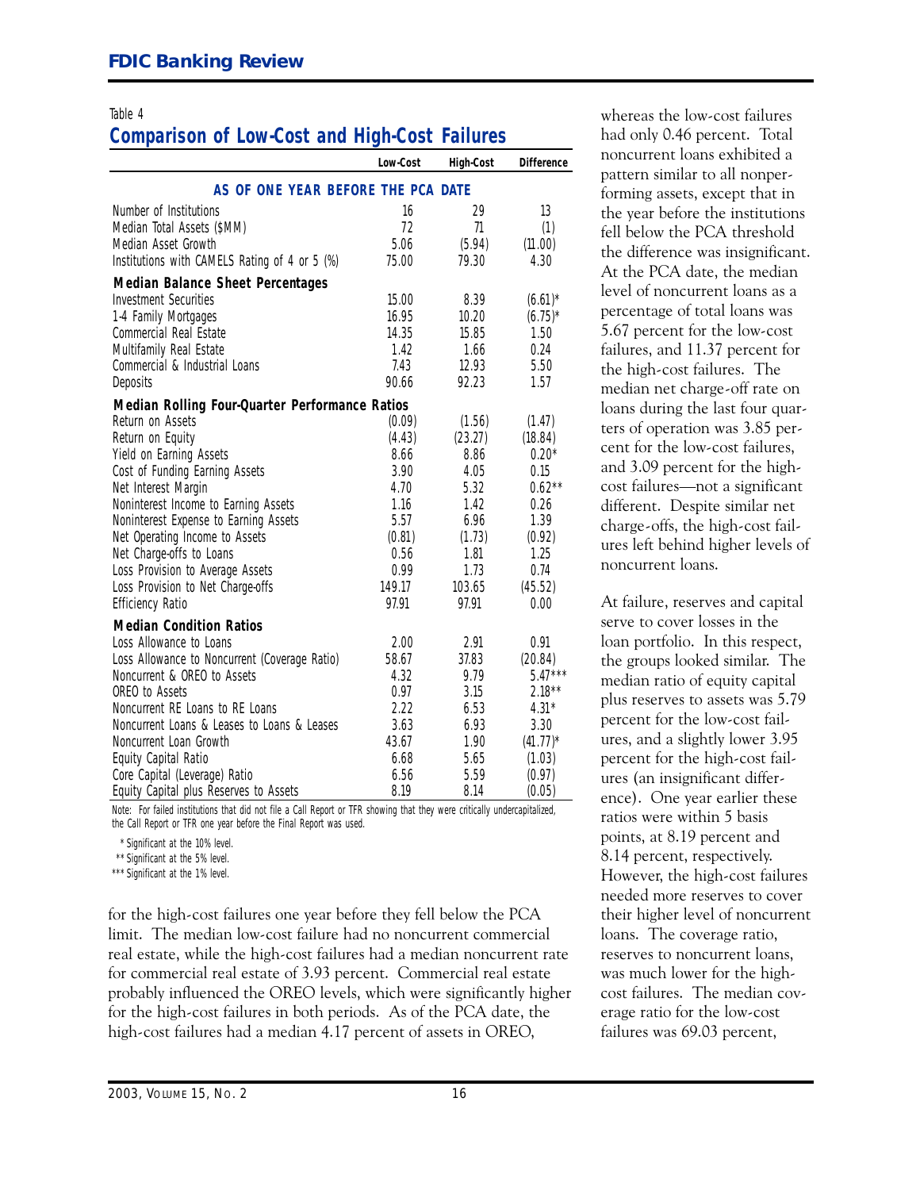Table 4

## Comparison of Low-Cost and High-Cost Failures

| | Low-Cost | High-Cost | Difference |
|---|---|---|---|
| **AS OF ONE YEAR BEFORE THE PCA DATE** | | | |
| Number of Institutions | 16 | 29 | 13 |
| Median Total Assets ($MM) | 72 | 71 | (1) |
| Median Asset Growth | 5.06 | (5.94) | (11.00) |
| Institutions with CAMELS Rating of 4 or 5 (%) | 75.00 | 79.30 | 4.30 |
| **Median Balance Sheet Percentages** | | | |
| Investment Securities | 15.00 | 8.39 | (6.61)* |
| 1-4 Family Mortgages | 16.95 | 10.20 | (6.75)* |
| Commercial Real Estate | 14.35 | 15.85 | 1.50 |
| Multifamily Real Estate | 1.42 | 1.66 | 0.24 |
| Commercial & Industrial Loans | 7.43 | 12.93 | 5.50 |
| Deposits | 90.66 | 92.23 | 1.57 |
| **Median Rolling Four-Quarter Performance Ratios** | | | |
| Return on Assets | (0.09) | (1.56) | (1.47) |
| Return on Equity | (4.43) | (23.27) | (18.84) |
| Yield on Earning Assets | 8.66 | 8.86 | 0.20* |
| Cost of Funding Earning Assets | 3.90 | 4.05 | 0.15 |
| Net Interest Margin | 4.70 | 5.32 | 0.62** |
| Noninterest Income to Earning Assets | 1.16 | 1.42 | 0.26 |
| Noninterest Expense to Earning Assets | 5.57 | 6.96 | 1.39 |
| Net Operating Income to Assets | (0.81) | (1.73) | (0.92) |
| Net Charge-offs to Loans | 0.56 | 1.81 | 1.25 |
| Loss Provision to Average Assets | 0.99 | 1.73 | 0.74 |
| Loss Provision to Net Charge-offs | 149.17 | 103.65 | (45.52) |
| Efficiency Ratio | 97.91 | 97.91 | 0.00 |
| **Median Condition Ratios** | | | |
| Loss Allowance to Loans | 2.00 | 2.91 | 0.91 |
| Loss Allowance to Noncurrent (Coverage Ratio) | 58.67 | 37.83 | (20.84) |
| Noncurrent & OREO to Assets | 4.32 | 9.79 | 5.47*** |
| OREO to Assets | 0.97 | 3.15 | 2.18** |
| Noncurrent RE Loans to RE Loans | 2.22 | 6.53 | 4.31* |
| Noncurrent Loans & Leases to Loans & Leases | 3.63 | 6.93 | 3.30 |
| Noncurrent Loan Growth | 43.67 | 1.90 | (41.77)* |
| Equity Capital Ratio | 6.68 | 5.65 | (1.03) |
| Core Capital (Leverage) Ratio | 6.56 | 5.59 | (0.97) |
| Equity Capital plus Reserves to Assets | 8.19 | 8.14 | (0.05) |

Note: For failed institutions that did not file a Call Report or TFR showing that they were critically undercapitalized, the Call Report or TFR one year before the Final Report was used.

\* Significant at the 10% level.
\** Significant at the 5% level.
\*** Significant at the 1% level.

for the high-cost failures one year before they fell below the PCA limit. The median low-cost failure had no noncurrent commercial real estate, while the high-cost failures had a median noncurrent rate for commercial real estate of 3.93 percent. Commercial real estate probably influenced the OREO levels, which were significantly higher for the high-cost failures in both periods. As of the PCA date, the high-cost failures had a median 4.17 percent of assets in OREO, whereas the low-cost failures had only 0.46 percent. Total noncurrent loans exhibited a pattern similar to all nonperforming assets, except that in the year before the institutions fell below the PCA threshold the difference was insignificant. At the PCA date, the median level of noncurrent loans as a percentage of total loans was 5.67 percent for the low-cost failures, and 11.37 percent for the high-cost failures. The median net charge-off rate on loans during the last four quarters of operation was 3.85 percent for the low-cost failures, and 3.09 percent for the high-cost failures—not a significant different. Despite similar net charge-offs, the high-cost failures left behind higher levels of noncurrent loans.

At failure, reserves and capital serve to cover losses in the loan portfolio. In this respect, the groups looked similar. The median ratio of equity capital plus reserves to assets was 5.79 percent for the low-cost failures, and a slightly lower 3.95 percent for the high-cost failures (an insignificant difference). One year earlier these ratios were within 5 basis points, at 8.19 percent and 8.14 percent, respectively. However, the high-cost failures needed more reserves to cover their higher level of noncurrent loans. The coverage ratio, reserves to noncurrent loans, was much lower for the high-cost failures. The median coverage ratio for the low-cost failures was 69.03 percent,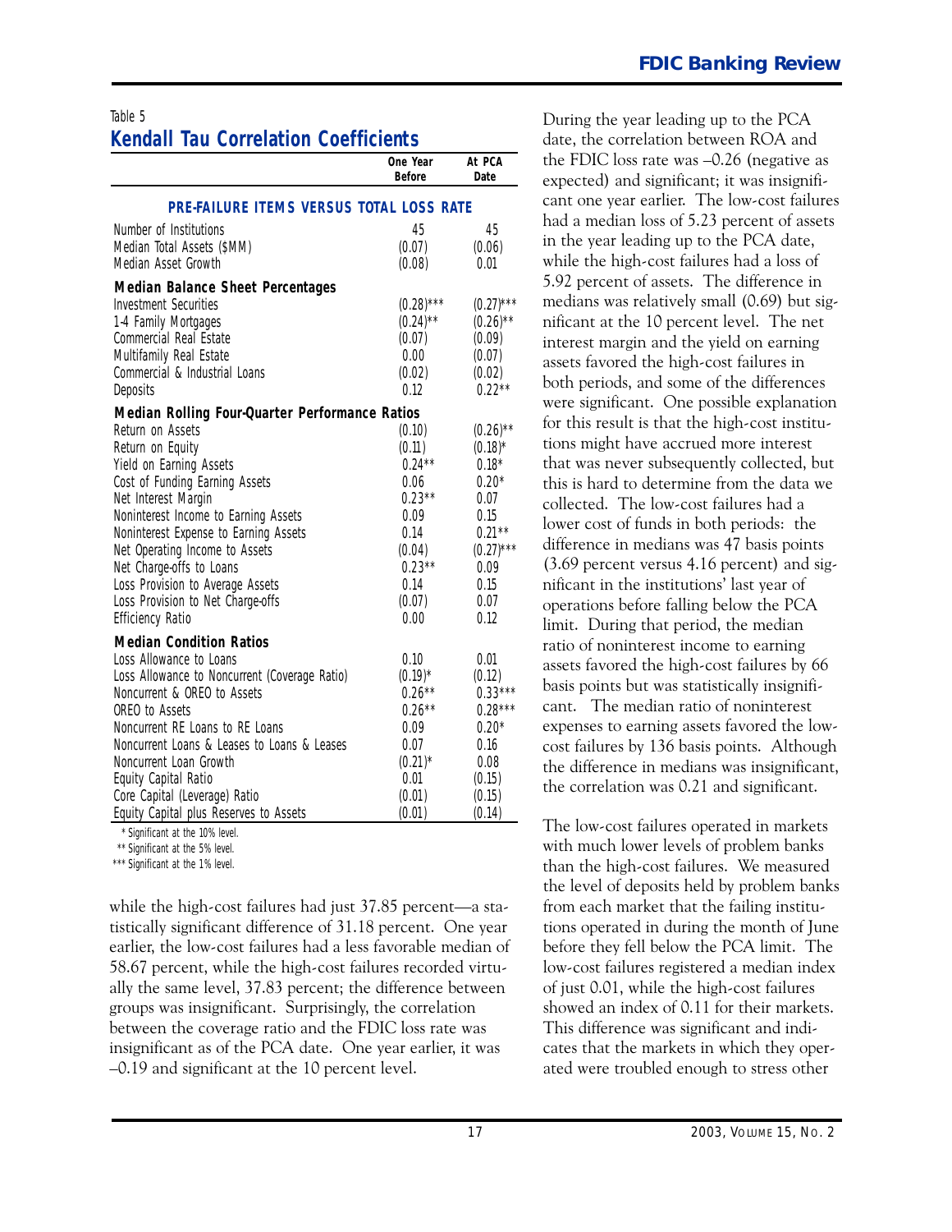Table 5

## Kendall Tau Correlation Coefficients

| | One Year Before | At PCA Date |
|---|---|---|
| **PRE-FAILURE ITEMS VERSUS TOTAL LOSS RATE** | | |
| Number of Institutions | 45 | 45 |
| Median Total Assets ($MM) | (0.07) | (0.06) |
| Median Asset Growth | (0.08) | 0.01 |
| **Median Balance Sheet Percentages** | | |
| Investment Securities | (0.28)*** | (0.27)*** |
| 1-4 Family Mortgages | (0.24)** | (0.26)** |
| Commercial Real Estate | (0.07) | (0.09) |
| Multifamily Real Estate | 0.00 | (0.07) |
| Commercial & Industrial Loans | (0.02) | (0.02) |
| Deposits | 0.12 | 0.22** |
| **Median Rolling Four-Quarter Performance Ratios** | | |
| Return on Assets | (0.10) | (0.26)** |
| Return on Equity | (0.11) | (0.18)* |
| Yield on Earning Assets | 0.24** | 0.18* |
| Cost of Funding Earning Assets | 0.06 | 0.20* |
| Net Interest Margin | 0.23** | 0.07 |
| Noninterest Income to Earning Assets | 0.09 | 0.15 |
| Noninterest Expense to Earning Assets | 0.14 | 0.21** |
| Net Operating Income to Assets | (0.04) | (0.27)*** |
| Net Charge-offs to Loans | 0.23** | 0.09 |
| Loss Provision to Average Assets | 0.14 | 0.15 |
| Loss Provision to Net Charge-offs | (0.07) | 0.07 |
| Efficiency Ratio | 0.00 | 0.12 |
| **Median Condition Ratios** | | |
| Loss Allowance to Loans | 0.10 | 0.01 |
| Loss Allowance to Noncurrent (Coverage Ratio) | (0.19)* | (0.12) |
| Noncurrent & OREO to Assets | 0.26** | 0.33*** |
| OREO to Assets | 0.26** | 0.28*** |
| Noncurrent RE Loans to RE Loans | 0.09 | 0.20* |
| Noncurrent Loans & Leases to Loans & Leases | 0.07 | 0.16 |
| Noncurrent Loan Growth | (0.21)* | 0.08 |
| Equity Capital Ratio | 0.01 | (0.15) |
| Core Capital (Leverage) Ratio | (0.01) | (0.15) |
| Equity Capital plus Reserves to Assets | (0.01) | (0.14) |

\* Significant at the 10% level.
\** Significant at the 5% level.
\*** Significant at the 1% level.

while the high-cost failures had just 37.85 percent—a statistically significant difference of 31.18 percent. One year earlier, the low-cost failures had a less favorable median of 58.67 percent, while the high-cost failures recorded virtually the same level, 37.83 percent; the difference between groups was insignificant. Surprisingly, the correlation between the coverage ratio and the FDIC loss rate was insignificant as of the PCA date. One year earlier, it was –0.19 and significant at the 10 percent level.

During the year leading up to the PCA date, the correlation between ROA and the FDIC loss rate was –0.26 (negative as expected) and significant; it was insignificant one year earlier. The low-cost failures had a median loss of 5.23 percent of assets in the year leading up to the PCA date, while the high-cost failures had a loss of 5.92 percent of assets. The difference in medians was relatively small (0.69) but significant at the 10 percent level. The net interest margin and the yield on earning assets favored the high-cost failures in both periods, and some of the differences were significant. One possible explanation for this result is that the high-cost institutions might have accrued more interest that was never subsequently collected, but this is hard to determine from the data we collected. The low-cost failures had a lower cost of funds in both periods: the difference in medians was 47 basis points (3.69 percent versus 4.16 percent) and significant in the institutions' last year of operations before falling below the PCA limit. During that period, the median ratio of noninterest income to earning assets favored the high-cost failures by 66 basis points but was statistically insignificant. The median ratio of noninterest expenses to earning assets favored the low-cost failures by 136 basis points. Although the difference in medians was insignificant, the correlation was 0.21 and significant.

The low-cost failures operated in markets with much lower levels of problem banks than the high-cost failures. We measured the level of deposits held by problem banks from each market that the failing institutions operated in during the month of June before they fell below the PCA limit. The low-cost failures registered a median index of just 0.01, while the high-cost failures showed an index of 0.11 for their markets. This difference was significant and indicates that the markets in which they operated were troubled enough to stress other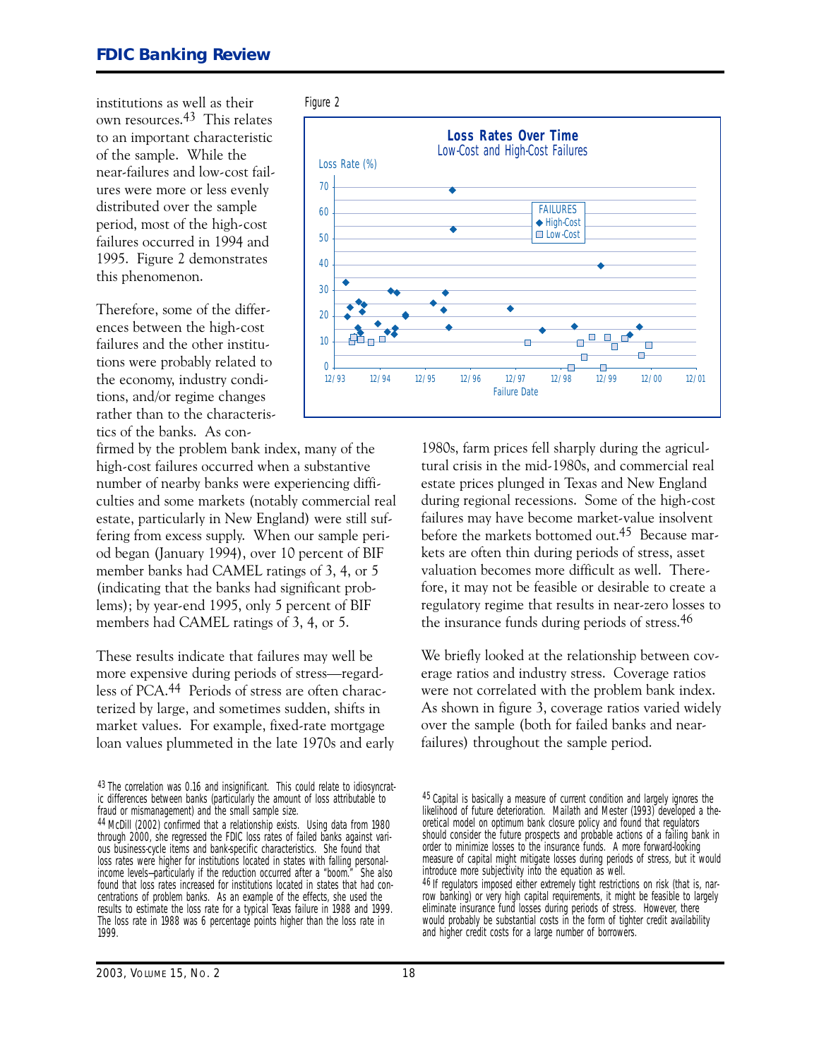institutions as well as their own resources.[43] This relates to an important characteristic of the sample. While the near-failures and low-cost failures were more or less evenly distributed over the sample period, most of the high-cost failures occurred in 1994 and 1995. Figure 2 demonstrates this phenomenon.

Figure 2

**Loss Rates Over Time**
Low-Cost and High-Cost Failures

Therefore, some of the differences between the high-cost failures and the other institutions were probably related to the economy, industry conditions, and/or regime changes rather than to the characteristics of the banks. As confirmed by the problem bank index, many of the high-cost failures occurred when a substantive number of nearby banks were experiencing difficulties and some markets (notably commercial real estate, particularly in New England) were still suffering from excess supply. When our sample period began (January 1994), over 10 percent of BIF member banks had CAMEL ratings of 3, 4, or 5 (indicating that the banks had significant problems); by year-end 1995, only 5 percent of BIF members had CAMEL ratings of 3, 4, or 5.

These results indicate that failures may well be more expensive during periods of stress—regardless of PCA.[44] Periods of stress are often characterized by large, and sometimes sudden, shifts in market values. For example, fixed-rate mortgage loan values plummeted in the late 1970s and early 1980s, farm prices fell sharply during the agricultural crisis in the mid-1980s, and commercial real estate prices plunged in Texas and New England during regional recessions. Some of the high-cost failures may have become market-value insolvent before the markets bottomed out.[45] Because markets are often thin during periods of stress, asset valuation becomes more difficult as well. Therefore, it may not be feasible or desirable to create a regulatory regime that results in near-zero losses to the insurance funds during periods of stress.[46]

We briefly looked at the relationship between coverage ratios and industry stress. Coverage ratios were not correlated with the problem bank index. As shown in figure 3, coverage ratios varied widely over the sample (both for failed banks and near-failures) throughout the sample period.

---

[43] The correlation was 0.16 and insignificant. This could relate to idiosyncratic differences between banks (particularly the amount of loss attributable to fraud or mismanagement) and the small sample size.

[44] McDill (2002) confirmed that a relationship exists. Using data from 1980 through 2000, she regressed the FDIC loss rates of failed banks against various business-cycle items and bank-specific characteristics. She found that loss rates were higher for institutions located in states with falling personal-income levels—particularly if the reduction occurred after a "boom." She also found that loss rates increased for institutions located in states that had concentrations of problem banks. As an example of the effects, she used the results to estimate the loss rate for a typical Texas failure in 1988 and 1999. The loss rate in 1988 was 6 percentage points higher than the loss rate in 1999.

[45] Capital is basically a measure of current condition and largely ignores the likelihood of future deterioration. Mailath and Mester (1993) developed a theoretical model on optimum bank closure policy and found that regulators should consider the future prospects and probable actions of a failing bank in order to minimize losses to the insurance funds. A more forward-looking measure of capital might mitigate losses during periods of stress, but it would introduce more subjectivity into the equation as well.

[46] If regulators imposed either extremely tight restrictions on risk (that is, narrow banking) or very high capital requirements, it might be feasible to largely eliminate insurance fund losses during periods of stress. However, there would probably be substantial costs in the form of tighter credit availability and higher credit costs for a large number of borrowers.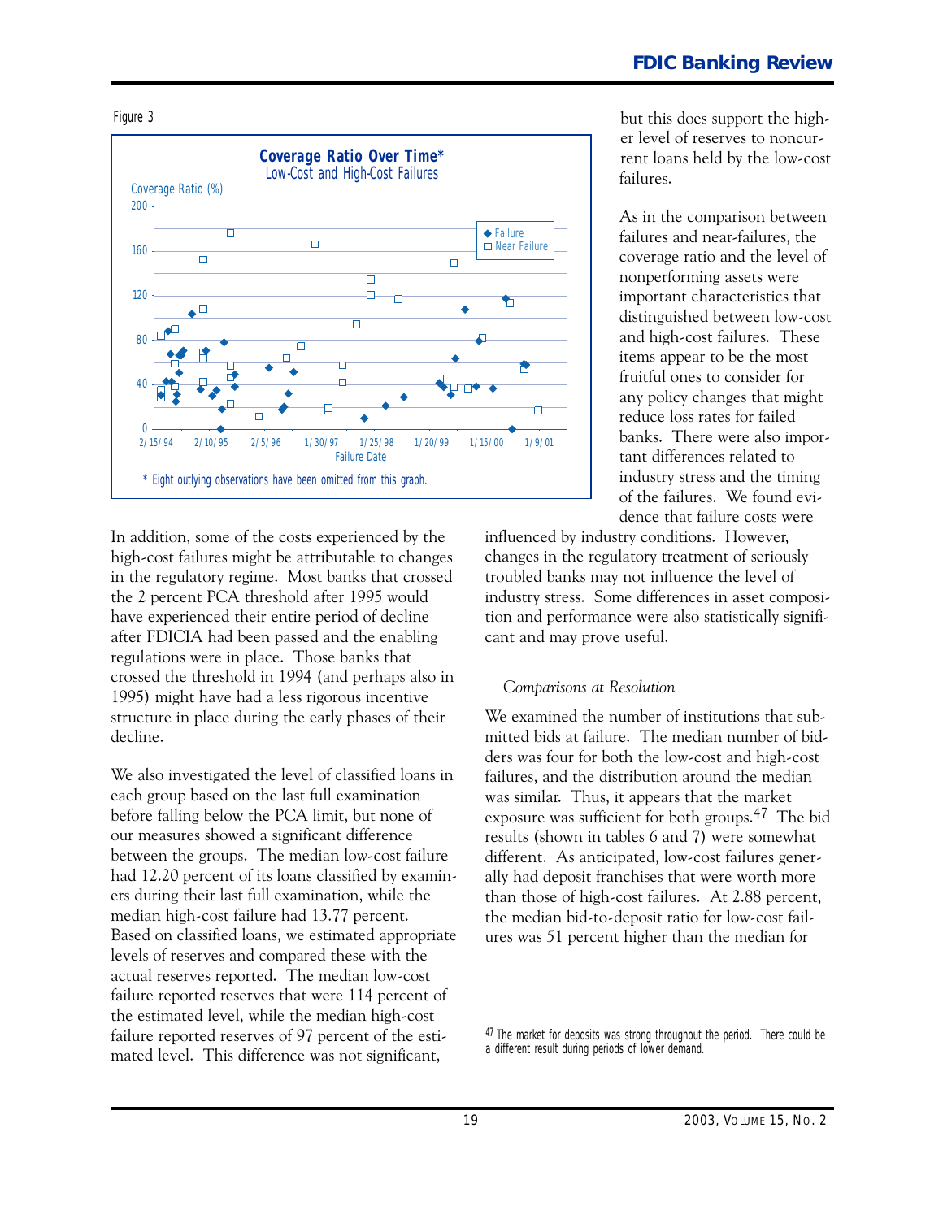Figure 3

**Coverage Ratio Over Time***
Low-Cost and High-Cost Failures

\* Eight outlying observations have been omitted from this graph.

but this does support the higher level of reserves to noncurrent loans held by the low-cost failures.

As in the comparison between failures and near-failures, the coverage ratio and the level of nonperforming assets were important characteristics that distinguished between low-cost and high-cost failures. These items appear to be the most fruitful ones to consider for any policy changes that might reduce loss rates for failed banks. There were also important differences related to industry stress and the timing of the failures. We found evidence that failure costs were influenced by industry conditions. However, changes in the regulatory treatment of seriously troubled banks may not influence the level of industry stress. Some differences in asset composition and performance were also statistically significant and may prove useful.

In addition, some of the costs experienced by the high-cost failures might be attributable to changes in the regulatory regime. Most banks that crossed the 2 percent PCA threshold after 1995 would have experienced their entire period of decline after FDICIA had been passed and the enabling regulations were in place. Those banks that crossed the threshold in 1994 (and perhaps also in 1995) might have had a less rigorous incentive structure in place during the early phases of their decline.

We also investigated the level of classified loans in each group based on the last full examination before falling below the PCA limit, but none of our measures showed a significant difference between the groups. The median low-cost failure had 12.20 percent of its loans classified by examiners during their last full examination, while the median high-cost failure had 13.77 percent. Based on classified loans, we estimated appropriate levels of reserves and compared these with the actual reserves reported. The median low-cost failure reported reserves that were 114 percent of the estimated level, while the median high-cost failure reported reserves of 97 percent of the estimated level. This difference was not significant,

*Comparisons at Resolution*

We examined the number of institutions that submitted bids at failure. The median number of bidders was four for both the low-cost and high-cost failures, and the distribution around the median was similar. Thus, it appears that the market exposure was sufficient for both groups.[47] The bid results (shown in tables 6 and 7) were somewhat different. As anticipated, low-cost failures generally had deposit franchises that were worth more than those of high-cost failures. At 2.88 percent, the median bid-to-deposit ratio for low-cost failures was 51 percent higher than the median for

[47] The market for deposits was strong throughout the period. There could be a different result during periods of lower demand.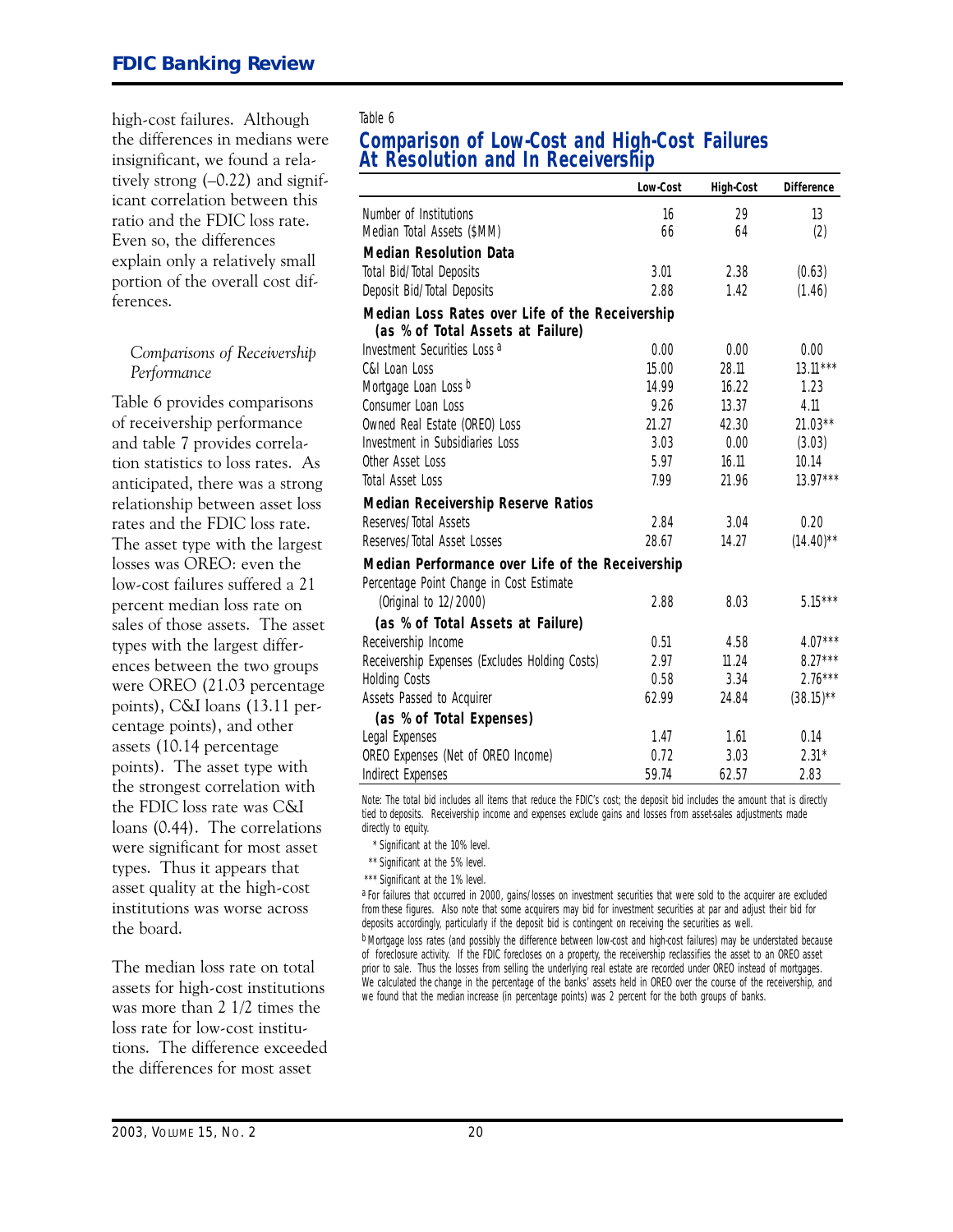high-cost failures. Although the differences in medians were insignificant, we found a relatively strong (–0.22) and significant correlation between this ratio and the FDIC loss rate. Even so, the differences explain only a relatively small portion of the overall cost differences.

*Comparisons of Receivership Performance*

Table 6 provides comparisons of receivership performance and table 7 provides correlation statistics to loss rates. As anticipated, there was a strong relationship between asset loss rates and the FDIC loss rate. The asset type with the largest losses was OREO: even the low-cost failures suffered a 21 percent median loss rate on sales of those assets. The asset types with the largest differences between the two groups were OREO (21.03 percentage points), C&I loans (13.11 percentage points), and other assets (10.14 percentage points). The asset type with the strongest correlation with the FDIC loss rate was C&I loans (0.44). The correlations were significant for most asset types. Thus it appears that asset quality at the high-cost institutions was worse across the board.

The median loss rate on total assets for high-cost institutions was more than 2 1/2 times the loss rate for low-cost institutions. The difference exceeded the differences for most asset

Table 6

## Comparison of Low-Cost and High-Cost Failures At Resolution and In Receivership

| | Low-Cost | High-Cost | Difference |
|---|---|---|---|
| Number of Institutions | 16 | 29 | 13 |
| Median Total Assets ($MM) | 66 | 64 | (2) |
| **Median Resolution Data** | | | |
| Total Bid/Total Deposits | 3.01 | 2.38 | (0.63) |
| Deposit Bid/Total Deposits | 2.88 | 1.42 | (1.46) |
| **Median Loss Rates over Life of the Receivership (as % of Total Assets at Failure)** | | | |
| Investment Securities Loss [a] | 0.00 | 0.00 | 0.00 |
| C&I Loan Loss | 15.00 | 28.11 | 13.11*** |
| Mortgage Loan Loss [b] | 14.99 | 16.22 | 1.23 |
| Consumer Loan Loss | 9.26 | 13.37 | 4.11 |
| Owned Real Estate (OREO) Loss | 21.27 | 42.30 | 21.03** |
| Investment in Subsidiaries Loss | 3.03 | 0.00 | (3.03) |
| Other Asset Loss | 5.97 | 16.11 | 10.14 |
| Total Asset Loss | 7.99 | 21.96 | 13.97*** |
| **Median Receivership Reserve Ratios** | | | |
| Reserves/Total Assets | 2.84 | 3.04 | 0.20 |
| Reserves/Total Asset Losses | 28.67 | 14.27 | (14.40)** |
| **Median Performance over Life of the Receivership** | | | |
| Percentage Point Change in Cost Estimate (Original to 12/2000) | 2.88 | 8.03 | 5.15*** |
| **(as % of Total Assets at Failure)** | | | |
| Receivership Income | 0.51 | 4.58 | 4.07*** |
| Receivership Expenses (Excludes Holding Costs) | 2.97 | 11.24 | 8.27*** |
| Holding Costs | 0.58 | 3.34 | 2.76*** |
| Assets Passed to Acquirer | 62.99 | 24.84 | (38.15)** |
| **(as % of Total Expenses)** | | | |
| Legal Expenses | 1.47 | 1.61 | 0.14 |
| OREO Expenses (Net of OREO Income) | 0.72 | 3.03 | 2.31* |
| Indirect Expenses | 59.74 | 62.57 | 2.83 |

Note: The total bid includes all items that reduce the FDIC's cost; the deposit bid includes the amount that is directly tied to deposits. Receivership income and expenses exclude gains and losses from asset-sales adjustments made directly to equity.

\* Significant at the 10% level.

\*\* Significant at the 5% level.

\*\*\* Significant at the 1% level.

[a] For failures that occurred in 2000, gains/losses on investment securities that were sold to the acquirer are excluded from these figures. Also note that some acquirers may bid for investment securities at par and adjust their bid for deposits accordingly, particularly if the deposit bid is contingent on receiving the securities as well.

[b] Mortgage loss rates (and possibly the difference between low-cost and high-cost failures) may be understated because of foreclosure activity. If the FDIC forecloses on a property, the receivership reclassifies the asset to an OREO asset prior to sale. Thus the losses from selling the underlying real estate are recorded under OREO instead of mortgages. We calculated the change in the percentage of the banks' assets held in OREO over the course of the receivership, and we found that the median increase (in percentage points) was 2 percent for the both groups of banks.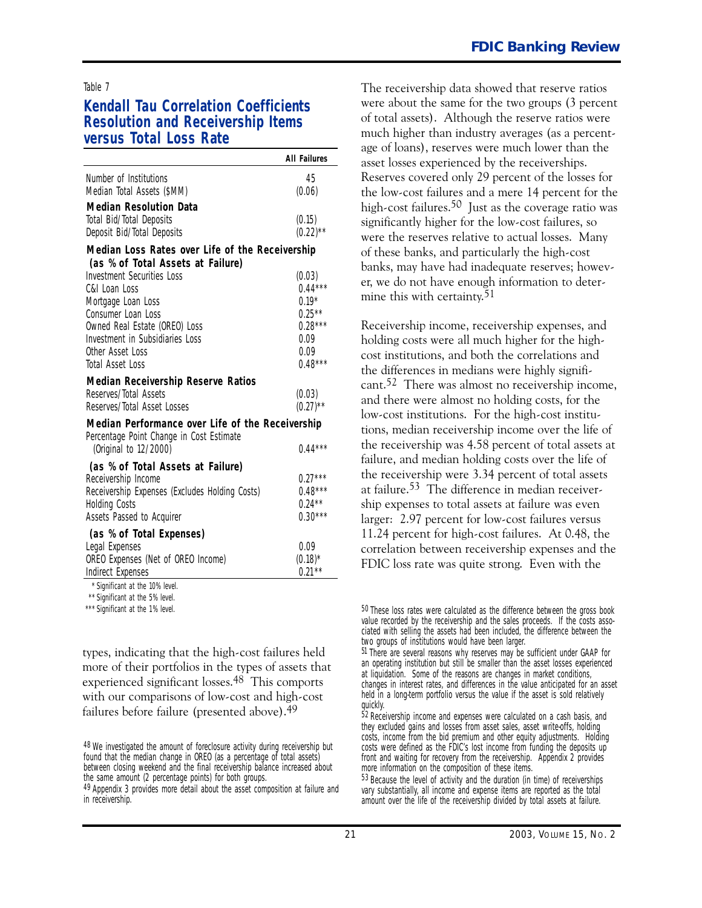Table 7

### Kendall Tau Correlation Coefficients Resolution and Receivership Items versus Total Loss Rate

| | All Failures |
|---|---|
| Number of Institutions | 45 |
| Median Total Assets ($MM) | (0.06) |
| **Median Resolution Data** | |
| Total Bid/Total Deposits | (0.15) |
| Deposit Bid/Total Deposits | (0.22)** |
| **Median Loss Rates over Life of the Receivership (as % of Total Assets at Failure)** | |
| Investment Securities Loss | (0.03) |
| C&I Loan Loss | 0.44*** |
| Mortgage Loan Loss | 0.19* |
| Consumer Loan Loss | 0.25** |
| Owned Real Estate (OREO) Loss | 0.28*** |
| Investment in Subsidiaries Loss | 0.09 |
| Other Asset Loss | 0.09 |
| Total Asset Loss | 0.48*** |
| **Median Receivership Reserve Ratios** | |
| Reserves/Total Assets | (0.03) |
| Reserves/Total Asset Losses | (0.27)** |
| **Median Performance over Life of the Receivership** | |
| Percentage Point Change in Cost Estimate (Original to 12/2000) | 0.44*** |
| **(as % of Total Assets at Failure)** | |
| Receivership Income | 0.27*** |
| Receivership Expenses (Excludes Holding Costs) | 0.48*** |
| Holding Costs | 0.24** |
| Assets Passed to Acquirer | 0.30*** |
| **(as % of Total Expenses)** | |
| Legal Expenses | 0.09 |
| OREO Expenses (Net of OREO Income) | (0.18)* |
| Indirect Expenses | 0.21** |

\* Significant at the 10% level.
\** Significant at the 5% level.
\*** Significant at the 1% level.

types, indicating that the high-cost failures held more of their portfolios in the types of assets that experienced significant losses.[48] This comports with our comparisons of low-cost and high-cost failures before failure (presented above).[49]

The receivership data showed that reserve ratios were about the same for the two groups (3 percent of total assets). Although the reserve ratios were much higher than industry averages (as a percentage of loans), reserves were much lower than the asset losses experienced by the receiverships. Reserves covered only 29 percent of the losses for the low-cost failures and a mere 14 percent for the high-cost failures.[50] Just as the coverage ratio was significantly higher for the low-cost failures, so were the reserves relative to actual losses. Many of these banks, and particularly the high-cost banks, may have had inadequate reserves; however, we do not have enough information to determine this with certainty.[51]

Receivership income, receivership expenses, and holding costs were all much higher for the high-cost institutions, and both the correlations and the differences in medians were highly significant.[52] There was almost no receivership income, and there were almost no holding costs, for the low-cost institutions. For the high-cost institutions, median receivership income over the life of the receivership was 4.58 percent of total assets at failure, and median holding costs over the life of the receivership were 3.34 percent of total assets at failure.[53] The difference in median receivership expenses to total assets at failure was even larger: 2.97 percent for low-cost failures versus 11.24 percent for high-cost failures. At 0.48, the correlation between receivership expenses and the FDIC loss rate was quite strong. Even with the

[48] We investigated the amount of foreclosure activity during receivership but found that the median change in OREO (as a percentage of total assets) between closing weekend and the final receivership balance increased about the same amount (2 percentage points) for both groups.

[49] Appendix 3 provides more detail about the asset composition at failure and in receivership.

[50] These loss rates were calculated as the difference between the gross book value recorded by the receivership and the sales proceeds. If the costs associated with selling the assets had been included, the difference between the two groups of institutions would have been larger.

[51] There are several reasons why reserves may be sufficient under GAAP for an operating institution but still be smaller than the asset losses experienced at liquidation. Some of the reasons are changes in market conditions, changes in interest rates, and differences in the value anticipated for an asset held in a long-term portfolio versus the value if the asset is sold relatively quickly.

[52] Receivership income and expenses were calculated on a cash basis, and they excluded gains and losses from asset sales, asset write-offs, holding costs, income from the bid premium and other equity adjustments. Holding costs were defined as the FDIC's lost income from funding the deposits up front and waiting for recovery from the receivership. Appendix 2 provides more information on the composition of these items.

[53] Because the level of activity and the duration (in time) of receiverships vary substantially, all income and expense items are reported as the total amount over the life of the receivership divided by total assets at failure.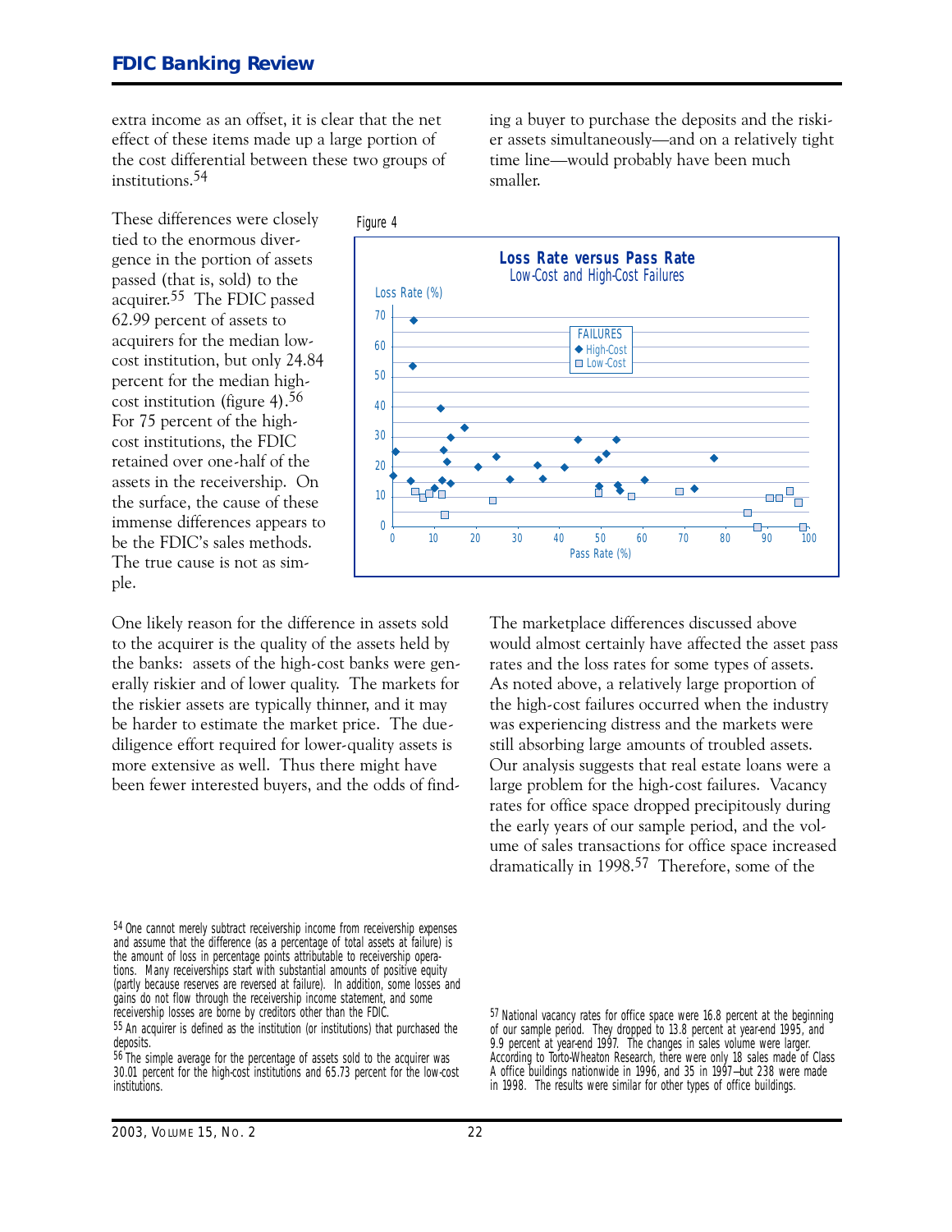extra income as an offset, it is clear that the net effect of these items made up a large portion of the cost differential between these two groups of institutions.[54]

ing a buyer to purchase the deposits and the riskier assets simultaneously—and on a relatively tight time line—would probably have been much smaller.

These differences were closely tied to the enormous divergence in the portion of assets passed (that is, sold) to the acquirer.[55] The FDIC passed 62.99 percent of assets to acquirers for the median low-cost institution, but only 24.84 percent for the median high-cost institution (figure 4).[56] For 75 percent of the high-cost institutions, the FDIC retained over one-half of the assets in the receivership. On the surface, the cause of these immense differences appears to be the FDIC's sales methods. The true cause is not as simple.

Figure 4

**Loss Rate versus Pass Rate**
Low-Cost and High-Cost Failures

One likely reason for the difference in assets sold to the acquirer is the quality of the assets held by the banks: assets of the high-cost banks were generally riskier and of lower quality. The markets for the riskier assets are typically thinner, and it may be harder to estimate the market price. The due-diligence effort required for lower-quality assets is more extensive as well. Thus there might have been fewer interested buyers, and the odds of find-

The marketplace differences discussed above would almost certainly have affected the asset pass rates and the loss rates for some types of assets. As noted above, a relatively large proportion of the high-cost failures occurred when the industry was experiencing distress and the markets were still absorbing large amounts of troubled assets. Our analysis suggests that real estate loans were a large problem for the high-cost failures. Vacancy rates for office space dropped precipitously during the early years of our sample period, and the volume of sales transactions for office space increased dramatically in 1998.[57] Therefore, some of the

---

[54] One cannot merely subtract receivership income from receivership expenses and assume that the difference (as a percentage of total assets at failure) is the amount of loss in percentage points attributable to receivership operations. Many receiverships start with substantial amounts of positive equity (partly because reserves are reversed at failure). In addition, some losses and gains do not flow through the receivership income statement, and some receivership losses are borne by creditors other than the FDIC.

[55] An acquirer is defined as the institution (or institutions) that purchased the deposits.

[56] The simple average for the percentage of assets sold to the acquirer was 30.01 percent for the high-cost institutions and 65.73 percent for the low-cost institutions.

[57] National vacancy rates for office space were 16.8 percent at the beginning of our sample period. They dropped to 13.8 percent at year-end 1995, and 9.9 percent at year-end 1997. The changes in sales volume were larger. According to Torto-Wheaton Research, there were only 18 sales made of Class A office buildings nationwide in 1996, and 35 in 1997—but 238 were made in 1998. The results were similar for other types of office buildings.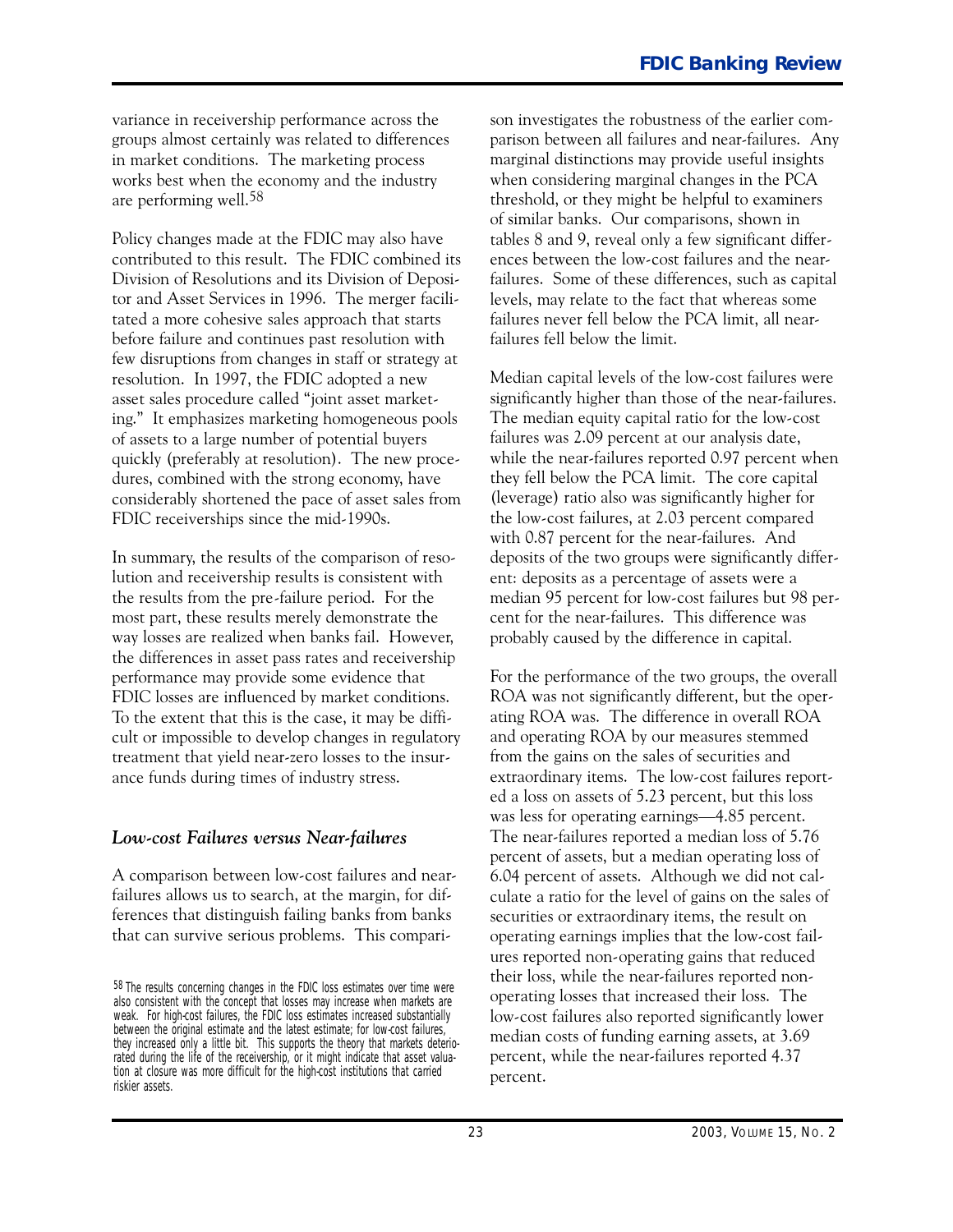variance in receivership performance across the groups almost certainly was related to differences in market conditions. The marketing process works best when the economy and the industry are performing well.[58]

Policy changes made at the FDIC may also have contributed to this result. The FDIC combined its Division of Resolutions and its Division of Depositor and Asset Services in 1996. The merger facilitated a more cohesive sales approach that starts before failure and continues past resolution with few disruptions from changes in staff or strategy at resolution. In 1997, the FDIC adopted a new asset sales procedure called "joint asset marketing." It emphasizes marketing homogeneous pools of assets to a large number of potential buyers quickly (preferably at resolution). The new procedures, combined with the strong economy, have considerably shortened the pace of asset sales from FDIC receiverships since the mid-1990s.

In summary, the results of the comparison of resolution and receivership results is consistent with the results from the pre-failure period. For the most part, these results merely demonstrate the way losses are realized when banks fail. However, the differences in asset pass rates and receivership performance may provide some evidence that FDIC losses are influenced by market conditions. To the extent that this is the case, it may be difficult or impossible to develop changes in regulatory treatment that yield near-zero losses to the insurance funds during times of industry stress.

### *Low-cost Failures versus Near-failures*

A comparison between low-cost failures and near-failures allows us to search, at the margin, for differences that distinguish failing banks from banks that can survive serious problems. This comparison investigates the robustness of the earlier comparison between all failures and near-failures. Any marginal distinctions may provide useful insights when considering marginal changes in the PCA threshold, or they might be helpful to examiners of similar banks. Our comparisons, shown in tables 8 and 9, reveal only a few significant differences between the low-cost failures and the near-failures. Some of these differences, such as capital levels, may relate to the fact that whereas some failures never fell below the PCA limit, all near-failures fell below the limit.

Median capital levels of the low-cost failures were significantly higher than those of the near-failures. The median equity capital ratio for the low-cost failures was 2.09 percent at our analysis date, while the near-failures reported 0.97 percent when they fell below the PCA limit. The core capital (leverage) ratio also was significantly higher for the low-cost failures, at 2.03 percent compared with 0.87 percent for the near-failures. And deposits of the two groups were significantly different: deposits as a percentage of assets were a median 95 percent for low-cost failures but 98 percent for the near-failures. This difference was probably caused by the difference in capital.

For the performance of the two groups, the overall ROA was not significantly different, but the operating ROA was. The difference in overall ROA and operating ROA by our measures stemmed from the gains on the sales of securities and extraordinary items. The low-cost failures reported a loss on assets of 5.23 percent, but this loss was less for operating earnings—4.85 percent. The near-failures reported a median loss of 5.76 percent of assets, but a median operating loss of 6.04 percent of assets. Although we did not calculate a ratio for the level of gains on the sales of securities or extraordinary items, the result on operating earnings implies that the low-cost failures reported non-operating gains that reduced their loss, while the near-failures reported non-operating losses that increased their loss. The low-cost failures also reported significantly lower median costs of funding earning assets, at 3.69 percent, while the near-failures reported 4.37 percent.

[58] The results concerning changes in the FDIC loss estimates over time were also consistent with the concept that losses may increase when markets are weak. For high-cost failures, the FDIC loss estimates increased substantially between the original estimate and the latest estimate; for low-cost failures, they increased only a little bit. This supports the theory that markets deteriorated during the life of the receivership, or it might indicate that asset valuation at closure was more difficult for the high-cost institutions that carried riskier assets.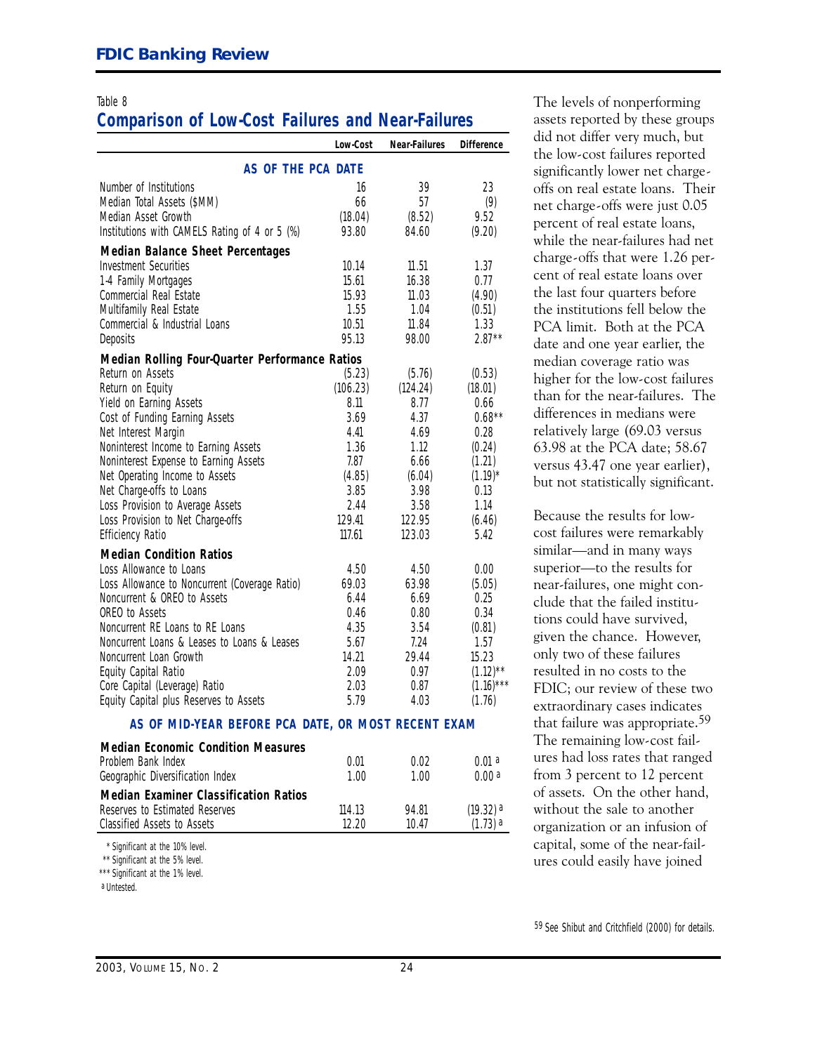Table 8

## Comparison of Low-Cost Failures and Near-Failures

| | Low-Cost | Near-Failures | Difference |
|---|---|---|---|
| **AS OF THE PCA DATE** | | | |
| Number of Institutions | 16 | 39 | 23 |
| Median Total Assets ($MM) | 66 | 57 | (9) |
| Median Asset Growth | (18.04) | (8.52) | 9.52 |
| Institutions with CAMELS Rating of 4 or 5 (%) | 93.80 | 84.60 | (9.20) |
| **Median Balance Sheet Percentages** | | | |
| Investment Securities | 10.14 | 11.51 | 1.37 |
| 1-4 Family Mortgages | 15.61 | 16.38 | 0.77 |
| Commercial Real Estate | 15.93 | 11.03 | (4.90) |
| Multifamily Real Estate | 1.55 | 1.04 | (0.51) |
| Commercial & Industrial Loans | 10.51 | 11.84 | 1.33 |
| Deposits | 95.13 | 98.00 | 2.87** |
| **Median Rolling Four-Quarter Performance Ratios** | | | |
| Return on Assets | (5.23) | (5.76) | (0.53) |
| Return on Equity | (106.23) | (124.24) | (18.01) |
| Yield on Earning Assets | 8.11 | 8.77 | 0.66 |
| Cost of Funding Earning Assets | 3.69 | 4.37 | 0.68** |
| Net Interest Margin | 4.41 | 4.69 | 0.28 |
| Noninterest Income to Earning Assets | 1.36 | 1.12 | (0.24) |
| Noninterest Expense to Earning Assets | 7.87 | 6.66 | (1.21) |
| Net Operating Income to Assets | (4.85) | (6.04) | (1.19)* |
| Net Charge-offs to Loans | 3.85 | 3.98 | 0.13 |
| Loss Provision to Average Assets | 2.44 | 3.58 | 1.14 |
| Loss Provision to Net Charge-offs | 129.41 | 122.95 | (6.46) |
| Efficiency Ratio | 117.61 | 123.03 | 5.42 |
| **Median Condition Ratios** | | | |
| Loss Allowance to Loans | 4.50 | 4.50 | 0.00 |
| Loss Allowance to Noncurrent (Coverage Ratio) | 69.03 | 63.98 | (5.05) |
| Noncurrent & OREO to Assets | 6.44 | 6.69 | 0.25 |
| OREO to Assets | 0.46 | 0.80 | 0.34 |
| Noncurrent RE Loans to RE Loans | 4.35 | 3.54 | (0.81) |
| Noncurrent Loans & Leases to Loans & Leases | 5.67 | 7.24 | 1.57 |
| Noncurrent Loan Growth | 14.21 | 29.44 | 15.23 |
| Equity Capital Ratio | 2.09 | 0.97 | (1.12)** |
| Core Capital (Leverage) Ratio | 2.03 | 0.87 | (1.16)*** |
| Equity Capital plus Reserves to Assets | 5.79 | 4.03 | (1.76) |
| **AS OF MID-YEAR BEFORE PCA DATE, OR MOST RECENT EXAM** | | | |
| **Median Economic Condition Measures** | | | |
| Problem Bank Index | 0.01 | 0.02 | 0.01 [a] |
| Geographic Diversification Index | 1.00 | 1.00 | 0.00 [a] |
| **Median Examiner Classification Ratios** | | | |
| Reserves to Estimated Reserves | 114.13 | 94.81 | (19.32) [a] |
| Classified Assets to Assets | 12.20 | 10.47 | (1.73) [a] |

\* Significant at the 10% level.
\** Significant at the 5% level.
\*** Significant at the 1% level.
[a] Untested.

The levels of nonperforming assets reported by these groups did not differ very much, but the low-cost failures reported significantly lower net charge-offs on real estate loans. Their net charge-offs were just 0.05 percent of real estate loans, while the near-failures had net charge-offs that were 1.26 percent of real estate loans over the last four quarters before the institutions fell below the PCA limit. Both at the PCA date and one year earlier, the median coverage ratio was higher for the low-cost failures than for the near-failures. The differences in medians were relatively large (69.03 versus 63.98 at the PCA date; 58.67 versus 43.47 one year earlier), but not statistically significant.

Because the results for low-cost failures were remarkably similar—and in many ways superior—to the results for near-failures, one might conclude that the failed institutions could have survived, given the chance. However, only two of these failures resulted in no costs to the FDIC; our review of these two extraordinary cases indicates that failure was appropriate.[59] The remaining low-cost failures had loss rates that ranged from 3 percent to 12 percent of assets. On the other hand, without the sale to another organization or an infusion of capital, some of the near-failures could easily have joined

[59] See Shibut and Critchfield (2000) for details.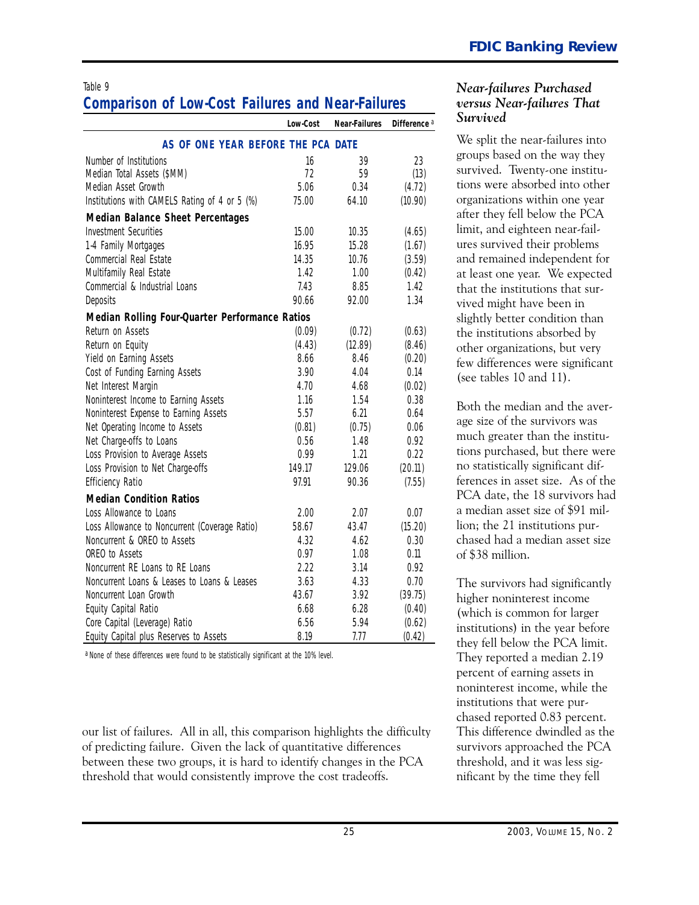Table 9

## Comparison of Low-Cost Failures and Near-Failures

| | Low-Cost | Near-Failures | Difference [a] |
|---|---|---|---|
| **AS OF ONE YEAR BEFORE THE PCA DATE** | | | |
| Number of Institutions | 16 | 39 | 23 |
| Median Total Assets ($MM) | 72 | 59 | (13) |
| Median Asset Growth | 5.06 | 0.34 | (4.72) |
| Institutions with CAMELS Rating of 4 or 5 (%) | 75.00 | 64.10 | (10.90) |
| **Median Balance Sheet Percentages** | | | |
| Investment Securities | 15.00 | 10.35 | (4.65) |
| 1-4 Family Mortgages | 16.95 | 15.28 | (1.67) |
| Commercial Real Estate | 14.35 | 10.76 | (3.59) |
| Multifamily Real Estate | 1.42 | 1.00 | (0.42) |
| Commercial & Industrial Loans | 7.43 | 8.85 | 1.42 |
| Deposits | 90.66 | 92.00 | 1.34 |
| **Median Rolling Four-Quarter Performance Ratios** | | | |
| Return on Assets | (0.09) | (0.72) | (0.63) |
| Return on Equity | (4.43) | (12.89) | (8.46) |
| Yield on Earning Assets | 8.66 | 8.46 | (0.20) |
| Cost of Funding Earning Assets | 3.90 | 4.04 | 0.14 |
| Net Interest Margin | 4.70 | 4.68 | (0.02) |
| Noninterest Income to Earning Assets | 1.16 | 1.54 | 0.38 |
| Noninterest Expense to Earning Assets | 5.57 | 6.21 | 0.64 |
| Net Operating Income to Assets | (0.81) | (0.75) | 0.06 |
| Net Charge-offs to Loans | 0.56 | 1.48 | 0.92 |
| Loss Provision to Average Assets | 0.99 | 1.21 | 0.22 |
| Loss Provision to Net Charge-offs | 149.17 | 129.06 | (20.11) |
| Efficiency Ratio | 97.91 | 90.36 | (7.55) |
| **Median Condition Ratios** | | | |
| Loss Allowance to Loans | 2.00 | 2.07 | 0.07 |
| Loss Allowance to Noncurrent (Coverage Ratio) | 58.67 | 43.47 | (15.20) |
| Noncurrent & OREO to Assets | 4.32 | 4.62 | 0.30 |
| OREO to Assets | 0.97 | 1.08 | 0.11 |
| Noncurrent RE Loans to RE Loans | 2.22 | 3.14 | 0.92 |
| Noncurrent Loans & Leases to Loans & Leases | 3.63 | 4.33 | 0.70 |
| Noncurrent Loan Growth | 43.67 | 3.92 | (39.75) |
| Equity Capital Ratio | 6.68 | 6.28 | (0.40) |
| Core Capital (Leverage) Ratio | 6.56 | 5.94 | (0.62) |
| Equity Capital plus Reserves to Assets | 8.19 | 7.77 | (0.42) |

[a] None of these differences were found to be statistically significant at the 10% level.

our list of failures. All in all, this comparison highlights the difficulty of predicting failure. Given the lack of quantitative differences between these two groups, it is hard to identify changes in the PCA threshold that would consistently improve the cost tradeoffs.

### *Near-failures Purchased versus Near-failures That Survived*

We split the near-failures into groups based on the way they survived. Twenty-one institutions were absorbed into other organizations within one year after they fell below the PCA limit, and eighteen near-failures survived their problems and remained independent for at least one year. We expected that the institutions that survived might have been in slightly better condition than the institutions absorbed by other organizations, but very few differences were significant (see tables 10 and 11).

Both the median and the average size of the survivors was much greater than the institutions purchased, but there were no statistically significant differences in asset size. As of the PCA date, the 18 survivors had a median asset size of $91 million; the 21 institutions purchased had a median asset size of $38 million.

The survivors had significantly higher noninterest income (which is common for larger institutions) in the year before they fell below the PCA limit. They reported a median 2.19 percent of earning assets in noninterest income, while the institutions that were purchased reported 0.83 percent. This difference dwindled as the survivors approached the PCA threshold, and it was less significant by the time they fell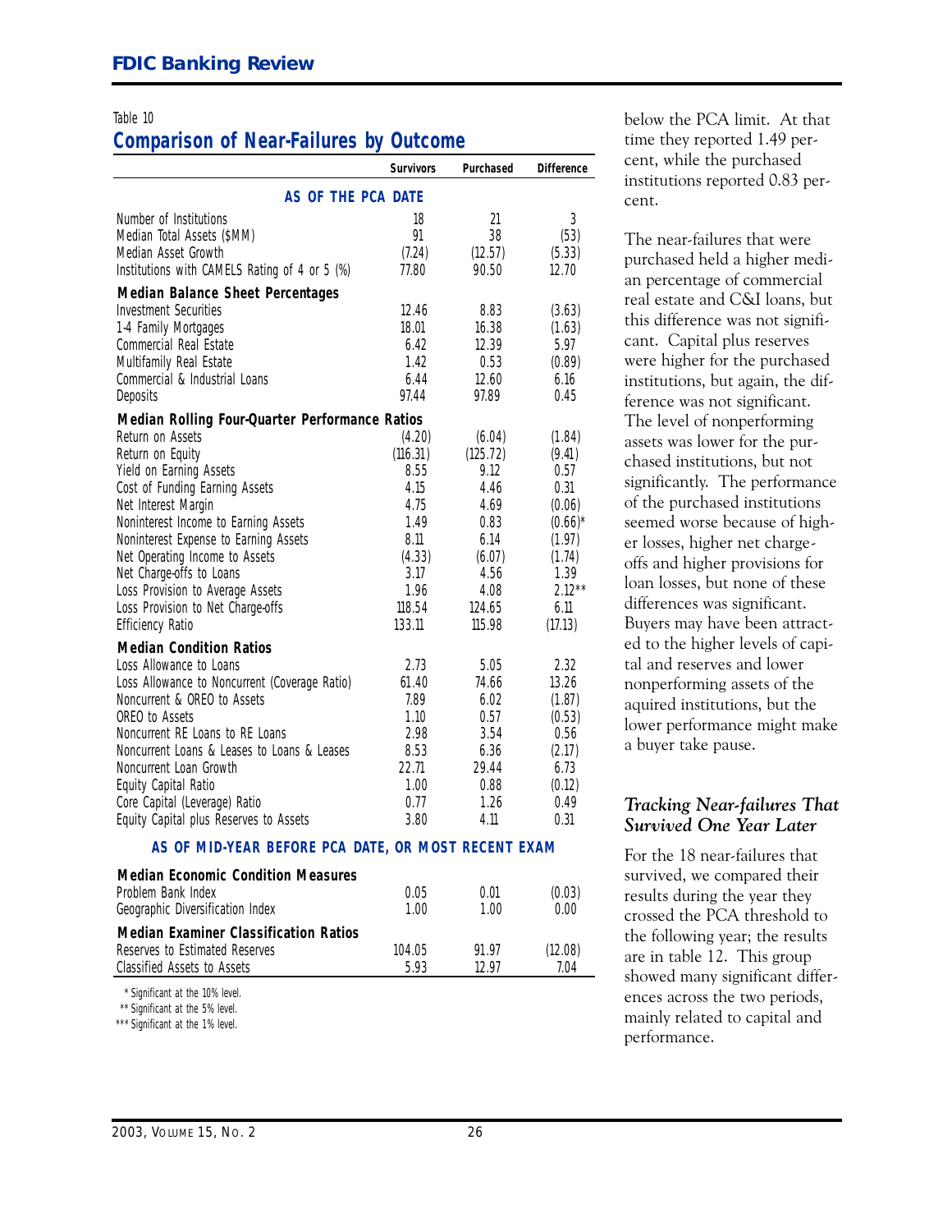Table 10

## Comparison of Near-Failures by Outcome

| | Survivors | Purchased | Difference |
|---|---|---|---|
| **AS OF THE PCA DATE** | | | |
| Number of Institutions | 18 | 21 | 3 |
| Median Total Assets ($MM) | 91 | 38 | (53) |
| Median Asset Growth | (7.24) | (12.57) | (5.33) |
| Institutions with CAMELS Rating of 4 or 5 (%) | 77.80 | 90.50 | 12.70 |
| **Median Balance Sheet Percentages** | | | |
| Investment Securities | 12.46 | 8.83 | (3.63) |
| 1-4 Family Mortgages | 18.01 | 16.38 | (1.63) |
| Commercial Real Estate | 6.42 | 12.39 | 5.97 |
| Multifamily Real Estate | 1.42 | 0.53 | (0.89) |
| Commercial & Industrial Loans | 6.44 | 12.60 | 6.16 |
| Deposits | 97.44 | 97.89 | 0.45 |
| **Median Rolling Four-Quarter Performance Ratios** | | | |
| Return on Assets | (4.20) | (6.04) | (1.84) |
| Return on Equity | (116.31) | (125.72) | (9.41) |
| Yield on Earning Assets | 8.55 | 9.12 | 0.57 |
| Cost of Funding Earning Assets | 4.15 | 4.46 | 0.31 |
| Net Interest Margin | 4.75 | 4.69 | (0.06) |
| Noninterest Income to Earning Assets | 1.49 | 0.83 | (0.66)* |
| Noninterest Expense to Earning Assets | 8.11 | 6.14 | (1.97) |
| Net Operating Income to Assets | (4.33) | (6.07) | (1.74) |
| Net Charge-offs to Loans | 3.17 | 4.56 | 1.39 |
| Loss Provision to Average Assets | 1.96 | 4.08 | 2.12** |
| Loss Provision to Net Charge-offs | 118.54 | 124.65 | 6.11 |
| Efficiency Ratio | 133.11 | 115.98 | (17.13) |
| **Median Condition Ratios** | | | |
| Loss Allowance to Loans | 2.73 | 5.05 | 2.32 |
| Loss Allowance to Noncurrent (Coverage Ratio) | 61.40 | 74.66 | 13.26 |
| Noncurrent & OREO to Assets | 7.89 | 6.02 | (1.87) |
| OREO to Assets | 1.10 | 0.57 | (0.53) |
| Noncurrent RE Loans to RE Loans | 2.98 | 3.54 | 0.56 |
| Noncurrent Loans & Leases to Loans & Leases | 8.53 | 6.36 | (2.17) |
| Noncurrent Loan Growth | 22.71 | 29.44 | 6.73 |
| Equity Capital Ratio | 1.00 | 0.88 | (0.12) |
| Core Capital (Leverage) Ratio | 0.77 | 1.26 | 0.49 |
| Equity Capital plus Reserves to Assets | 3.80 | 4.11 | 0.31 |
| **AS OF MID-YEAR BEFORE PCA DATE, OR MOST RECENT EXAM** | | | |
| **Median Economic Condition Measures** | | | |
| Problem Bank Index | 0.05 | 0.01 | (0.03) |
| Geographic Diversification Index | 1.00 | 1.00 | 0.00 |
| **Median Examiner Classification Ratios** | | | |
| Reserves to Estimated Reserves | 104.05 | 91.97 | (12.08) |
| Classified Assets to Assets | 5.93 | 12.97 | 7.04 |

\* Significant at the 10% level.
\*\* Significant at the 5% level.
\*\*\* Significant at the 1% level.

below the PCA limit. At that time they reported 1.49 percent, while the purchased institutions reported 0.83 percent.

The near-failures that were purchased held a higher median percentage of commercial real estate and C&I loans, but this difference was not significant. Capital plus reserves were higher for the purchased institutions, but again, the difference was not significant. The level of nonperforming assets was lower for the purchased institutions, but not significantly. The performance of the purchased institutions seemed worse because of higher losses, higher net charge-offs and higher provisions for loan losses, but none of these differences was significant. Buyers may have been attracted to the higher levels of capital and reserves and lower nonperforming assets of the aquired institutions, but the lower performance might make a buyer take pause.

### *Tracking Near-failures That Survived One Year Later*

For the 18 near-failures that survived, we compared their results during the year they crossed the PCA threshold to the following year; the results are in table 12. This group showed many significant differences across the two periods, mainly related to capital and performance.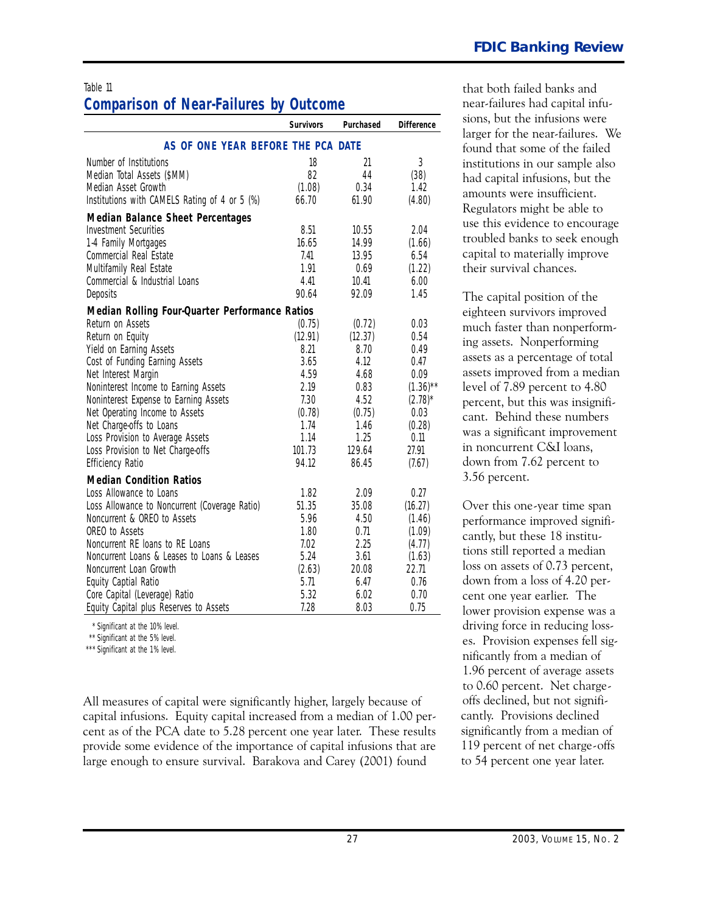Table 11

## Comparison of Near-Failures by Outcome

| | Survivors | Purchased | Difference |
|---|---|---|---|
| **AS OF ONE YEAR BEFORE THE PCA DATE** | | | |
| Number of Institutions | 18 | 21 | 3 |
| Median Total Assets ($MM) | 82 | 44 | (38) |
| Median Asset Growth | (1.08) | 0.34 | 1.42 |
| Institutions with CAMELS Rating of 4 or 5 (%) | 66.70 | 61.90 | (4.80) |
| **Median Balance Sheet Percentages** | | | |
| Investment Securities | 8.51 | 10.55 | 2.04 |
| 1-4 Family Mortgages | 16.65 | 14.99 | (1.66) |
| Commercial Real Estate | 7.41 | 13.95 | 6.54 |
| Multifamily Real Estate | 1.91 | 0.69 | (1.22) |
| Commercial & Industrial Loans | 4.41 | 10.41 | 6.00 |
| Deposits | 90.64 | 92.09 | 1.45 |
| **Median Rolling Four-Quarter Performance Ratios** | | | |
| Return on Assets | (0.75) | (0.72) | 0.03 |
| Return on Equity | (12.91) | (12.37) | 0.54 |
| Yield on Earning Assets | 8.21 | 8.70 | 0.49 |
| Cost of Funding Earning Assets | 3.65 | 4.12 | 0.47 |
| Net Interest Margin | 4.59 | 4.68 | 0.09 |
| Noninterest Income to Earning Assets | 2.19 | 0.83 | (1.36)** |
| Noninterest Expense to Earning Assets | 7.30 | 4.52 | (2.78)* |
| Net Operating Income to Assets | (0.78) | (0.75) | 0.03 |
| Net Charge-offs to Loans | 1.74 | 1.46 | (0.28) |
| Loss Provision to Average Assets | 1.14 | 1.25 | 0.11 |
| Loss Provision to Net Charge-offs | 101.73 | 129.64 | 27.91 |
| Efficiency Ratio | 94.12 | 86.45 | (7.67) |
| **Median Condition Ratios** | | | |
| Loss Allowance to Loans | 1.82 | 2.09 | 0.27 |
| Loss Allowance to Noncurrent (Coverage Ratio) | 51.35 | 35.08 | (16.27) |
| Noncurrent & OREO to Assets | 5.96 | 4.50 | (1.46) |
| OREO to Assets | 1.80 | 0.71 | (1.09) |
| Noncurrent RE loans to RE Loans | 7.02 | 2.25 | (4.77) |
| Noncurrent Loans & Leases to Loans & Leases | 5.24 | 3.61 | (1.63) |
| Noncurrent Loan Growth | (2.63) | 20.08 | 22.71 |
| Equity Captial Ratio | 5.71 | 6.47 | 0.76 |
| Core Capital (Leverage) Ratio | 5.32 | 6.02 | 0.70 |
| Equity Capital plus Reserves to Assets | 7.28 | 8.03 | 0.75 |

\* Significant at the 10% level.
** Significant at the 5% level.
*** Significant at the 1% level.

All measures of capital were significantly higher, largely because of capital infusions. Equity capital increased from a median of 1.00 percent as of the PCA date to 5.28 percent one year later. These results provide some evidence of the importance of capital infusions that are large enough to ensure survival. Barakova and Carey (2001) found that both failed banks and near-failures had capital infusions, but the infusions were larger for the near-failures. We found that some of the failed institutions in our sample also had capital infusions, but the amounts were insufficient. Regulators might be able to use this evidence to encourage troubled banks to seek enough capital to materially improve their survival chances.

The capital position of the eighteen survivors improved much faster than nonperforming assets. Nonperforming assets as a percentage of total assets improved from a median level of 7.89 percent to 4.80 percent, but this was insignificant. Behind these numbers was a significant improvement in noncurrent C&I loans, down from 7.62 percent to 3.56 percent.

Over this one-year time span performance improved significantly, but these 18 institutions still reported a median loss on assets of 0.73 percent, down from a loss of 4.20 percent one year earlier. The lower provision expense was a driving force in reducing losses. Provision expenses fell significantly from a median of 1.96 percent of average assets to 0.60 percent. Net charge-offs declined, but not significantly. Provisions declined significantly from a median of 119 percent of net charge-offs to 54 percent one year later.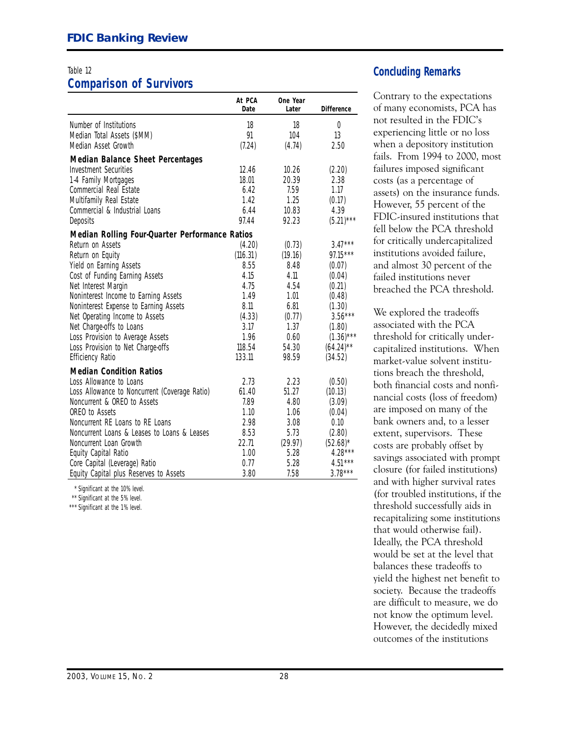Table 12

## Comparison of Survivors

| | At PCA Date | One Year Later | Difference |
|---|---|---|---|
| Number of Institutions | 18 | 18 | 0 |
| Median Total Assets ($MM) | 91 | 104 | 13 |
| Median Asset Growth | (7.24) | (4.74) | 2.50 |
| **Median Balance Sheet Percentages** | | | |
| Investment Securities | 12.46 | 10.26 | (2.20) |
| 1-4 Family Mortgages | 18.01 | 20.39 | 2.38 |
| Commercial Real Estate | 6.42 | 7.59 | 1.17 |
| Multifamily Real Estate | 1.42 | 1.25 | (0.17) |
| Commercial & Industrial Loans | 6.44 | 10.83 | 4.39 |
| Deposits | 97.44 | 92.23 | (5.21)*** |
| **Median Rolling Four-Quarter Performance Ratios** | | | |
| Return on Assets | (4.20) | (0.73) | 3.47*** |
| Return on Equity | (116.31) | (19.16) | 97.15*** |
| Yield on Earning Assets | 8.55 | 8.48 | (0.07) |
| Cost of Funding Earning Assets | 4.15 | 4.11 | (0.04) |
| Net Interest Margin | 4.75 | 4.54 | (0.21) |
| Noninterest Income to Earning Assets | 1.49 | 1.01 | (0.48) |
| Noninterest Expense to Earning Assets | 8.11 | 6.81 | (1.30) |
| Net Operating Income to Assets | (4.33) | (0.77) | 3.56*** |
| Net Charge-offs to Loans | 3.17 | 1.37 | (1.80) |
| Loss Provision to Average Assets | 1.96 | 0.60 | (1.36)*** |
| Loss Provision to Net Charge-offs | 118.54 | 54.30 | (64.24)** |
| Efficiency Ratio | 133.11 | 98.59 | (34.52) |
| **Median Condition Ratios** | | | |
| Loss Allowance to Loans | 2.73 | 2.23 | (0.50) |
| Loss Allowance to Noncurrent (Coverage Ratio) | 61.40 | 51.27 | (10.13) |
| Noncurrent & OREO to Assets | 7.89 | 4.80 | (3.09) |
| OREO to Assets | 1.10 | 1.06 | (0.04) |
| Noncurrent RE Loans to RE Loans | 2.98 | 3.08 | 0.10 |
| Noncurrent Loans & Leases to Loans & Leases | 8.53 | 5.73 | (2.80) |
| Noncurrent Loan Growth | 22.71 | (29.97) | (52.68)* |
| Equity Capital Ratio | 1.00 | 5.28 | 4.28*** |
| Core Capital (Leverage) Ratio | 0.77 | 5.28 | 4.51*** |
| Equity Capital plus Reserves to Assets | 3.80 | 7.58 | 3.78*** |

\* Significant at the 10% level.
\** Significant at the 5% level.
\*** Significant at the 1% level.

## Concluding Remarks

Contrary to the expectations of many economists, PCA has not resulted in the FDIC's experiencing little or no loss when a depository institution fails. From 1994 to 2000, most failures imposed significant costs (as a percentage of assets) on the insurance funds. However, 55 percent of the FDIC-insured institutions that fell below the PCA threshold for critically undercapitalized institutions avoided failure, and almost 30 percent of the failed institutions never breached the PCA threshold.

We explored the tradeoffs associated with the PCA threshold for critically undercapitalized institutions. When market-value solvent institutions breach the threshold, both financial costs and nonfinancial costs (loss of freedom) are imposed on many of the bank owners and, to a lesser extent, supervisors. These costs are probably offset by savings associated with prompt closure (for failed institutions) and with higher survival rates (for troubled institutions, if the threshold successfully aids in recapitalizing some institutions that would otherwise fail). Ideally, the PCA threshold would be set at the level that balances these tradeoffs to yield the highest net benefit to society. Because the tradeoffs are difficult to measure, we do not know the optimum level. However, the decidedly mixed outcomes of the institutions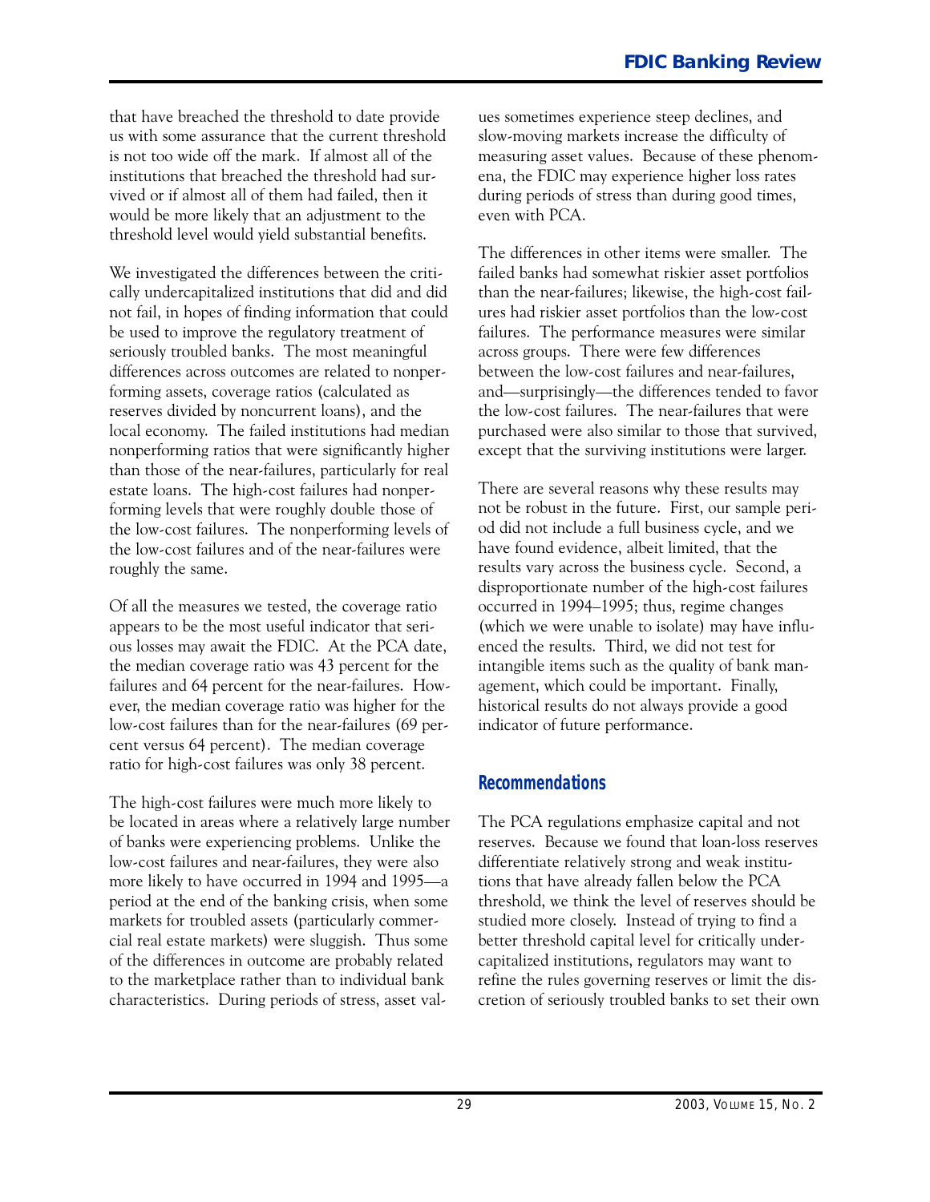that have breached the threshold to date provide us with some assurance that the current threshold is not too wide off the mark. If almost all of the institutions that breached the threshold had survived or if almost all of them had failed, then it would be more likely that an adjustment to the threshold level would yield substantial benefits.

We investigated the differences between the critically undercapitalized institutions that did and did not fail, in hopes of finding information that could be used to improve the regulatory treatment of seriously troubled banks. The most meaningful differences across outcomes are related to nonperforming assets, coverage ratios (calculated as reserves divided by noncurrent loans), and the local economy. The failed institutions had median nonperforming ratios that were significantly higher than those of the near-failures, particularly for real estate loans. The high-cost failures had nonperforming levels that were roughly double those of the low-cost failures. The nonperforming levels of the low-cost failures and of the near-failures were roughly the same.

Of all the measures we tested, the coverage ratio appears to be the most useful indicator that serious losses may await the FDIC. At the PCA date, the median coverage ratio was 43 percent for the failures and 64 percent for the near-failures. However, the median coverage ratio was higher for the low-cost failures than for the near-failures (69 percent versus 64 percent). The median coverage ratio for high-cost failures was only 38 percent.

The high-cost failures were much more likely to be located in areas where a relatively large number of banks were experiencing problems. Unlike the low-cost failures and near-failures, they were also more likely to have occurred in 1994 and 1995—a period at the end of the banking crisis, when some markets for troubled assets (particularly commercial real estate markets) were sluggish. Thus some of the differences in outcome are probably related to the marketplace rather than to individual bank characteristics. During periods of stress, asset values sometimes experience steep declines, and slow-moving markets increase the difficulty of measuring asset values. Because of these phenomena, the FDIC may experience higher loss rates during periods of stress than during good times, even with PCA.

The differences in other items were smaller. The failed banks had somewhat riskier asset portfolios than the near-failures; likewise, the high-cost failures had riskier asset portfolios than the low-cost failures. The performance measures were similar across groups. There were few differences between the low-cost failures and near-failures, and—surprisingly—the differences tended to favor the low-cost failures. The near-failures that were purchased were also similar to those that survived, except that the surviving institutions were larger.

There are several reasons why these results may not be robust in the future. First, our sample period did not include a full business cycle, and we have found evidence, albeit limited, that the results vary across the business cycle. Second, a disproportionate number of the high-cost failures occurred in 1994–1995; thus, regime changes (which we were unable to isolate) may have influenced the results. Third, we did not test for intangible items such as the quality of bank management, which could be important. Finally, historical results do not always provide a good indicator of future performance.

## Recommendations

The PCA regulations emphasize capital and not reserves. Because we found that loan-loss reserves differentiate relatively strong and weak institutions that have already fallen below the PCA threshold, we think the level of reserves should be studied more closely. Instead of trying to find a better threshold capital level for critically undercapitalized institutions, regulators may want to refine the rules governing reserves or limit the discretion of seriously troubled banks to set their own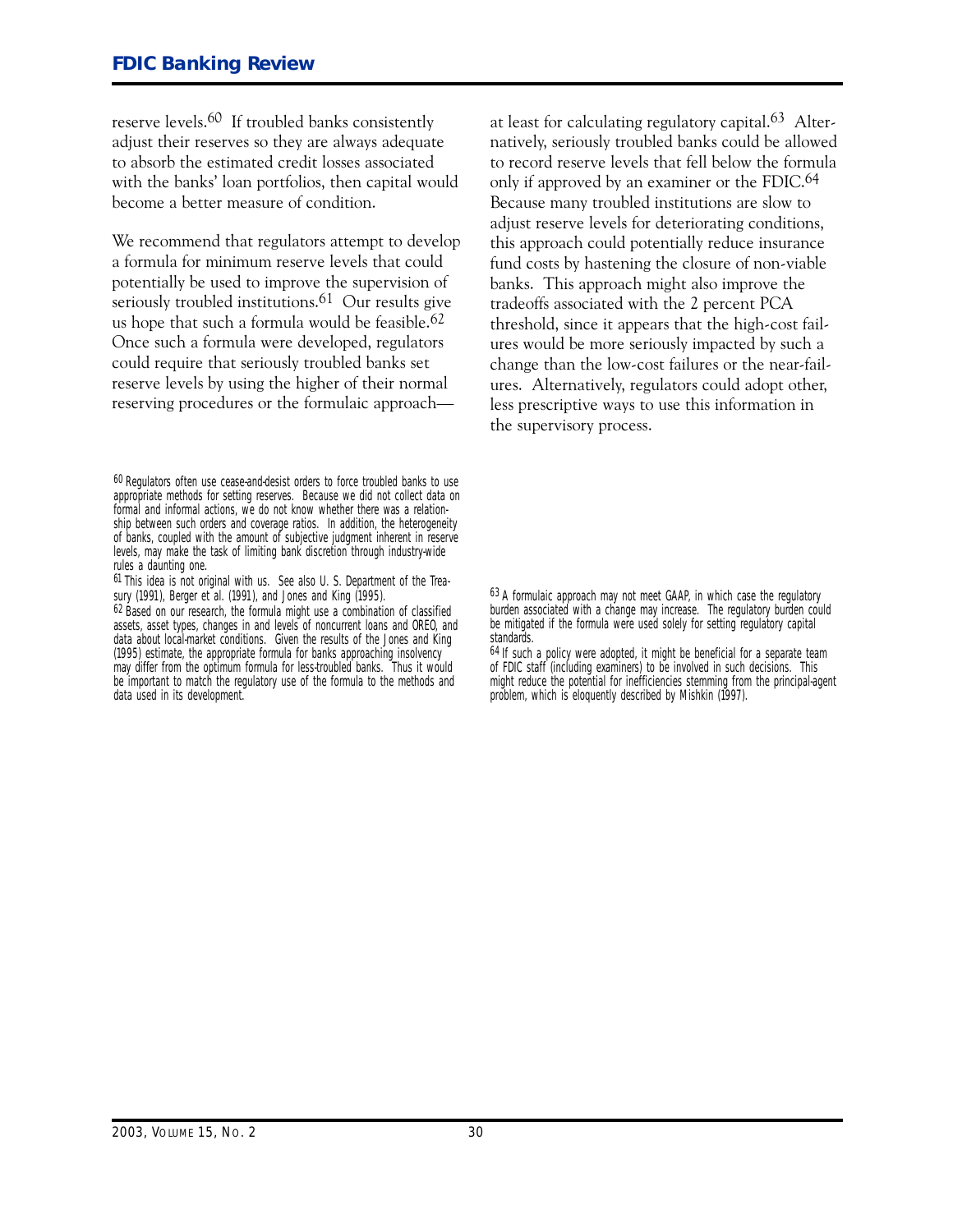reserve levels.[60] If troubled banks consistently adjust their reserves so they are always adequate to absorb the estimated credit losses associated with the banks' loan portfolios, then capital would become a better measure of condition.

We recommend that regulators attempt to develop a formula for minimum reserve levels that could potentially be used to improve the supervision of seriously troubled institutions.[61] Our results give us hope that such a formula would be feasible.[62] Once such a formula were developed, regulators could require that seriously troubled banks set reserve levels by using the higher of their normal reserving procedures or the formulaic approach—at least for calculating regulatory capital.[63] Alternatively, seriously troubled banks could be allowed to record reserve levels that fell below the formula only if approved by an examiner or the FDIC.[64] Because many troubled institutions are slow to adjust reserve levels for deteriorating conditions, this approach could potentially reduce insurance fund costs by hastening the closure of non-viable banks. This approach might also improve the tradeoffs associated with the 2 percent PCA threshold, since it appears that the high-cost failures would be more seriously impacted by such a change than the low-cost failures or the near-failures. Alternatively, regulators could adopt other, less prescriptive ways to use this information in the supervisory process.

[60] Regulators often use cease-and-desist orders to force troubled banks to use appropriate methods for setting reserves. Because we did not collect data on formal and informal actions, we do not know whether there was a relationship between such orders and coverage ratios. In addition, the heterogeneity of banks, coupled with the amount of subjective judgment inherent in reserve levels, may make the task of limiting bank discretion through industry-wide rules a daunting one.

[61] This idea is not original with us. See also U. S. Department of the Treasury (1991), Berger et al. (1991), and Jones and King (1995).

[62] Based on our research, the formula might use a combination of classified assets, asset types, changes in and levels of noncurrent loans and OREO, and data about local-market conditions. Given the results of the Jones and King (1995) estimate, the appropriate formula for banks approaching insolvency may differ from the optimum formula for less-troubled banks. Thus it would be important to match the regulatory use of the formula to the methods and data used in its development.

[63] A formulaic approach may not meet GAAP, in which case the regulatory burden associated with a change may increase. The regulatory burden could be mitigated if the formula were used solely for setting regulatory capital standards.

[64] If such a policy were adopted, it might be beneficial for a separate team of FDIC staff (including examiners) to be involved in such decisions. This might reduce the potential for inefficiencies stemming from the principal-agent problem, which is eloquently described by Mishkin (1997).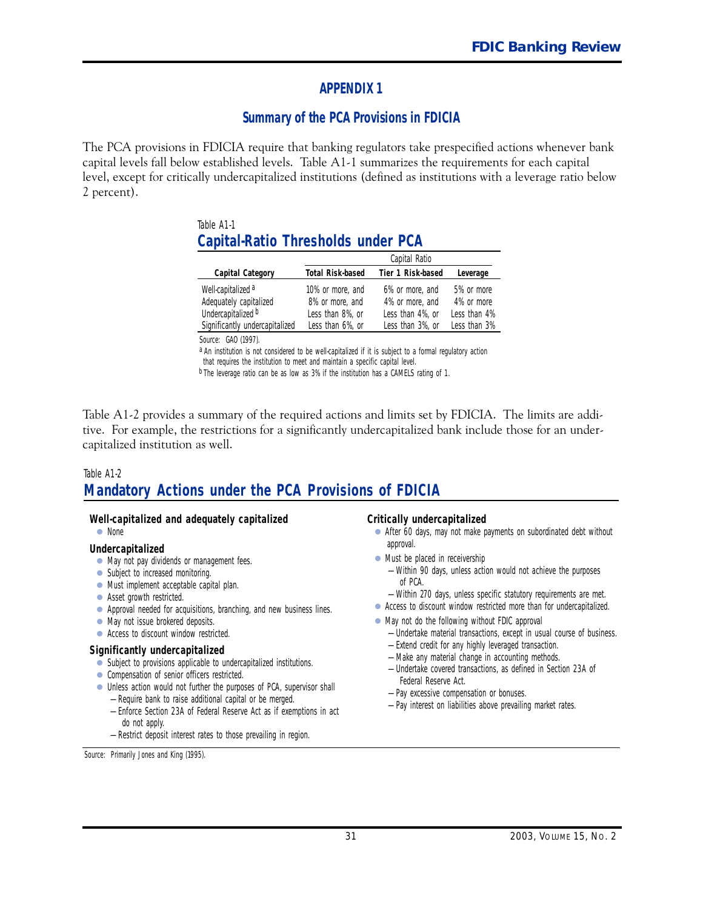# APPENDIX 1

## Summary of the PCA Provisions in FDICIA

The PCA provisions in FDICIA require that banking regulators take prespecified actions whenever bank capital levels fall below established levels. Table A1-1 summarizes the requirements for each capital level, except for critically undercapitalized institutions (defined as institutions with a leverage ratio below 2 percent).

Table A1-1

### Capital-Ratio Thresholds under PCA

| | Capital Ratio | | |
|---|---|---|---|
| **Capital Category** | **Total Risk-based** | **Tier 1 Risk-based** | **Leverage** |
| Well-capitalized [a] | 10% or more, and | 6% or more, and | 5% or more |
| Adequately capitalized | 8% or more, and | 4% or more, and | 4% or more |
| Undercapitalized [b] | Less than 8%, or | Less than 4%, or | Less than 4% |
| Significantly undercapitalized | Less than 6%, or | Less than 3%, or | Less than 3% |

Source: GAO (1997).

[a] An institution is not considered to be well-capitalized if it is subject to a formal regulatory action that requires the institution to meet and maintain a specific capital level.

[b] The leverage ratio can be as low as 3% if the institution has a CAMELS rating of 1.

Table A1-2 provides a summary of the required actions and limits set by FDICIA. The limits are additive. For example, the restrictions for a significantly undercapitalized bank include those for an undercapitalized institution as well.

Table A1-2

### Mandatory Actions under the PCA Provisions of FDICIA

**Well-capitalized and adequately capitalized**

- None

**Undercapitalized**

- May not pay dividends or management fees.
- Subject to increased monitoring.
- Must implement acceptable capital plan.
- Asset growth restricted.
- Approval needed for acquisitions, branching, and new business lines.
- May not issue brokered deposits.
- Access to discount window restricted.

**Significantly undercapitalized**

- Subject to provisions applicable to undercapitalized institutions.
- Compensation of senior officers restricted.
- Unless action would not further the purposes of PCA, supervisor shall
  - —Require bank to raise additional capital or be merged.
  - —Enforce Section 23A of Federal Reserve Act as if exemptions in act do not apply.
  - —Restrict deposit interest rates to those prevailing in region.

**Critically undercapitalized**

- After 60 days, may not make payments on subordinated debt without approval.
- Must be placed in receivership
  - —Within 90 days, unless action would not achieve the purposes of PCA.
  - —Within 270 days, unless specific statutory requirements are met.
- Access to discount window restricted more than for undercapitalized.
- May not do the following without FDIC approval
  - —Undertake material transactions, except in usual course of business.
  - —Extend credit for any highly leveraged transaction.
  - —Make any material change in accounting methods.
  - —Undertake covered transactions, as defined in Section 23A of Federal Reserve Act.
  - —Pay excessive compensation or bonuses.
  - —Pay interest on liabilities above prevailing market rates.

Source: Primarily Jones and King (1995).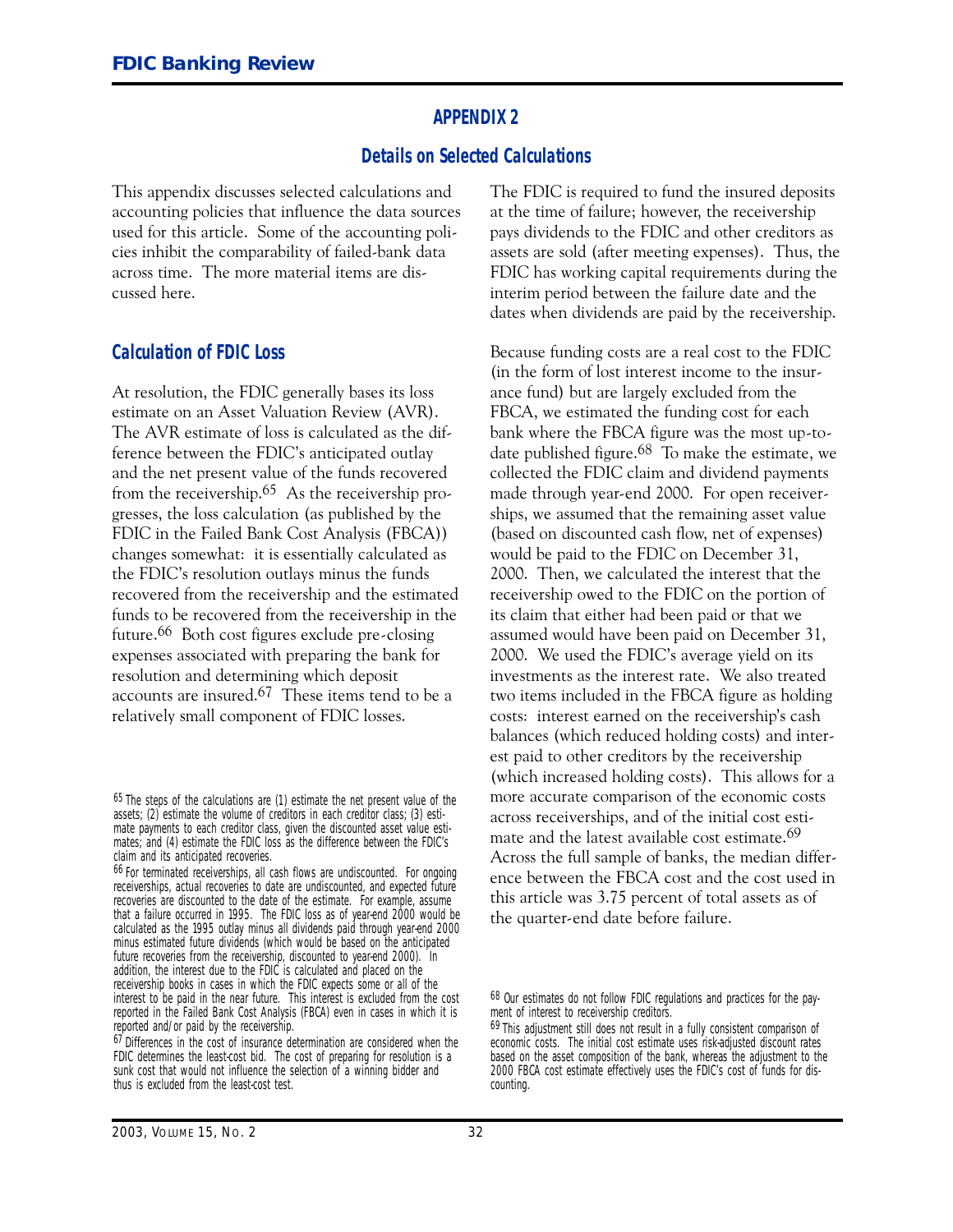## APPENDIX 2

### Details on Selected Calculations

This appendix discusses selected calculations and accounting policies that influence the data sources used for this article. Some of the accounting policies inhibit the comparability of failed-bank data across time. The more material items are discussed here.

### Calculation of FDIC Loss

At resolution, the FDIC generally bases its loss estimate on an Asset Valuation Review (AVR). The AVR estimate of loss is calculated as the difference between the FDIC's anticipated outlay and the net present value of the funds recovered from the receivership.[65] As the receivership progresses, the loss calculation (as published by the FDIC in the Failed Bank Cost Analysis (FBCA)) changes somewhat: it is essentially calculated as the FDIC's resolution outlays minus the funds recovered from the receivership and the estimated funds to be recovered from the receivership in the future.[66] Both cost figures exclude pre-closing expenses associated with preparing the bank for resolution and determining which deposit accounts are insured.[67] These items tend to be a relatively small component of FDIC losses.

The FDIC is required to fund the insured deposits at the time of failure; however, the receivership pays dividends to the FDIC and other creditors as assets are sold (after meeting expenses). Thus, the FDIC has working capital requirements during the interim period between the failure date and the dates when dividends are paid by the receivership.

Because funding costs are a real cost to the FDIC (in the form of lost interest income to the insurance fund) but are largely excluded from the FBCA, we estimated the funding cost for each bank where the FBCA figure was the most up-to-date published figure.[68] To make the estimate, we collected the FDIC claim and dividend payments made through year-end 2000. For open receiverships, we assumed that the remaining asset value (based on discounted cash flow, net of expenses) would be paid to the FDIC on December 31, 2000. Then, we calculated the interest that the receivership owed to the FDIC on the portion of its claim that either had been paid or that we assumed would have been paid on December 31, 2000. We used the FDIC's average yield on its investments as the interest rate. We also treated two items included in the FBCA figure as holding costs: interest earned on the receivership's cash balances (which reduced holding costs) and interest paid to other creditors by the receivership (which increased holding costs). This allows for a more accurate comparison of the economic costs across receiverships, and of the initial cost estimate and the latest available cost estimate.[69] Across the full sample of banks, the median difference between the FBCA cost and the cost used in this article was 3.75 percent of total assets as of the quarter-end date before failure.

---

[65] The steps of the calculations are (1) estimate the net present value of the assets; (2) estimate the volume of creditors in each creditor class; (3) estimate payments to each creditor class, given the discounted asset value estimates; and (4) estimate the FDIC loss as the difference between the FDIC's claim and its anticipated recoveries.

[66] For terminated receiverships, all cash flows are undiscounted. For ongoing receiverships, actual recoveries to date are undiscounted, and expected future recoveries are discounted to the date of the estimate. For example, assume that a failure occurred in 1995. The FDIC loss as of year-end 2000 would be calculated as the 1995 outlay minus all dividends paid through year-end 2000 minus estimated future dividends (which would be based on the anticipated future recoveries from the receivership, discounted to year-end 2000). In addition, the interest due to the FDIC is calculated and placed on the receivership books in cases in which the FDIC expects some or all of the interest to be paid in the near future. This interest is excluded from the cost reported in the Failed Bank Cost Analysis (FBCA) even in cases in which it is reported and/or paid by the receivership.

[67] Differences in the cost of insurance determination are considered when the FDIC determines the least-cost bid. The cost of preparing for resolution is a sunk cost that would not influence the selection of a winning bidder and thus is excluded from the least-cost test.

[68] Our estimates do not follow FDIC regulations and practices for the payment of interest to receivership creditors.

[69] This adjustment still does not result in a fully consistent comparison of economic costs. The initial cost estimate uses risk-adjusted discount rates based on the asset composition of the bank, whereas the adjustment to the 2000 FBCA cost estimate effectively uses the FDIC's cost of funds for discounting.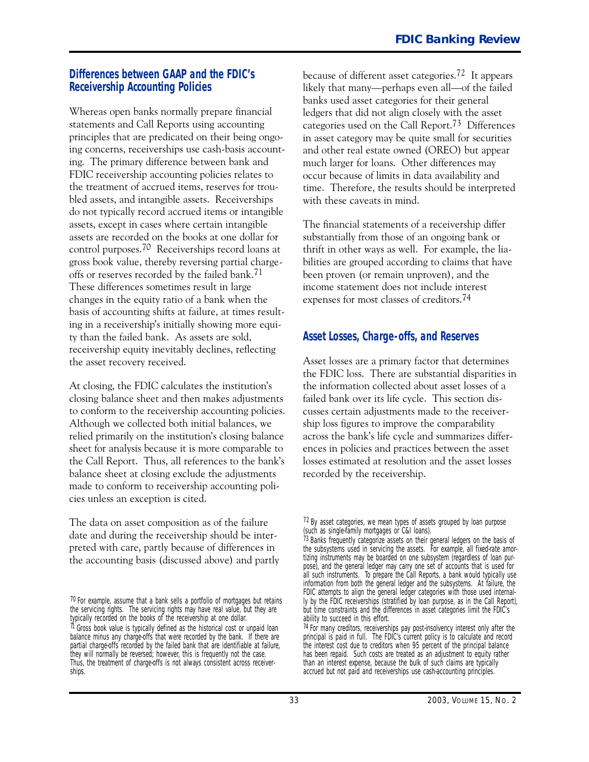## Differences between GAAP and the FDIC's Receivership Accounting Policies

Whereas open banks normally prepare financial statements and Call Reports using accounting principles that are predicated on their being ongoing concerns, receiverships use cash-basis accounting. The primary difference between bank and FDIC receivership accounting policies relates to the treatment of accrued items, reserves for troubled assets, and intangible assets. Receiverships do not typically record accrued items or intangible assets, except in cases where certain intangible assets are recorded on the books at one dollar for control purposes.[70] Receiverships record loans at gross book value, thereby reversing partial charge-offs or reserves recorded by the failed bank.[71] These differences sometimes result in large changes in the equity ratio of a bank when the basis of accounting shifts at failure, at times resulting in a receivership's initially showing more equity than the failed bank. As assets are sold, receivership equity inevitably declines, reflecting the asset recovery received.

At closing, the FDIC calculates the institution's closing balance sheet and then makes adjustments to conform to the receivership accounting policies. Although we collected both initial balances, we relied primarily on the institution's closing balance sheet for analysis because it is more comparable to the Call Report. Thus, all references to the bank's balance sheet at closing exclude the adjustments made to conform to receivership accounting policies unless an exception is cited.

The data on asset composition as of the failure date and during the receivership should be interpreted with care, partly because of differences in the accounting basis (discussed above) and partly because of different asset categories.[72] It appears likely that many—perhaps even all—of the failed banks used asset categories for their general ledgers that did not align closely with the asset categories used on the Call Report.[73] Differences in asset category may be quite small for securities and other real estate owned (OREO) but appear much larger for loans. Other differences may occur because of limits in data availability and time. Therefore, the results should be interpreted with these caveats in mind.

The financial statements of a receivership differ substantially from those of an ongoing bank or thrift in other ways as well. For example, the liabilities are grouped according to claims that have been proven (or remain unproven), and the income statement does not include interest expenses for most classes of creditors.[74]

## Asset Losses, Charge-offs, and Reserves

Asset losses are a primary factor that determines the FDIC loss. There are substantial disparities in the information collected about asset losses of a failed bank over its life cycle. This section discusses certain adjustments made to the receivership loss figures to improve the comparability across the bank's life cycle and summarizes differences in policies and practices between the asset losses estimated at resolution and the asset losses recorded by the receivership.

---

[70] For example, assume that a bank sells a portfolio of mortgages but retains the servicing rights. The servicing rights may have real value, but they are typically recorded on the books of the receivership at one dollar.

[71] Gross book value is typically defined as the historical cost or unpaid loan balance minus any charge-offs that were recorded by the bank. If there are partial charge-offs recorded by the failed bank that are identifiable at failure, they will normally be reversed; however, this is frequently not the case. Thus, the treatment of charge-offs is not always consistent across receiverships.

[72] By asset categories, we mean types of assets grouped by loan purpose (such as single-family mortgages or C&I loans).

[73] Banks frequently categorize assets on their general ledgers on the basis of the subsystems used in servicing the assets. For example, all fixed-rate amortizing instruments may be boarded on one subsystem (regardless of loan purpose), and the general ledger may carry one set of accounts that is used for all such instruments. To prepare the Call Reports, a bank would typically use information from both the general ledger and the subsystems. At failure, the FDIC attempts to align the general ledger categories with those used internally by the FDIC receiverships (stratified by loan purpose, as in the Call Report), but time constraints and the differences in asset categories limit the FDIC's ability to succeed in this effort.

[74] For many creditors, receiverships pay post-insolvency interest only after the principal is paid in full. The FDIC's current policy is to calculate and record the interest cost due to creditors when 95 percent of the principal balance has been repaid. Such costs are treated as an adjustment to equity rather than an interest expense, because the bulk of such claims are typically accrued but not paid and receiverships use cash-accounting principles.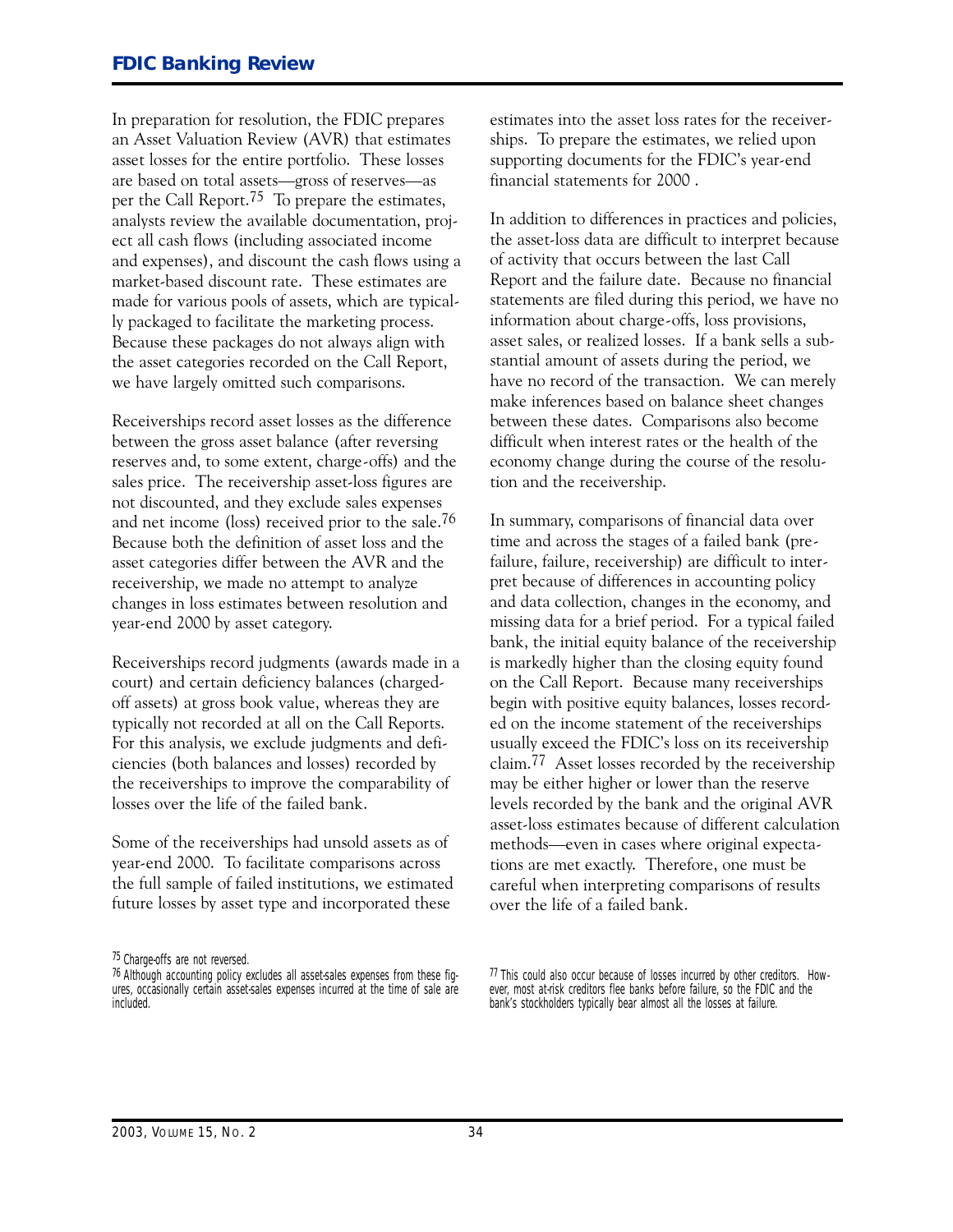In preparation for resolution, the FDIC prepares an Asset Valuation Review (AVR) that estimates asset losses for the entire portfolio. These losses are based on total assets—gross of reserves—as per the Call Report.[75] To prepare the estimates, analysts review the available documentation, project all cash flows (including associated income and expenses), and discount the cash flows using a market-based discount rate. These estimates are made for various pools of assets, which are typically packaged to facilitate the marketing process. Because these packages do not always align with the asset categories recorded on the Call Report, we have largely omitted such comparisons.

Receiverships record asset losses as the difference between the gross asset balance (after reversing reserves and, to some extent, charge-offs) and the sales price. The receivership asset-loss figures are not discounted, and they exclude sales expenses and net income (loss) received prior to the sale.[76] Because both the definition of asset loss and the asset categories differ between the AVR and the receivership, we made no attempt to analyze changes in loss estimates between resolution and year-end 2000 by asset category.

Receiverships record judgments (awards made in a court) and certain deficiency balances (charged-off assets) at gross book value, whereas they are typically not recorded at all on the Call Reports. For this analysis, we exclude judgments and deficiencies (both balances and losses) recorded by the receiverships to improve the comparability of losses over the life of the failed bank.

Some of the receiverships had unsold assets as of year-end 2000. To facilitate comparisons across the full sample of failed institutions, we estimated future losses by asset type and incorporated these estimates into the asset loss rates for the receiverships. To prepare the estimates, we relied upon supporting documents for the FDIC's year-end financial statements for 2000 .

In addition to differences in practices and policies, the asset-loss data are difficult to interpret because of activity that occurs between the last Call Report and the failure date. Because no financial statements are filed during this period, we have no information about charge-offs, loss provisions, asset sales, or realized losses. If a bank sells a substantial amount of assets during the period, we have no record of the transaction. We can merely make inferences based on balance sheet changes between these dates. Comparisons also become difficult when interest rates or the health of the economy change during the course of the resolution and the receivership.

In summary, comparisons of financial data over time and across the stages of a failed bank (pre-failure, failure, receivership) are difficult to interpret because of differences in accounting policy and data collection, changes in the economy, and missing data for a brief period. For a typical failed bank, the initial equity balance of the receivership is markedly higher than the closing equity found on the Call Report. Because many receiverships begin with positive equity balances, losses recorded on the income statement of the receiverships usually exceed the FDIC's loss on its receivership claim.[77] Asset losses recorded by the receivership may be either higher or lower than the reserve levels recorded by the bank and the original AVR asset-loss estimates because of different calculation methods—even in cases where original expectations are met exactly. Therefore, one must be careful when interpreting comparisons of results over the life of a failed bank.

---

[75] Charge-offs are not reversed.

[76] Although accounting policy excludes all asset-sales expenses from these figures, occasionally certain asset-sales expenses incurred at the time of sale are included.

[77] This could also occur because of losses incurred by other creditors. However, most at-risk creditors flee banks before failure, so the FDIC and the bank's stockholders typically bear almost all the losses at failure.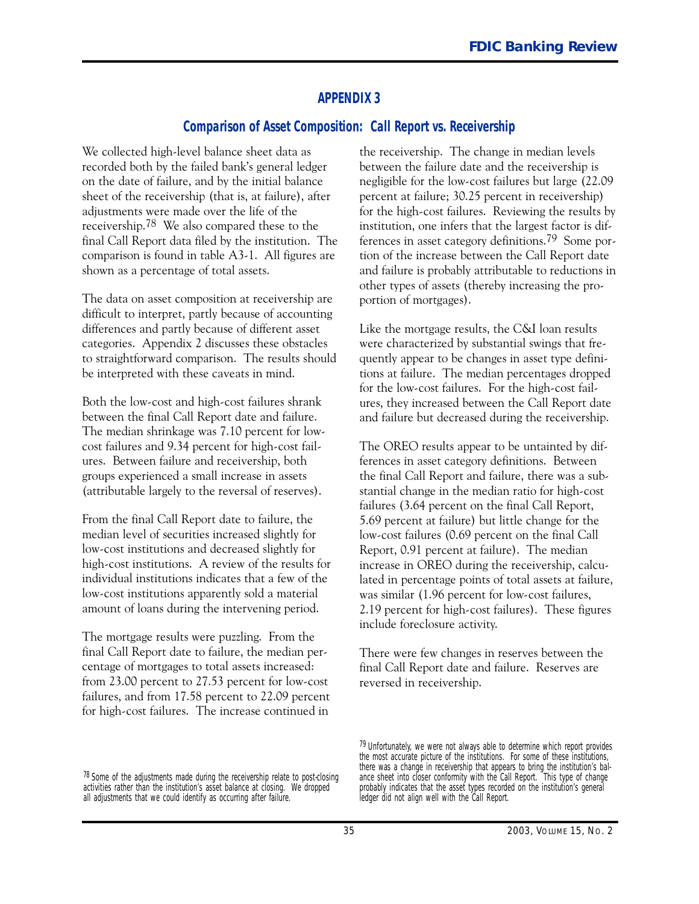## APPENDIX 3

### Comparison of Asset Composition: *Call Report* vs. Receivership

We collected high-level balance sheet data as recorded both by the failed bank's general ledger on the date of failure, and by the initial balance sheet of the receivership (that is, at failure), after adjustments were made over the life of the receivership.[78] We also compared these to the final Call Report data filed by the institution. The comparison is found in table A3-1. All figures are shown as a percentage of total assets.

The data on asset composition at receivership are difficult to interpret, partly because of accounting differences and partly because of different asset categories. Appendix 2 discusses these obstacles to straightforward comparison. The results should be interpreted with these caveats in mind.

Both the low-cost and high-cost failures shrank between the final Call Report date and failure. The median shrinkage was 7.10 percent for low-cost failures and 9.34 percent for high-cost failures. Between failure and receivership, both groups experienced a small increase in assets (attributable largely to the reversal of reserves).

From the final Call Report date to failure, the median level of securities increased slightly for low-cost institutions and decreased slightly for high-cost institutions. A review of the results for individual institutions indicates that a few of the low-cost institutions apparently sold a material amount of loans during the intervening period.

The mortgage results were puzzling. From the final Call Report date to failure, the median percentage of mortgages to total assets increased: from 23.00 percent to 27.53 percent for low-cost failures, and from 17.58 percent to 22.09 percent for high-cost failures. The increase continued in the receivership. The change in median levels between the failure date and the receivership is negligible for the low-cost failures but large (22.09 percent at failure; 30.25 percent in receivership) for the high-cost failures. Reviewing the results by institution, one infers that the largest factor is differences in asset category definitions.[79] Some portion of the increase between the Call Report date and failure is probably attributable to reductions in other types of assets (thereby increasing the proportion of mortgages).

Like the mortgage results, the C&I loan results were characterized by substantial swings that frequently appear to be changes in asset type definitions at failure. The median percentages dropped for the low-cost failures. For the high-cost failures, they increased between the Call Report date and failure but decreased during the receivership.

The OREO results appear to be untainted by differences in asset category definitions. Between the final Call Report and failure, there was a substantial change in the median ratio for high-cost failures (3.64 percent on the final Call Report, 5.69 percent at failure) but little change for the low-cost failures (0.69 percent on the final Call Report, 0.91 percent at failure). The median increase in OREO during the receivership, calculated in percentage points of total assets at failure, was similar (1.96 percent for low-cost failures, 2.19 percent for high-cost failures). These figures include foreclosure activity.

There were few changes in reserves between the final Call Report date and failure. Reserves are reversed in receivership.

[78] Some of the adjustments made during the receivership relate to post-closing activities rather than the institution's asset balance at closing. We dropped all adjustments that we could identify as occurring after failure.

[79] Unfortunately, we were not always able to determine which report provides the most accurate picture of the institutions. For some of these institutions, there was a change in receivership that appears to bring the institution's balance sheet into closer conformity with the Call Report. This type of change probably indicates that the asset types recorded on the institution's general ledger did not align well with the Call Report.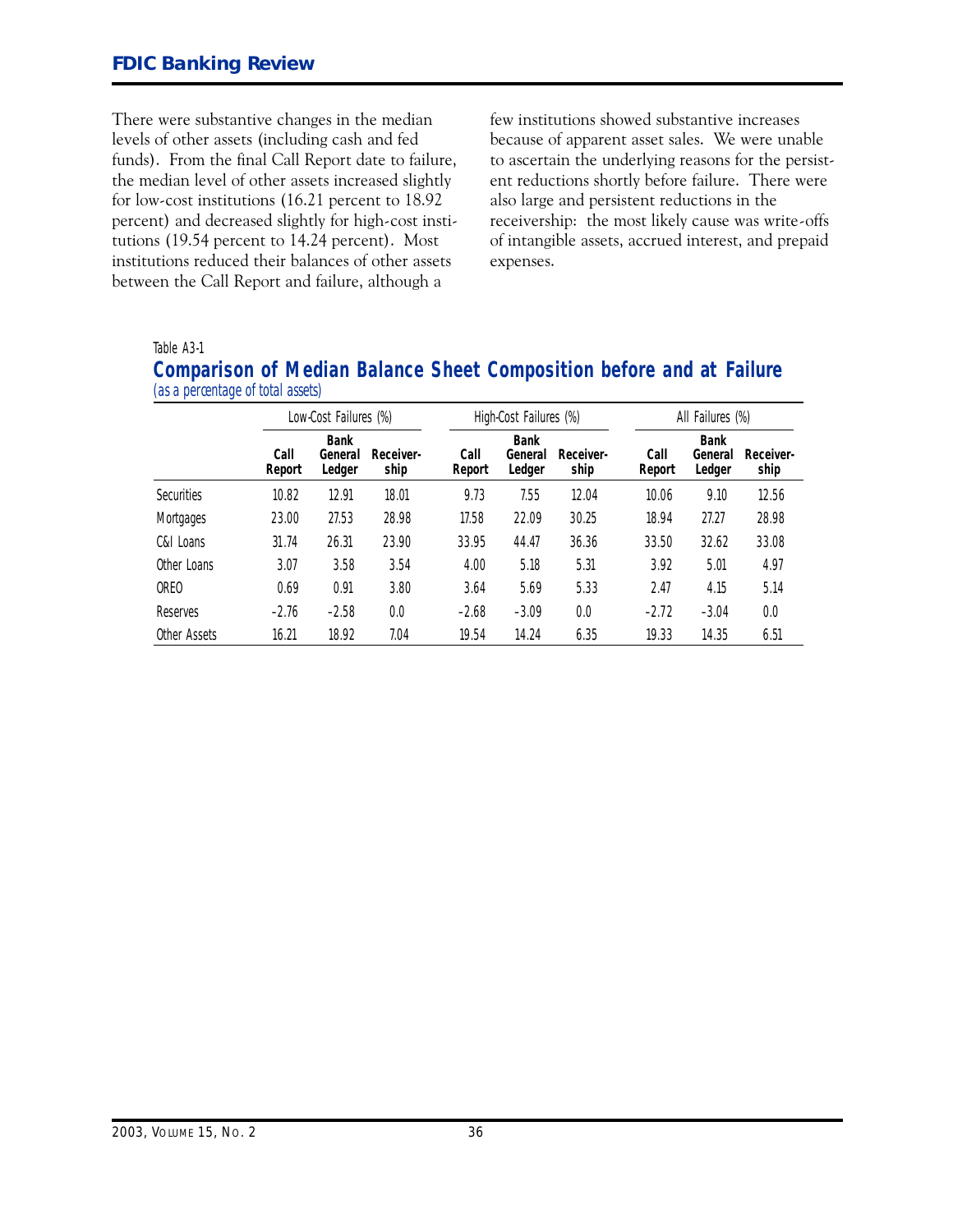There were substantive changes in the median levels of other assets (including cash and fed funds). From the final Call Report date to failure, the median level of other assets increased slightly for low-cost institutions (16.21 percent to 18.92 percent) and decreased slightly for high-cost institutions (19.54 percent to 14.24 percent). Most institutions reduced their balances of other assets between the Call Report and failure, although a few institutions showed substantive increases because of apparent asset sales. We were unable to ascertain the underlying reasons for the persistent reductions shortly before failure. There were also large and persistent reductions in the receivership: the most likely cause was write-offs of intangible assets, accrued interest, and prepaid expenses.

Table A3-1

### Comparison of Median Balance Sheet Composition before and at Failure

*(as a percentage of total assets)*

| | Low-Cost Failures (%) | | | High-Cost Failures (%) | | | All Failures (%) | | |
|---|---|---|---|---|---|---|---|---|---|
| | **Call Report** | **Bank General Ledger** | **Receiver-ship** | **Call Report** | **Bank General Ledger** | **Receiver-ship** | **Call Report** | **Bank General Ledger** | **Receiver-ship** |
| Securities | 10.82 | 12.91 | 18.01 | 9.73 | 7.55 | 12.04 | 10.06 | 9.10 | 12.56 |
| Mortgages | 23.00 | 27.53 | 28.98 | 17.58 | 22.09 | 30.25 | 18.94 | 27.27 | 28.98 |
| C&I Loans | 31.74 | 26.31 | 23.90 | 33.95 | 44.47 | 36.36 | 33.50 | 32.62 | 33.08 |
| Other Loans | 3.07 | 3.58 | 3.54 | 4.00 | 5.18 | 5.31 | 3.92 | 5.01 | 4.97 |
| OREO | 0.69 | 0.91 | 3.80 | 3.64 | 5.69 | 5.33 | 2.47 | 4.15 | 5.14 |
| Reserves | −2.76 | −2.58 | 0.0 | −2.68 | −3.09 | 0.0 | −2.72 | −3.04 | 0.0 |
| Other Assets | 16.21 | 18.92 | 7.04 | 19.54 | 14.24 | 6.35 | 19.33 | 14.35 | 6.51 |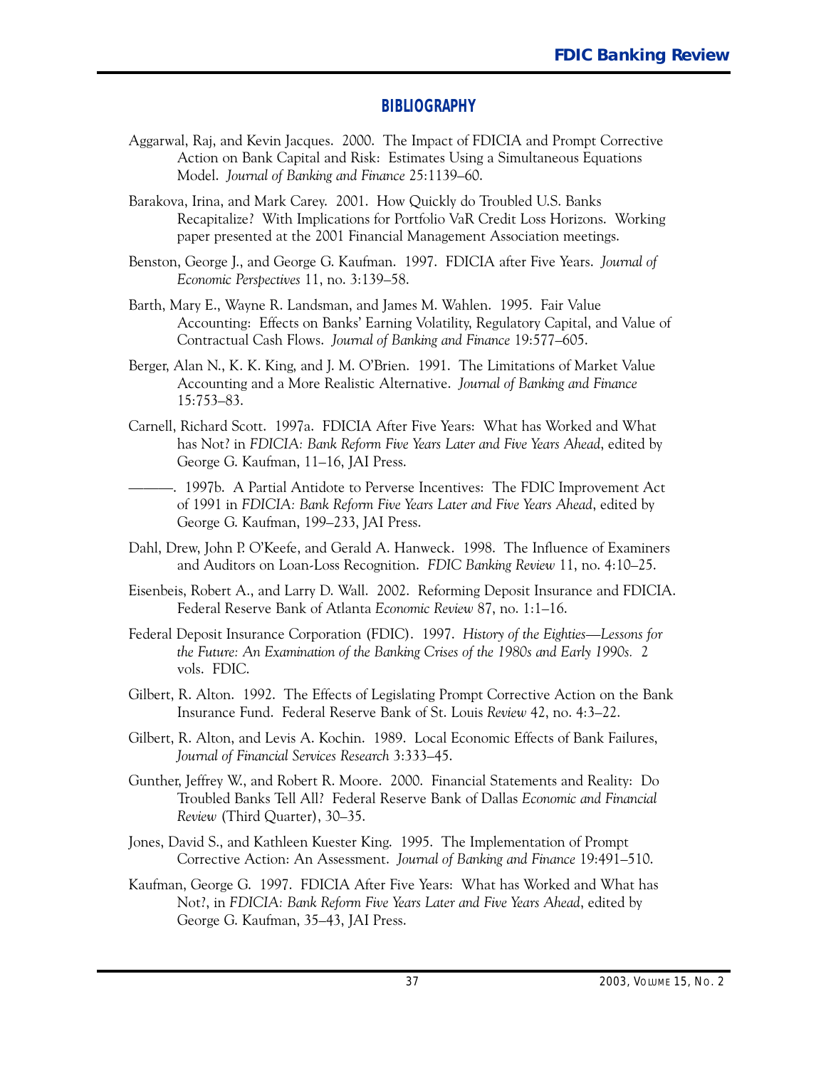## BIBLIOGRAPHY

Aggarwal, Raj, and Kevin Jacques. 2000. The Impact of FDICIA and Prompt Corrective Action on Bank Capital and Risk: Estimates Using a Simultaneous Equations Model. *Journal of Banking and Finance* 25:1139–60.

Barakova, Irina, and Mark Carey. 2001. How Quickly do Troubled U.S. Banks Recapitalize? With Implications for Portfolio VaR Credit Loss Horizons. Working paper presented at the 2001 Financial Management Association meetings.

Benston, George J., and George G. Kaufman. 1997. FDICIA after Five Years. *Journal of Economic Perspectives* 11, no. 3:139–58.

Barth, Mary E., Wayne R. Landsman, and James M. Wahlen. 1995. Fair Value Accounting: Effects on Banks' Earning Volatility, Regulatory Capital, and Value of Contractual Cash Flows. *Journal of Banking and Finance* 19:577–605.

Berger, Alan N., K. K. King, and J. M. O'Brien. 1991. The Limitations of Market Value Accounting and a More Realistic Alternative. *Journal of Banking and Finance* 15:753–83.

Carnell, Richard Scott. 1997a. FDICIA After Five Years: What has Worked and What has Not? in *FDICIA: Bank Reform Five Years Later and Five Years Ahead*, edited by George G. Kaufman, 11–16, JAI Press.

———. 1997b. A Partial Antidote to Perverse Incentives: The FDIC Improvement Act of 1991 in *FDICIA: Bank Reform Five Years Later and Five Years Ahead*, edited by George G. Kaufman, 199–233, JAI Press.

Dahl, Drew, John P. O'Keefe, and Gerald A. Hanweck. 1998. The Influence of Examiners and Auditors on Loan-Loss Recognition. *FDIC Banking Review* 11, no. 4:10–25.

Eisenbeis, Robert A., and Larry D. Wall. 2002. Reforming Deposit Insurance and FDICIA. Federal Reserve Bank of Atlanta *Economic Review* 87, no. 1:1–16.

Federal Deposit Insurance Corporation (FDIC). 1997. *History of the Eighties—Lessons for the Future: An Examination of the Banking Crises of the 1980s and Early 1990s.* 2 vols. FDIC.

Gilbert, R. Alton. 1992. The Effects of Legislating Prompt Corrective Action on the Bank Insurance Fund. Federal Reserve Bank of St. Louis *Review* 42, no. 4:3–22.

Gilbert, R. Alton, and Levis A. Kochin. 1989. Local Economic Effects of Bank Failures, *Journal of Financial Services Research* 3:333–45.

Gunther, Jeffrey W., and Robert R. Moore. 2000. Financial Statements and Reality: Do Troubled Banks Tell All? Federal Reserve Bank of Dallas *Economic and Financial Review* (Third Quarter), 30–35.

Jones, David S., and Kathleen Kuester King. 1995. The Implementation of Prompt Corrective Action: An Assessment. *Journal of Banking and Finance* 19:491–510.

Kaufman, George G. 1997. FDICIA After Five Years: What has Worked and What has Not?, in *FDICIA: Bank Reform Five Years Later and Five Years Ahead*, edited by George G. Kaufman, 35–43, JAI Press.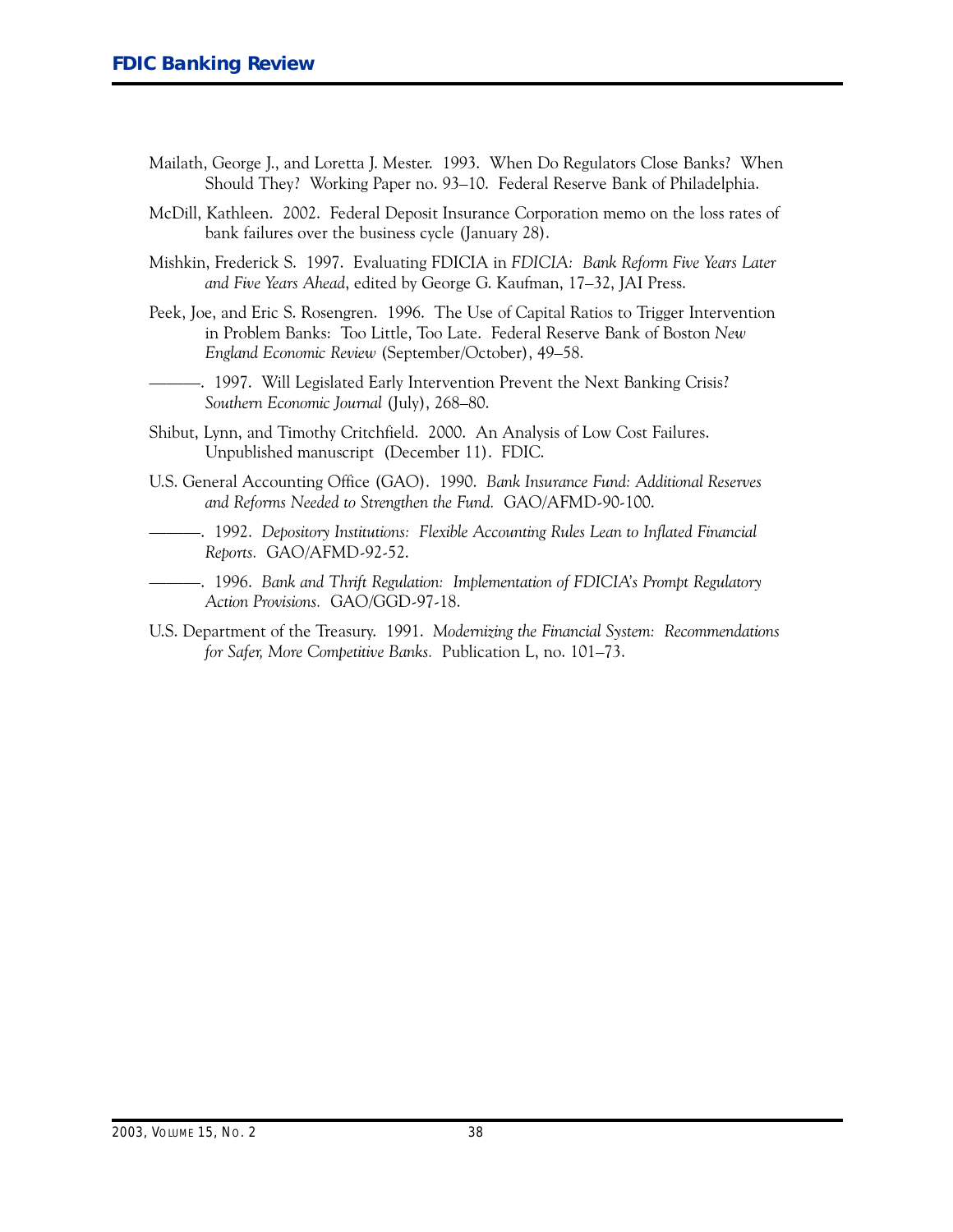Mailath, George J., and Loretta J. Mester. 1993. When Do Regulators Close Banks? When Should They? Working Paper no. 93–10. Federal Reserve Bank of Philadelphia.

McDill, Kathleen. 2002. Federal Deposit Insurance Corporation memo on the loss rates of bank failures over the business cycle (January 28).

Mishkin, Frederick S. 1997. Evaluating FDICIA in *FDICIA: Bank Reform Five Years Later and Five Years Ahead*, edited by George G. Kaufman, 17–32, JAI Press.

Peek, Joe, and Eric S. Rosengren. 1996. The Use of Capital Ratios to Trigger Intervention in Problem Banks: Too Little, Too Late. Federal Reserve Bank of Boston *New England Economic Review* (September/October), 49–58.

———. 1997. Will Legislated Early Intervention Prevent the Next Banking Crisis? *Southern Economic Journal* (July), 268–80.

Shibut, Lynn, and Timothy Critchfield. 2000. An Analysis of Low Cost Failures. Unpublished manuscript (December 11). FDIC.

U.S. General Accounting Office (GAO). 1990. *Bank Insurance Fund: Additional Reserves and Reforms Needed to Strengthen the Fund.* GAO/AFMD-90-100.

———. 1992. *Depository Institutions: Flexible Accounting Rules Lean to Inflated Financial Reports.* GAO/AFMD-92-52.

———. 1996. *Bank and Thrift Regulation: Implementation of FDICIA's Prompt Regulatory Action Provisions.* GAO/GGD-97-18.

U.S. Department of the Treasury. 1991. *Modernizing the Financial System: Recommendations for Safer, More Competitive Banks.* Publication L, no. 101–73.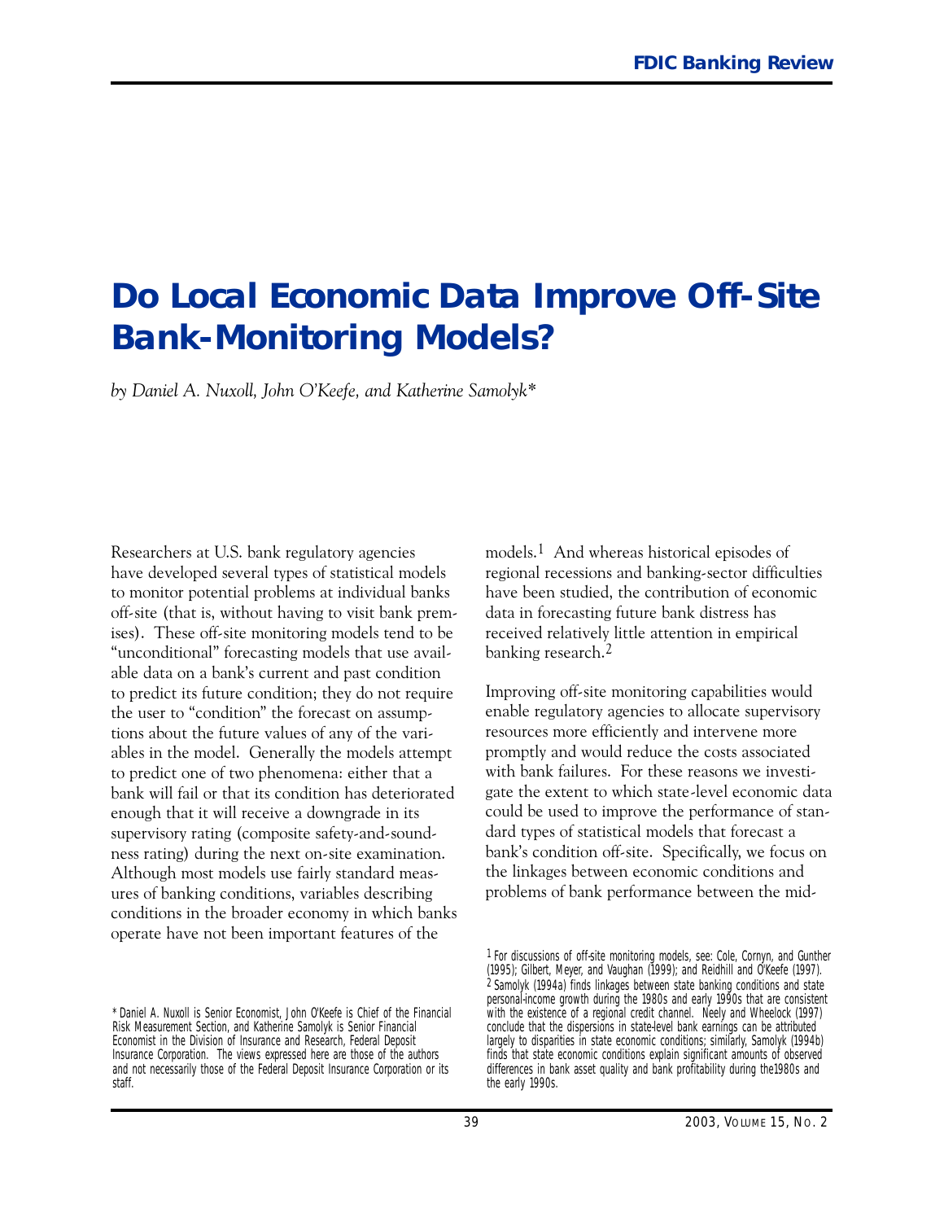# Do Local Economic Data Improve Off-Site Bank-Monitoring Models?

*by Daniel A. Nuxoll, John O'Keefe, and Katherine Samolyk**

Researchers at U.S. bank regulatory agencies have developed several types of statistical models to monitor potential problems at individual banks off-site (that is, without having to visit bank premises). These off-site monitoring models tend to be "unconditional" forecasting models that use available data on a bank's current and past condition to predict its future condition; they do not require the user to "condition" the forecast on assumptions about the future values of any of the variables in the model. Generally the models attempt to predict one of two phenomena: either that a bank will fail or that its condition has deteriorated enough that it will receive a downgrade in its supervisory rating (composite safety-and-soundness rating) during the next on-site examination. Although most models use fairly standard measures of banking conditions, variables describing conditions in the broader economy in which banks operate have not been important features of the models.[1] And whereas historical episodes of regional recessions and banking-sector difficulties have been studied, the contribution of economic data in forecasting future bank distress has received relatively little attention in empirical banking research.[2]

Improving off-site monitoring capabilities would enable regulatory agencies to allocate supervisory resources more efficiently and intervene more promptly and would reduce the costs associated with bank failures. For these reasons we investigate the extent to which state-level economic data could be used to improve the performance of standard types of statistical models that forecast a bank's condition off-site. Specifically, we focus on the linkages between economic conditions and problems of bank performance between the mid-

\* Daniel A. Nuxoll is Senior Economist, John O'Keefe is Chief of the Financial Risk Measurement Section, and Katherine Samolyk is Senior Financial Economist in the Division of Insurance and Research, Federal Deposit Insurance Corporation. The views expressed here are those of the authors and not necessarily those of the Federal Deposit Insurance Corporation or its staff.

[1] For discussions of off-site monitoring models, see: Cole, Cornyn, and Gunther (1995); Gilbert, Meyer, and Vaughan (1999); and Reidhill and O'Keefe (1997).

[2] Samolyk (1994a) finds linkages between state banking conditions and state personal-income growth during the 1980s and early 1990s that are consistent with the existence of a regional credit channel. Neely and Wheelock (1997) conclude that the dispersions in state-level bank earnings can be attributed largely to disparities in state economic conditions; similarly, Samolyk (1994b) finds that state economic conditions explain significant amounts of observed differences in bank asset quality and bank profitability during the1980s and the early 1990s.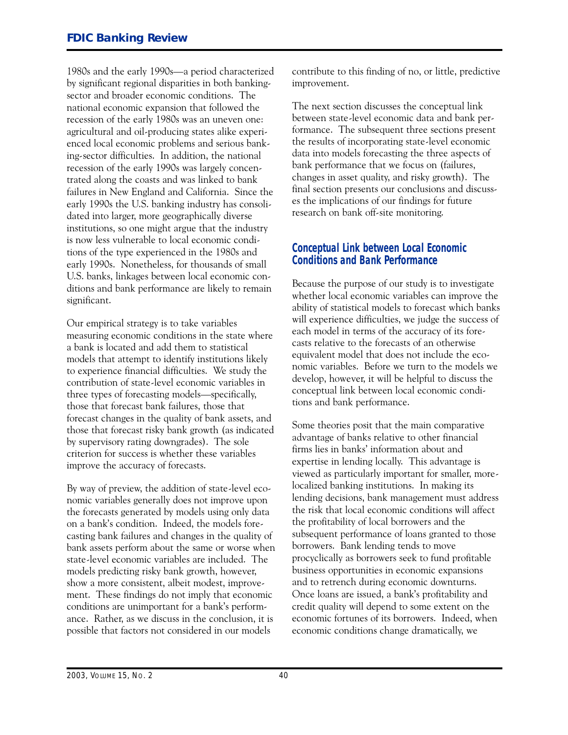1980s and the early 1990s—a period characterized by significant regional disparities in both banking-sector and broader economic conditions. The national economic expansion that followed the recession of the early 1980s was an uneven one: agricultural and oil-producing states alike experienced local economic problems and serious banking-sector difficulties. In addition, the national recession of the early 1990s was largely concentrated along the coasts and was linked to bank failures in New England and California. Since the early 1990s the U.S. banking industry has consolidated into larger, more geographically diverse institutions, so one might argue that the industry is now less vulnerable to local economic conditions of the type experienced in the 1980s and early 1990s. Nonetheless, for thousands of small U.S. banks, linkages between local economic conditions and bank performance are likely to remain significant.

Our empirical strategy is to take variables measuring economic conditions in the state where a bank is located and add them to statistical models that attempt to identify institutions likely to experience financial difficulties. We study the contribution of state-level economic variables in three types of forecasting models—specifically, those that forecast bank failures, those that forecast changes in the quality of bank assets, and those that forecast risky bank growth (as indicated by supervisory rating downgrades). The sole criterion for success is whether these variables improve the accuracy of forecasts.

By way of preview, the addition of state-level economic variables generally does not improve upon the forecasts generated by models using only data on a bank's condition. Indeed, the models forecasting bank failures and changes in the quality of bank assets perform about the same or worse when state-level economic variables are included. The models predicting risky bank growth, however, show a more consistent, albeit modest, improvement. These findings do not imply that economic conditions are unimportant for a bank's performance. Rather, as we discuss in the conclusion, it is possible that factors not considered in our models contribute to this finding of no, or little, predictive improvement.

The next section discusses the conceptual link between state-level economic data and bank performance. The subsequent three sections present the results of incorporating state-level economic data into models forecasting the three aspects of bank performance that we focus on (failures, changes in asset quality, and risky growth). The final section presents our conclusions and discusses the implications of our findings for future research on bank off-site monitoring.

## Conceptual Link between Local Economic Conditions and Bank Performance

Because the purpose of our study is to investigate whether local economic variables can improve the ability of statistical models to forecast which banks will experience difficulties, we judge the success of each model in terms of the accuracy of its forecasts relative to the forecasts of an otherwise equivalent model that does not include the economic variables. Before we turn to the models we develop, however, it will be helpful to discuss the conceptual link between local economic conditions and bank performance.

Some theories posit that the main comparative advantage of banks relative to other financial firms lies in banks' information about and expertise in lending locally. This advantage is viewed as particularly important for smaller, more-localized banking institutions. In making its lending decisions, bank management must address the risk that local economic conditions will affect the profitability of local borrowers and the subsequent performance of loans granted to those borrowers. Bank lending tends to move procyclically as borrowers seek to fund profitable business opportunities in economic expansions and to retrench during economic downturns. Once loans are issued, a bank's profitability and credit quality will depend to some extent on the economic fortunes of its borrowers. Indeed, when economic conditions change dramatically, we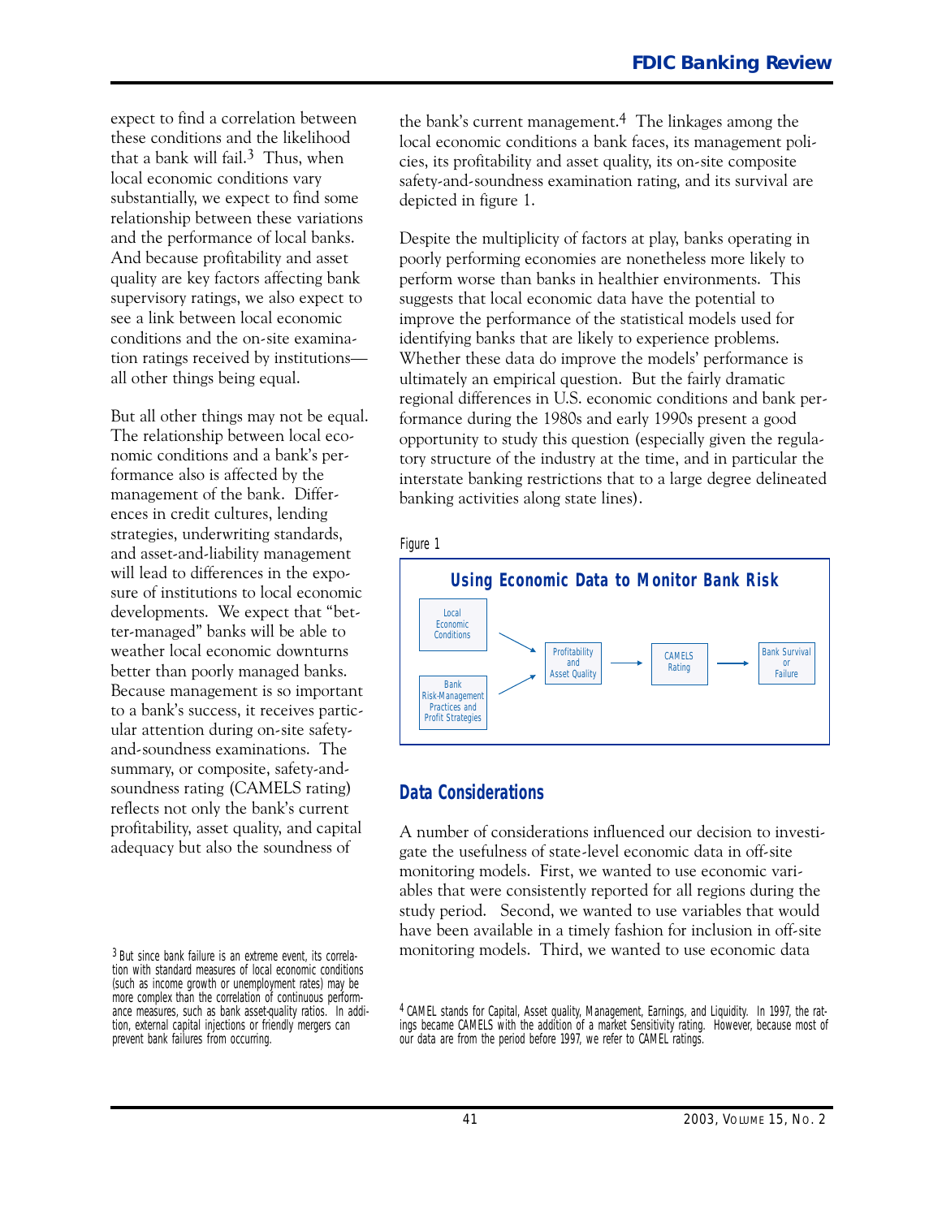expect to find a correlation between these conditions and the likelihood that a bank will fail.[3] Thus, when local economic conditions vary substantially, we expect to find some relationship between these variations and the performance of local banks. And because profitability and asset quality are key factors affecting bank supervisory ratings, we also expect to see a link between local economic conditions and the on-site examination ratings received by institutions—all other things being equal.

But all other things may not be equal. The relationship between local economic conditions and a bank's performance also is affected by the management of the bank. Differences in credit cultures, lending strategies, underwriting standards, and asset-and-liability management will lead to differences in the exposure of institutions to local economic developments. We expect that "better-managed" banks will be able to weather local economic downturns better than poorly managed banks. Because management is so important to a bank's success, it receives particular attention during on-site safety-and-soundness examinations. The summary, or composite, safety-and-soundness rating (CAMELS rating) reflects not only the bank's current profitability, asset quality, and capital adequacy but also the soundness of the bank's current management.[4] The linkages among the local economic conditions a bank faces, its management policies, its profitability and asset quality, its on-site composite safety-and-soundness examination rating, and its survival are depicted in figure 1.

Despite the multiplicity of factors at play, banks operating in poorly performing economies are nonetheless more likely to perform worse than banks in healthier environments. This suggests that local economic data have the potential to improve the performance of the statistical models used for identifying banks that are likely to experience problems. Whether these data do improve the models' performance is ultimately an empirical question. But the fairly dramatic regional differences in U.S. economic conditions and bank performance during the 1980s and early 1990s present a good opportunity to study this question (especially given the regulatory structure of the industry at the time, and in particular the interstate banking restrictions that to a large degree delineated banking activities along state lines).

Figure 1

**Using Economic Data to Monitor Bank Risk**

Local Economic Conditions → Profitability and Asset Quality
Bank Risk-Management Practices and Profit Strategies → Profitability and Asset Quality
Profitability and Asset Quality → CAMELS Rating → Bank Survival or Failure

## Data Considerations

A number of considerations influenced our decision to investigate the usefulness of state-level economic data in off-site monitoring models. First, we wanted to use economic variables that were consistently reported for all regions during the study period. Second, we wanted to use variables that would have been available in a timely fashion for inclusion in off-site monitoring models. Third, we wanted to use economic data

[3] But since bank failure is an extreme event, its correlation with standard measures of local economic conditions (such as income growth or unemployment rates) may be more complex than the correlation of continuous performance measures, such as bank asset-quality ratios. In addition, external capital injections or friendly mergers can prevent bank failures from occurring.

[4] CAMEL stands for Capital, Asset quality, Management, Earnings, and Liquidity. In 1997, the ratings became CAMELS with the addition of a market Sensitivity rating. However, because most of our data are from the period before 1997, we refer to CAMEL ratings.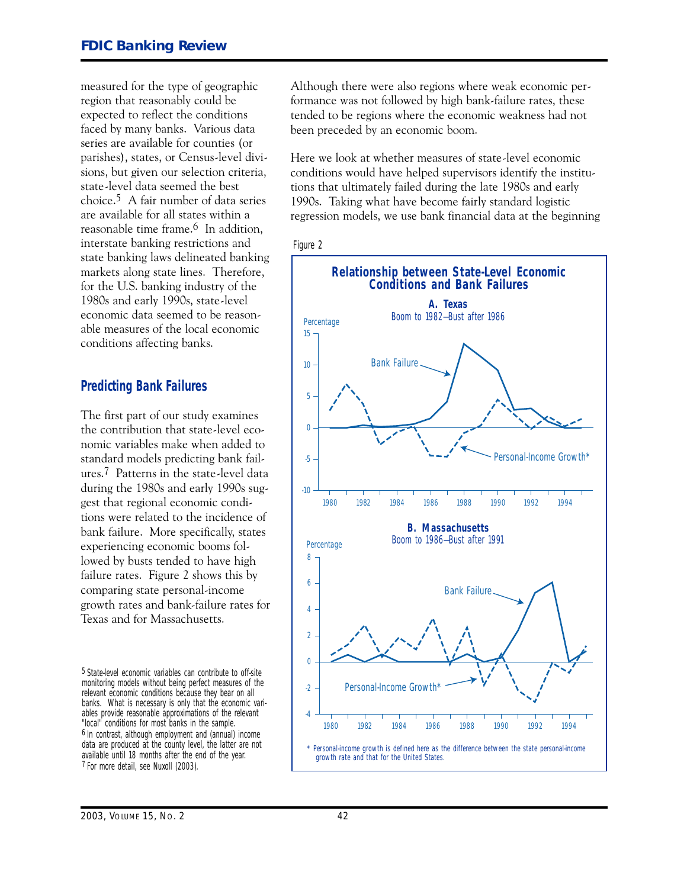measured for the type of geographic region that reasonably could be expected to reflect the conditions faced by many banks. Various data series are available for counties (or parishes), states, or Census-level divisions, but given our selection criteria, state-level data seemed the best choice.[5] A fair number of data series are available for all states within a reasonable time frame.[6] In addition, interstate banking restrictions and state banking laws delineated banking markets along state lines. Therefore, for the U.S. banking industry of the 1980s and early 1990s, state-level economic data seemed to be reasonable measures of the local economic conditions affecting banks.

## Predicting Bank Failures

The first part of our study examines the contribution that state-level economic variables make when added to standard models predicting bank failures.[7] Patterns in the state-level data during the 1980s and early 1990s suggest that regional economic conditions were related to the incidence of bank failure. More specifically, states experiencing economic booms followed by busts tended to have high failure rates. Figure 2 shows this by comparing state personal-income growth rates and bank-failure rates for Texas and for Massachusetts. Although there were also regions where weak economic performance was not followed by high bank-failure rates, these tended to be regions where the economic weakness had not been preceded by an economic boom.

Here we look at whether measures of state-level economic conditions would have helped supervisors identify the institutions that ultimately failed during the late 1980s and early 1990s. Taking what have become fairly standard logistic regression models, we use bank financial data at the beginning

Figure 2

**Relationship between State-Level Economic Conditions and Bank Failures**

**A. Texas**
Boom to 1982—Bust after 1986

**B. Massachusetts**
Boom to 1986—Bust after 1991

\* Personal-income growth is defined here as the difference between the state personal-income growth rate and that for the United States.

---

[5] State-level economic variables can contribute to off-site monitoring models without being perfect measures of the relevant economic conditions because they bear on all banks. What is necessary is only that the economic variables provide reasonable approximations of the relevant "local" conditions for most banks in the sample.

[6] In contrast, although employment and (annual) income data are produced at the county level, the latter are not available until 18 months after the end of the year.

[7] For more detail, see Nuxoll (2003).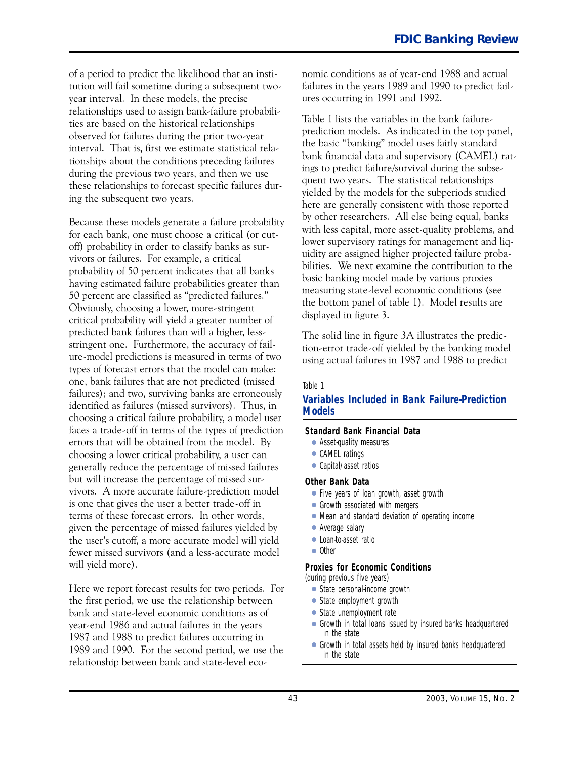of a period to predict the likelihood that an institution will fail sometime during a subsequent two-year interval. In these models, the precise relationships used to assign bank-failure probabilities are based on the historical relationships observed for failures during the prior two-year interval. That is, first we estimate statistical relationships about the conditions preceding failures during the previous two years, and then we use these relationships to forecast specific failures during the subsequent two years.

Because these models generate a failure probability for each bank, one must choose a critical (or cutoff) probability in order to classify banks as survivors or failures. For example, a critical probability of 50 percent indicates that all banks having estimated failure probabilities greater than 50 percent are classified as "predicted failures." Obviously, choosing a lower, more-stringent critical probability will yield a greater number of predicted bank failures than will a higher, less-stringent one. Furthermore, the accuracy of failure-model predictions is measured in terms of two types of forecast errors that the model can make: one, bank failures that are not predicted (missed failures); and two, surviving banks are erroneously identified as failures (missed survivors). Thus, in choosing a critical failure probability, a model user faces a trade-off in terms of the types of prediction errors that will be obtained from the model. By choosing a lower critical probability, a user can generally reduce the percentage of missed failures but will increase the percentage of missed survivors. A more accurate failure-prediction model is one that gives the user a better trade-off in terms of these forecast errors. In other words, given the percentage of missed failures yielded by the user's cutoff, a more accurate model will yield fewer missed survivors (and a less-accurate model will yield more).

Here we report forecast results for two periods. For the first period, we use the relationship between bank and state-level economic conditions as of year-end 1986 and actual failures in the years 1987 and 1988 to predict failures occurring in 1989 and 1990. For the second period, we use the relationship between bank and state-level economic conditions as of year-end 1988 and actual failures in the years 1989 and 1990 to predict failures occurring in 1991 and 1992.

Table 1 lists the variables in the bank failure-prediction models. As indicated in the top panel, the basic "banking" model uses fairly standard bank financial data and supervisory (CAMEL) ratings to predict failure/survival during the subsequent two years. The statistical relationships yielded by the models for the subperiods studied here are generally consistent with those reported by other researchers. All else being equal, banks with less capital, more asset-quality problems, and lower supervisory ratings for management and liquidity are assigned higher projected failure probabilities. We next examine the contribution to the basic banking model made by various proxies measuring state-level economic conditions (see the bottom panel of table 1). Model results are displayed in figure 3.

The solid line in figure 3A illustrates the prediction-error trade-off yielded by the banking model using actual failures in 1987 and 1988 to predict

Table 1

### Variables Included in Bank Failure-Prediction Models

**Standard Bank Financial Data**

- Asset-quality measures
- CAMEL ratings
- Capital/asset ratios

**Other Bank Data**

- Five years of loan growth, asset growth
- Growth associated with mergers
- Mean and standard deviation of operating income
- Average salary
- Loan-to-asset ratio
- Other

**Proxies for Economic Conditions**
(during previous five years)

- State personal-income growth
- State employment growth
- State unemployment rate
- Growth in total loans issued by insured banks headquartered in the state
- Growth in total assets held by insured banks headquartered in the state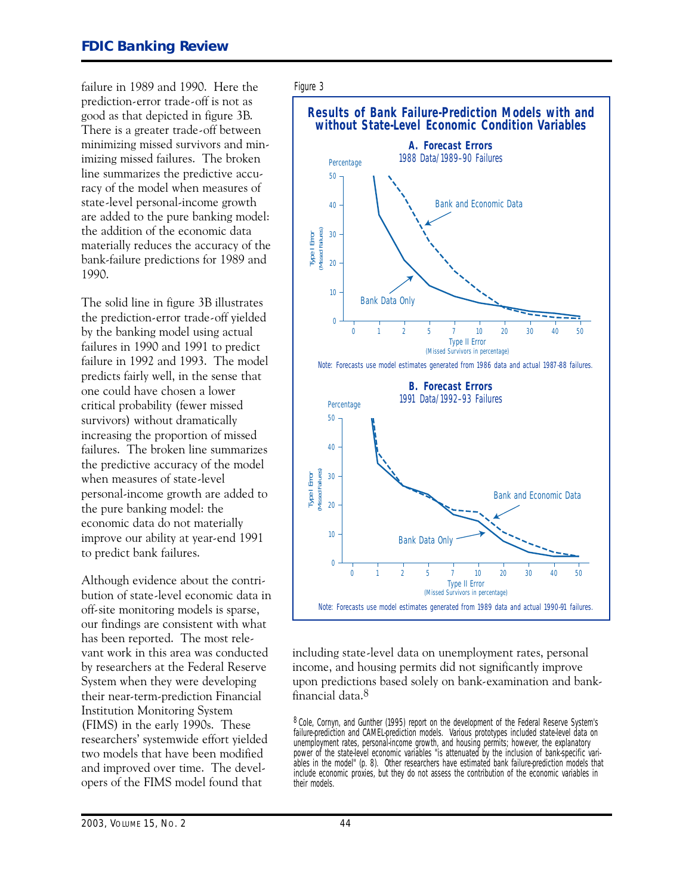failure in 1989 and 1990. Here the prediction-error trade-off is not as good as that depicted in figure 3B. There is a greater trade-off between minimizing missed survivors and minimizing missed failures. The broken line summarizes the predictive accuracy of the model when measures of state-level personal-income growth are added to the pure banking model: the addition of the economic data materially reduces the accuracy of the bank-failure predictions for 1989 and 1990.

The solid line in figure 3B illustrates the prediction-error trade-off yielded by the banking model using actual failures in 1990 and 1991 to predict failure in 1992 and 1993. The model predicts fairly well, in the sense that one could have chosen a lower critical probability (fewer missed survivors) without dramatically increasing the proportion of missed failures. The broken line summarizes the predictive accuracy of the model when measures of state-level personal-income growth are added to the pure banking model: the economic data do not materially improve our ability at year-end 1991 to predict bank failures.

Although evidence about the contribution of state-level economic data in off-site monitoring models is sparse, our findings are consistent with what has been reported. The most relevant work in this area was conducted by researchers at the Federal Reserve System when they were developing their near-term-prediction Financial Institution Monitoring System (FIMS) in the early 1990s. These researchers' systemwide effort yielded two models that have been modified and improved over time. The developers of the FIMS model found that including state-level data on unemployment rates, personal income, and housing permits did not significantly improve upon predictions based solely on bank-examination and bank-financial data.[8]

Figure 3

**Results of Bank Failure-Prediction Models with and without State-Level Economic Condition Variables**

**A. Forecast Errors**
1988 Data/1989–90 Failures

Note: Forecasts use model estimates generated from 1986 data and actual 1987-88 failures.

**B. Forecast Errors**
1991 Data/1992–93 Failures

Note: Forecasts use model estimates generated from 1989 data and actual 1990-91 failures.

[8] Cole, Cornyn, and Gunther (1995) report on the development of the Federal Reserve System's failure-prediction and CAMEL-prediction models. Various prototypes included state-level data on unemployment rates, personal-income growth, and housing permits; however, the explanatory power of the state-level economic variables "is attenuated by the inclusion of bank-specific variables in the model" (p. 8). Other researchers have estimated bank failure-prediction models that include economic proxies, but they do not assess the contribution of the economic variables in their models.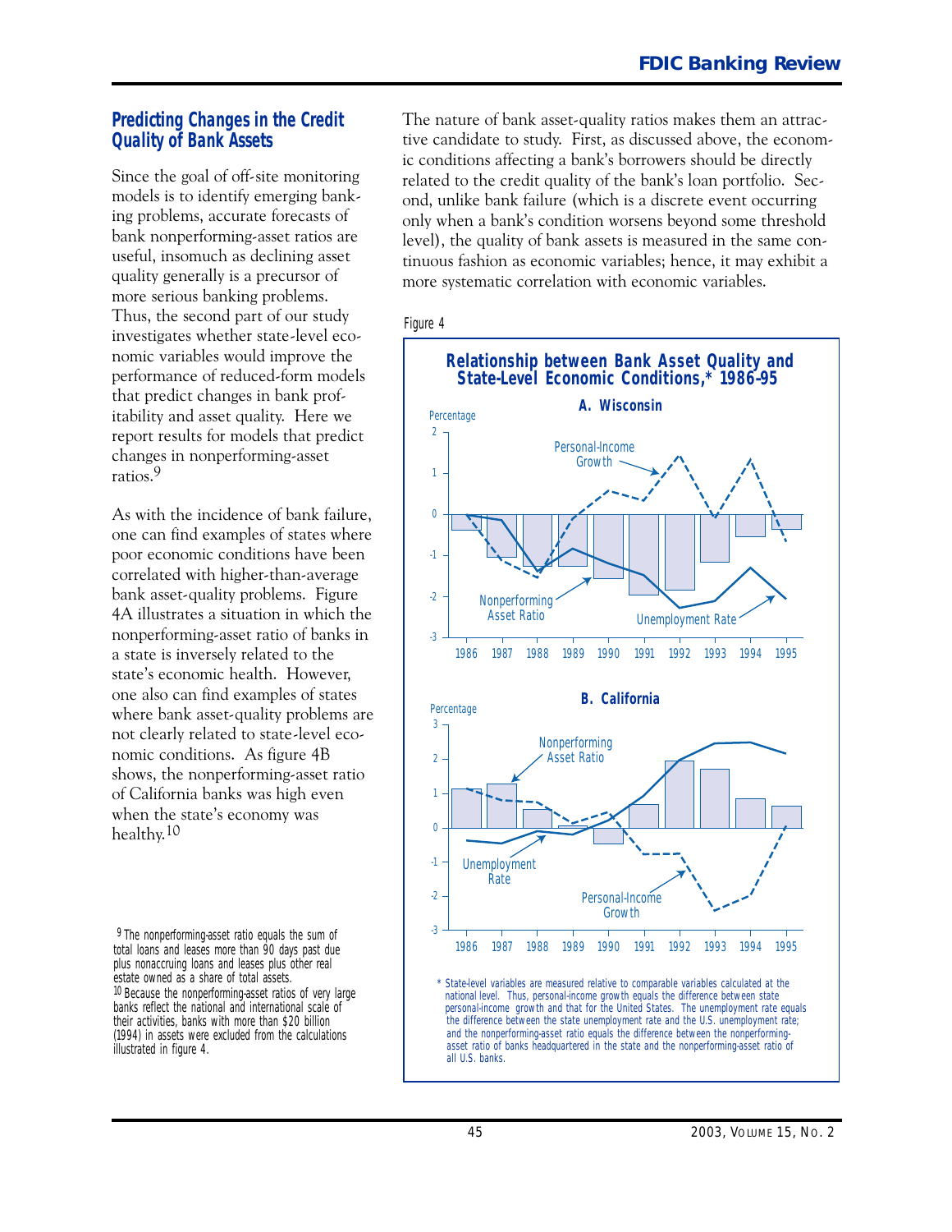## Predicting Changes in the Credit Quality of Bank Assets

Since the goal of off-site monitoring models is to identify emerging banking problems, accurate forecasts of bank nonperforming-asset ratios are useful, insomuch as declining asset quality generally is a precursor of more serious banking problems. Thus, the second part of our study investigates whether state-level economic variables would improve the performance of reduced-form models that predict changes in bank profitability and asset quality. Here we report results for models that predict changes in nonperforming-asset ratios.[9]

As with the incidence of bank failure, one can find examples of states where poor economic conditions have been correlated with higher-than-average bank asset-quality problems. Figure 4A illustrates a situation in which the nonperforming-asset ratio of banks in a state is inversely related to the state's economic health. However, one also can find examples of states where bank asset-quality problems are not clearly related to state-level economic conditions. As figure 4B shows, the nonperforming-asset ratio of California banks was high even when the state's economy was healthy.[10]

The nature of bank asset-quality ratios makes them an attractive candidate to study. First, as discussed above, the economic conditions affecting a bank's borrowers should be directly related to the credit quality of the bank's loan portfolio. Second, unlike bank failure (which is a discrete event occurring only when a bank's condition worsens beyond some threshold level), the quality of bank assets is measured in the same continuous fashion as economic variables; hence, it may exhibit a more systematic correlation with economic variables.

Figure 4

**Relationship between Bank Asset Quality and State-Level Economic Conditions,* 1986–95**

**A. Wisconsin**

**B. California**

\* State-level variables are measured relative to comparable variables calculated at the national level. Thus, personal-income growth equals the difference between state personal-income growth and that for the United States. The unemployment rate equals the difference between the state unemployment rate and the U.S. unemployment rate; and the nonperforming-asset ratio equals the difference between the nonperforming-asset ratio of banks headquartered in the state and the nonperforming-asset ratio of all U.S. banks.

[9] The nonperforming-asset ratio equals the sum of total loans and leases more than 90 days past due plus nonaccruing loans and leases plus other real estate owned as a share of total assets.

[10] Because the nonperforming-asset ratios of very large banks reflect the national and international scale of their activities, banks with more than $20 billion (1994) in assets were excluded from the calculations illustrated in figure 4.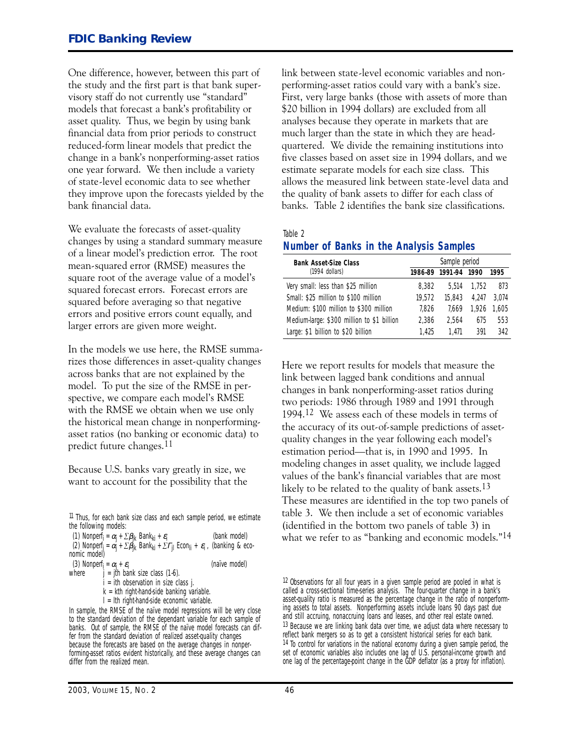One difference, however, between this part of the study and the first part is that bank supervisory staff do not currently use "standard" models that forecast a bank's profitability or asset quality. Thus, we begin by using bank financial data from prior periods to construct reduced-form linear models that predict the change in a bank's nonperforming-asset ratios one year forward. We then include a variety of state-level economic data to see whether they improve upon the forecasts yielded by the bank financial data.

We evaluate the forecasts of asset-quality changes by using a standard summary measure of a linear model's prediction error. The root mean-squared error (RMSE) measures the square root of the average value of a model's squared forecast errors. Forecast errors are squared before averaging so that negative errors and positive errors count equally, and larger errors are given more weight.

In the models we use here, the RMSE summarizes those differences in asset-quality changes across banks that are not explained by the model. To put the size of the RMSE in perspective, we compare each model's RMSE with the RMSE we obtain when we use only the historical mean change in nonperforming-asset ratios (no banking or economic data) to predict future changes.[11]

Because U.S. banks vary greatly in size, we want to account for the possibility that the link between state-level economic variables and nonperforming-asset ratios could vary with a bank's size. First, very large banks (those with assets of more than \$20 billion in 1994 dollars) are excluded from all analyses because they operate in markets that are much larger than the state in which they are headquartered. We divide the remaining institutions into five classes based on asset size in 1994 dollars, and we estimate separate models for each size class. This allows the measured link between state-level data and the quality of bank assets to differ for each class of banks. Table 2 identifies the bank size classifications.

Table 2

### Number of Banks in the Analysis Samples

| Bank Asset-Size Class (1994 dollars) | Sample period | | | |
|---|---|---|---|---|
| | 1986-89 | 1991-94 | 1990 | 1995 |
| Very small: less than \$25 million | 8,382 | 5,514 | 1,752 | 873 |
| Small: \$25 million to \$100 million | 19,572 | 15,843 | 4,247 | 3,074 |
| Medium: \$100 million to \$300 million | 7,826 | 7,669 | 1,926 | 1,605 |
| Medium-large: \$300 million to \$1 billion | 2,386 | 2,564 | 675 | 553 |
| Large: \$1 billion to \$20 billion | 1,425 | 1,471 | 391 | 342 |

Here we report results for models that measure the link between lagged bank conditions and annual changes in bank nonperforming-asset ratios during two periods: 1986 through 1989 and 1991 through 1994.[12] We assess each of these models in terms of the accuracy of its out-of-sample predictions of asset-quality changes in the year following each model's estimation period—that is, in 1990 and 1995. In modeling changes in asset quality, we include lagged values of the bank's financial variables that are most likely to be related to the quality of bank assets.[13] These measures are identified in the top two panels of table 3. We then include a set of economic variables (identified in the bottom two panels of table 3) in what we refer to as "banking and economic models."[14]

---

[11] Thus, for each bank size class and each sample period, we estimate the following models:

(1) $\text{Nonperf}_i = \alpha_j + \Sigma\beta_{jk}\ \text{Bank}_{ki} + \varepsilon_i$ (bank model)

(2) $\text{Nonperf}_i = \alpha_j + \Sigma\beta_{jk}\ \text{Bank}_{ki} + \Sigma\Gamma_{jl}\ \text{Econ}_{li} + \varepsilon_i$, (banking & economic model)

(3) $\text{Nonperf}_i = \alpha_j + \varepsilon_i$ (naïve model)

where $j$ = jth bank size class (1-6).
$i$ = ith observation in size class j.
$k$ = kth right-hand-side banking variable.
$l$ = lth right-hand-side economic variable.

In sample, the RMSE of the naïve model regressions will be very close to the standard deviation of the dependant variable for each sample of banks. Out of sample, the RMSE of the naïve model forecasts can differ from the standard deviation of realized asset-quality changes because the forecasts are based on the average changes in nonperforming-asset ratios evident historically, and these average changes can differ from the realized mean.

[12] Observations for all four years in a given sample period are pooled in what is called a cross-sectional time-series analysis. The four-quarter change in a bank's asset-quality ratio is measured as the percentage change in the ratio of nonperforming assets to total assets. Nonperforming assets include loans 90 days past due and still accruing, nonaccruing loans and leases, and other real estate owned.

[13] Because we are linking bank data over time, we adjust data where necessary to reflect bank mergers so as to get a consistent historical series for each bank.

[14] To control for variations in the national economy during a given sample period, the set of economic variables also includes one lag of U.S. personal-income growth and one lag of the percentage-point change in the GDP deflator (as a proxy for inflation).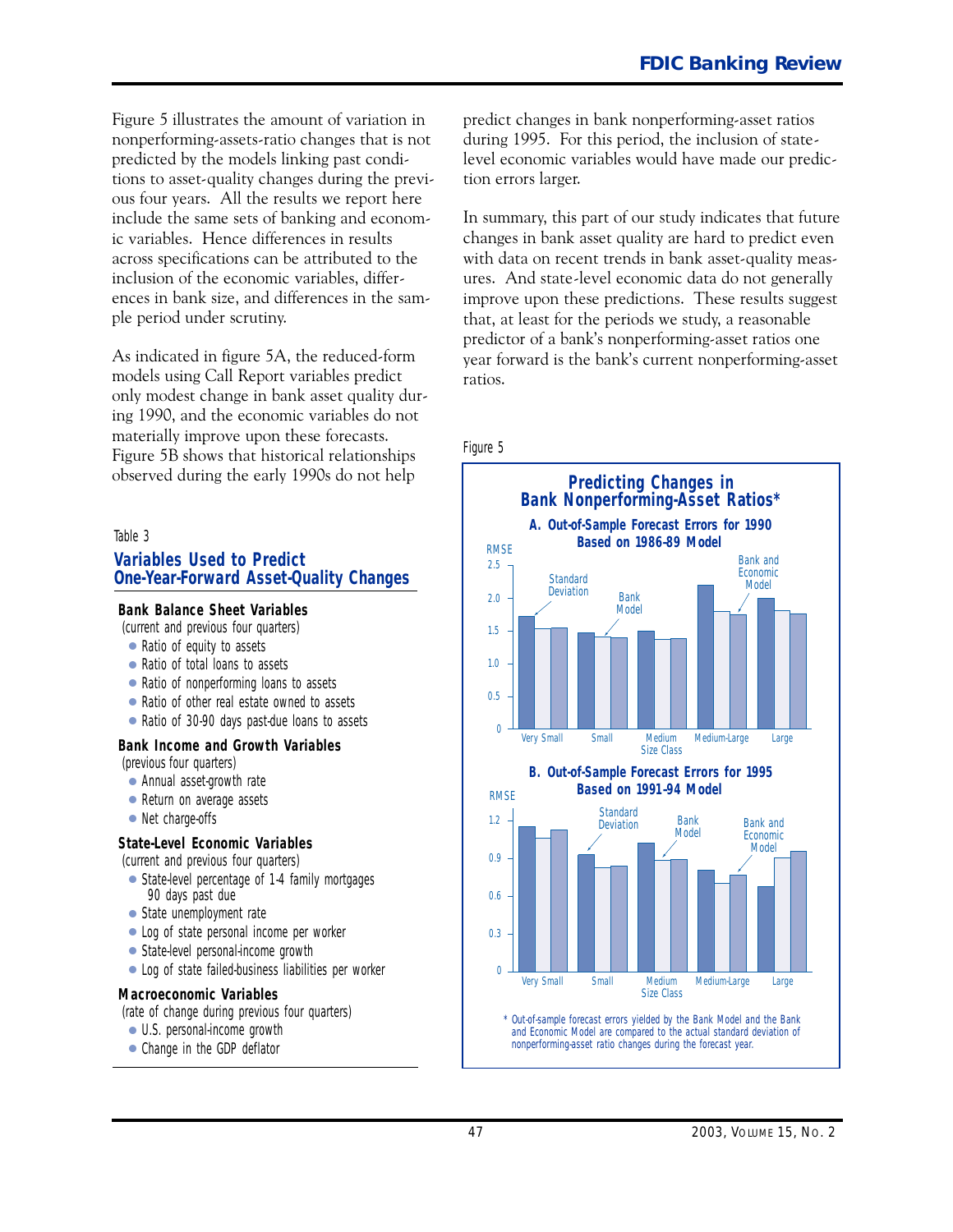Figure 5 illustrates the amount of variation in nonperforming-assets-ratio changes that is not predicted by the models linking past conditions to asset-quality changes during the previous four years. All the results we report here include the same sets of banking and economic variables. Hence differences in results across specifications can be attributed to the inclusion of the economic variables, differences in bank size, and differences in the sample period under scrutiny.

As indicated in figure 5A, the reduced-form models using Call Report variables predict only modest change in bank asset quality during 1990, and the economic variables do not materially improve upon these forecasts. Figure 5B shows that historical relationships observed during the early 1990s do not help predict changes in bank nonperforming-asset ratios during 1995. For this period, the inclusion of state-level economic variables would have made our prediction errors larger.

In summary, this part of our study indicates that future changes in bank asset quality are hard to predict even with data on recent trends in bank asset-quality measures. And state-level economic data do not generally improve upon these predictions. These results suggest that, at least for the periods we study, a reasonable predictor of a bank's nonperforming-asset ratios one year forward is the bank's current nonperforming-asset ratios.

Table 3

### Variables Used to Predict One-Year-Forward Asset-Quality Changes

**Bank Balance Sheet Variables**
(current and previous four quarters)

- Ratio of equity to assets
- Ratio of total loans to assets
- Ratio of nonperforming loans to assets
- Ratio of other real estate owned to assets
- Ratio of 30-90 days past-due loans to assets

**Bank Income and Growth Variables**
(previous four quarters)

- Annual asset-growth rate
- Return on average assets
- Net charge-offs

**State-Level Economic Variables**
(current and previous four quarters)

- State-level percentage of 1-4 family mortgages 90 days past due
- State unemployment rate
- Log of state personal income per worker
- State-level personal-income growth
- Log of state failed-business liabilities per worker

**Macroeconomic Variables**
(rate of change during previous four quarters)

- U.S. personal-income growth
- Change in the GDP deflator

Figure 5

**Predicting Changes in Bank Nonperforming-Asset Ratios***

**A. Out-of-Sample Forecast Errors for 1990 Based on 1986-89 Model**

RMSE (approximate values read from chart)

| Size Class | Standard Deviation | Bank Model | Bank and Economic Model |
|---|---|---|---|
| Very Small | 1.72 | 1.54 | 1.55 |
| Small | 1.47 | 1.41 | 1.40 |
| Medium | 1.50 | 1.38 | 1.39 |
| Medium-Large | 2.20 | 1.80 | 1.75 |
| Large | 2.00 | 1.81 | 1.77 |

**B. Out-of-Sample Forecast Errors for 1995 Based on 1991-94 Model**

RMSE (approximate values read from chart)

| Size Class | Standard Deviation | Bank Model | Bank and Economic Model |
|---|---|---|---|
| Very Small | 1.15 | 1.06 | 1.12 |
| Small | 0.93 | 0.83 | 0.84 |
| Medium | 1.02 | 0.89 | 0.89 |
| Medium-Large | 0.81 | 0.70 | 0.77 |
| Large | 0.68 | 0.90 | 0.95 |

\* Out-of-sample forecast errors yielded by the Bank Model and the Bank and Economic Model are compared to the actual standard deviation of nonperforming-asset ratio changes during the forecast year.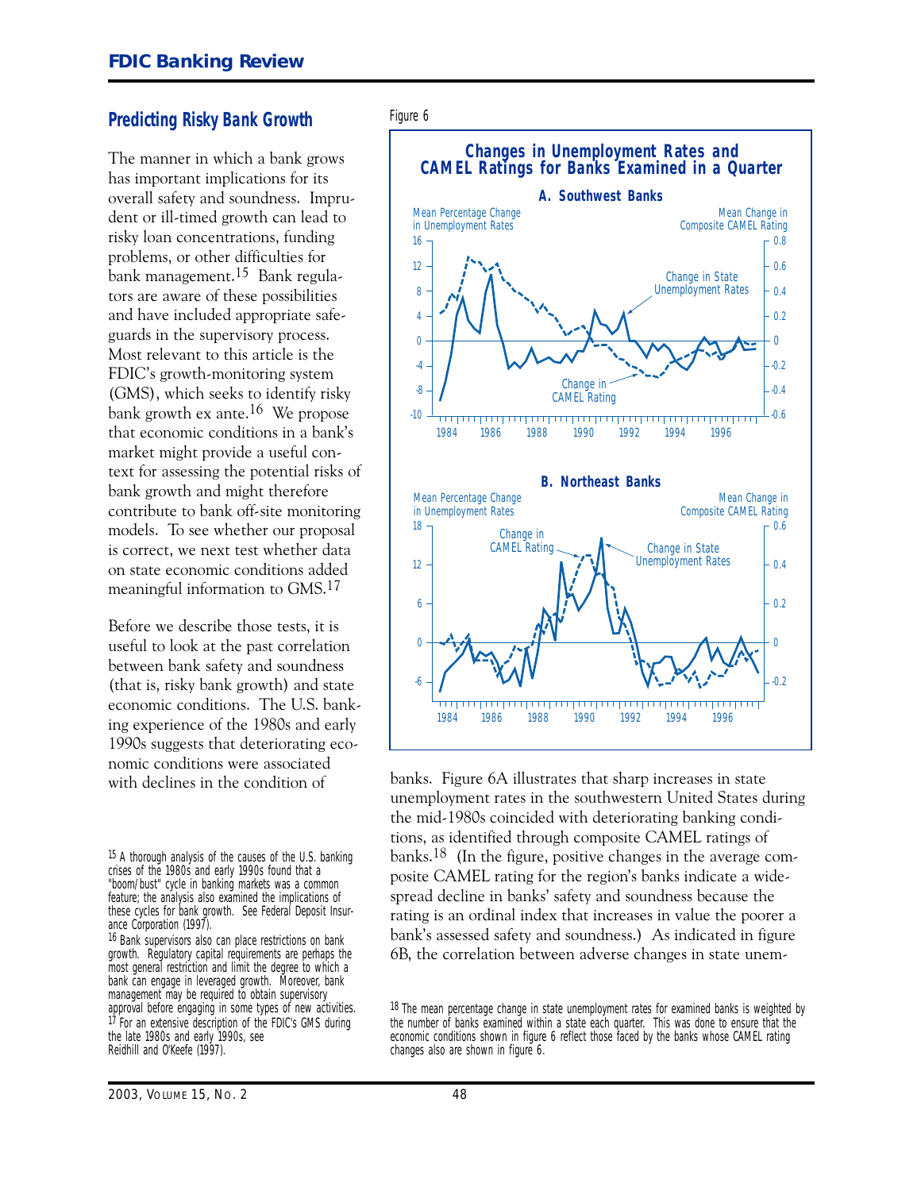## Predicting Risky Bank Growth

The manner in which a bank grows has important implications for its overall safety and soundness. Imprudent or ill-timed growth can lead to risky loan concentrations, funding problems, or other difficulties for bank management.[15] Bank regulators are aware of these possibilities and have included appropriate safeguards in the supervisory process. Most relevant to this article is the FDIC's growth-monitoring system (GMS), which seeks to identify risky bank growth ex ante.[16] We propose that economic conditions in a bank's market might provide a useful context for assessing the potential risks of bank growth and might therefore contribute to bank off-site monitoring models. To see whether our proposal is correct, we next test whether data on state economic conditions added meaningful information to GMS.[17]

Before we describe those tests, it is useful to look at the past correlation between bank safety and soundness (that is, risky bank growth) and state economic conditions. The U.S. banking experience of the 1980s and early 1990s suggests that deteriorating economic conditions were associated with declines in the condition of banks. Figure 6A illustrates that sharp increases in state unemployment rates in the southwestern United States during the mid-1980s coincided with deteriorating banking conditions, as identified through composite CAMEL ratings of banks.[18] (In the figure, positive changes in the average composite CAMEL rating for the region's banks indicate a widespread decline in banks' safety and soundness because the rating is an ordinal index that increases in value the poorer a bank's assessed safety and soundness.) As indicated in figure 6B, the correlation between adverse changes in state unem-

Figure 6

**Changes in Unemployment Rates and CAMEL Ratings for Banks Examined in a Quarter**

**A. Southwest Banks**

**B. Northeast Banks**

[15] A thorough analysis of the causes of the U.S. banking crises of the 1980s and early 1990s found that a "boom/bust" cycle in banking markets was a common feature; the analysis also examined the implications of these cycles for bank growth. See Federal Deposit Insurance Corporation (1997).

[16] Bank supervisors also can place restrictions on bank growth. Regulatory capital requirements are perhaps the most general restriction and limit the degree to which a bank can engage in leveraged growth. Moreover, bank management may be required to obtain supervisory approval before engaging in some types of new activities.

[17] For an extensive description of the FDIC's GMS during the late 1980s and early 1990s, see Reidhill and O'Keefe (1997).

[18] The mean percentage change in state unemployment rates for examined banks is weighted by the number of banks examined within a state each quarter. This was done to ensure that the economic conditions shown in figure 6 reflect those faced by the banks whose CAMEL rating changes also are shown in figure 6.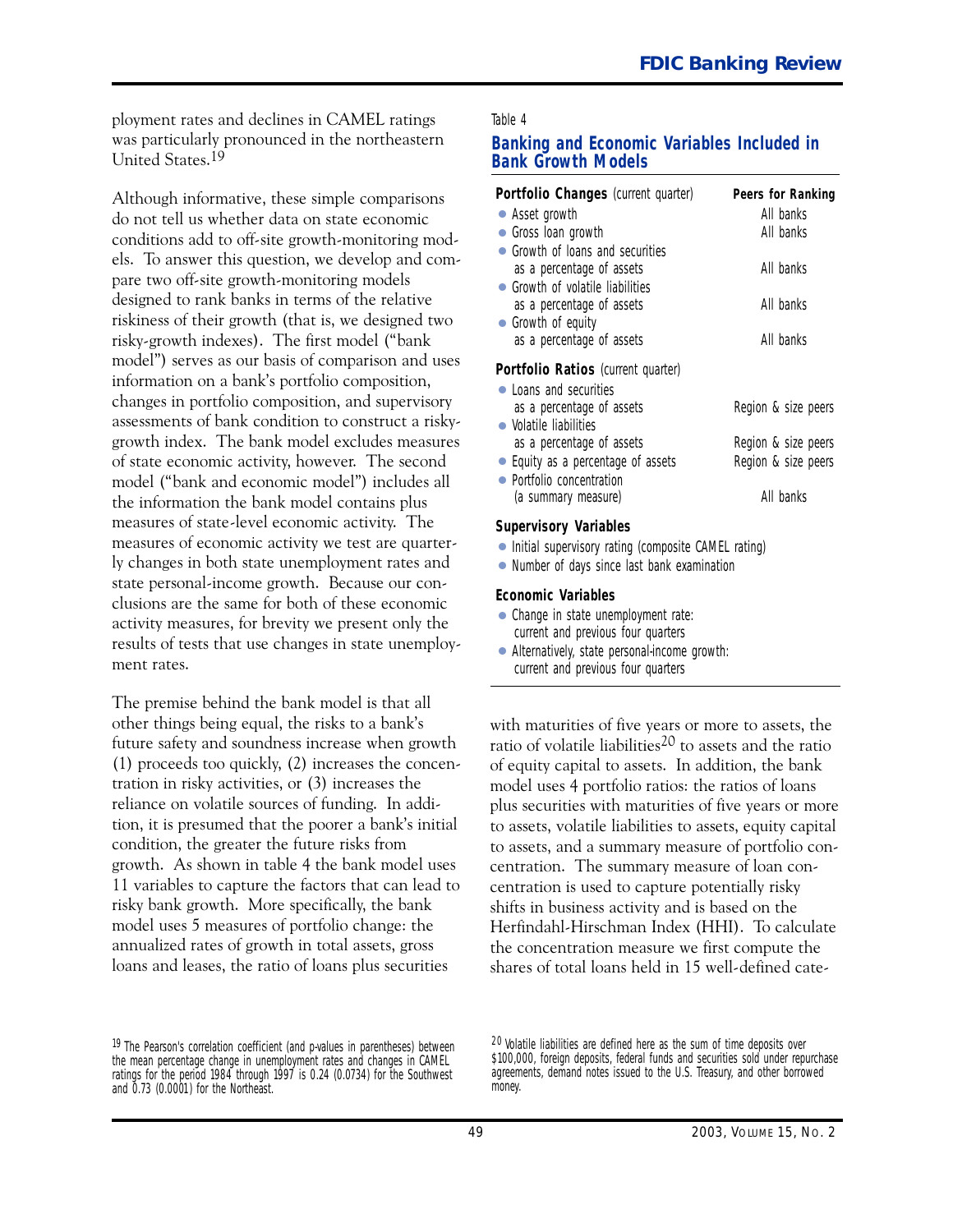ployment rates and declines in CAMEL ratings was particularly pronounced in the northeastern United States.[19]

Although informative, these simple comparisons do not tell us whether data on state economic conditions add to off-site growth-monitoring models. To answer this question, we develop and compare two off-site growth-monitoring models designed to rank banks in terms of the relative riskiness of their growth (that is, we designed two risky-growth indexes). The first model ("bank model") serves as our basis of comparison and uses information on a bank's portfolio composition, changes in portfolio composition, and supervisory assessments of bank condition to construct a risky-growth index. The bank model excludes measures of state economic activity, however. The second model ("bank and economic model") includes all the information the bank model contains plus measures of state-level economic activity. The measures of economic activity we test are quarterly changes in both state unemployment rates and state personal-income growth. Because our conclusions are the same for both of these economic activity measures, for brevity we present only the results of tests that use changes in state unemployment rates.

The premise behind the bank model is that all other things being equal, the risks to a bank's future safety and soundness increase when growth (1) proceeds too quickly, (2) increases the concentration in risky activities, or (3) increases the reliance on volatile sources of funding. In addition, it is presumed that the poorer a bank's initial condition, the greater the future risks from growth. As shown in table 4 the bank model uses 11 variables to capture the factors that can lead to risky bank growth. More specifically, the bank model uses 5 measures of portfolio change: the annualized rates of growth in total assets, gross loans and leases, the ratio of loans plus securities with maturities of five years or more to assets, the ratio of volatile liabilities[20] to assets and the ratio of equity capital to assets. In addition, the bank model uses 4 portfolio ratios: the ratios of loans plus securities with maturities of five years or more to assets, volatile liabilities to assets, equity capital to assets, and a summary measure of portfolio concentration. The summary measure of loan concentration is used to capture potentially risky shifts in business activity and is based on the Herfindahl-Hirschman Index (HHI). To calculate the concentration measure we first compute the shares of total loans held in 15 well-defined cate-

Table 4

**Banking and Economic Variables Included in Bank Growth Models**

| **Portfolio Changes** (current quarter) | **Peers for Ranking** |
|---|---|
| • Asset growth | All banks |
| • Gross loan growth | All banks |
| • Growth of loans and securities as a percentage of assets | All banks |
| • Growth of volatile liabilities as a percentage of assets | All banks |
| • Growth of equity as a percentage of assets | All banks |
| **Portfolio Ratios** (current quarter) | |
| • Loans and securities as a percentage of assets | Region & size peers |
| • Volatile liabilities as a percentage of assets | Region & size peers |
| • Equity as a percentage of assets | Region & size peers |
| • Portfolio concentration (a summary measure) | All banks |
| **Supervisory Variables** | |
| • Initial supervisory rating (composite CAMEL rating) | |
| • Number of days since last bank examination | |
| **Economic Variables** | |
| • Change in state unemployment rate: current and previous four quarters | |
| • Alternatively, state personal-income growth: current and previous four quarters | |

[19] The Pearson's correlation coefficient (and p-values in parentheses) between the mean percentage change in unemployment rates and changes in CAMEL ratings for the period 1984 through 1997 is 0.24 (0.0734) for the Southwest and 0.73 (0.0001) for the Northeast.

[20] Volatile liabilities are defined here as the sum of time deposits over \$100,000, foreign deposits, federal funds and securities sold under repurchase agreements, demand notes issued to the U.S. Treasury, and other borrowed money.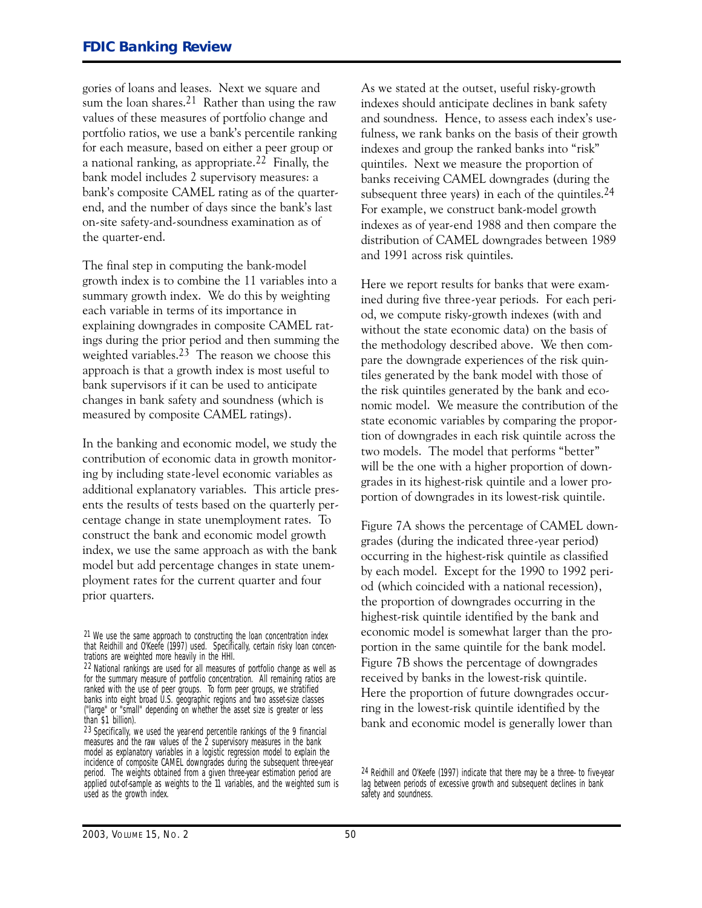gories of loans and leases. Next we square and sum the loan shares.[21] Rather than using the raw values of these measures of portfolio change and portfolio ratios, we use a bank's percentile ranking for each measure, based on either a peer group or a national ranking, as appropriate.[22] Finally, the bank model includes 2 supervisory measures: a bank's composite CAMEL rating as of the quarter-end, and the number of days since the bank's last on-site safety-and-soundness examination as of the quarter-end.

The final step in computing the bank-model growth index is to combine the 11 variables into a summary growth index. We do this by weighting each variable in terms of its importance in explaining downgrades in composite CAMEL ratings during the prior period and then summing the weighted variables.[23] The reason we choose this approach is that a growth index is most useful to bank supervisors if it can be used to anticipate changes in bank safety and soundness (which is measured by composite CAMEL ratings).

In the banking and economic model, we study the contribution of economic data in growth monitoring by including state-level economic variables as additional explanatory variables. This article presents the results of tests based on the quarterly percentage change in state unemployment rates. To construct the bank and economic model growth index, we use the same approach as with the bank model but add percentage changes in state unemployment rates for the current quarter and four prior quarters.

As we stated at the outset, useful risky-growth indexes should anticipate declines in bank safety and soundness. Hence, to assess each index's usefulness, we rank banks on the basis of their growth indexes and group the ranked banks into "risk" quintiles. Next we measure the proportion of banks receiving CAMEL downgrades (during the subsequent three years) in each of the quintiles.[24] For example, we construct bank-model growth indexes as of year-end 1988 and then compare the distribution of CAMEL downgrades between 1989 and 1991 across risk quintiles.

Here we report results for banks that were examined during five three-year periods. For each period, we compute risky-growth indexes (with and without the state economic data) on the basis of the methodology described above. We then compare the downgrade experiences of the risk quintiles generated by the bank model with those of the risk quintiles generated by the bank and economic model. We measure the contribution of the state economic variables by comparing the proportion of downgrades in each risk quintile across the two models. The model that performs "better" will be the one with a higher proportion of downgrades in its highest-risk quintile and a lower proportion of downgrades in its lowest-risk quintile.

Figure 7A shows the percentage of CAMEL downgrades (during the indicated three-year period) occurring in the highest-risk quintile as classified by each model. Except for the 1990 to 1992 period (which coincided with a national recession), the proportion of downgrades occurring in the highest-risk quintile identified by the bank and economic model is somewhat larger than the proportion in the same quintile for the bank model. Figure 7B shows the percentage of downgrades received by banks in the lowest-risk quintile. Here the proportion of future downgrades occurring in the lowest-risk quintile identified by the bank and economic model is generally lower than

[21] We use the same approach to constructing the loan concentration index that Reidhill and O'Keefe (1997) used. Specifically, certain risky loan concentrations are weighted more heavily in the HHI.

[22] National rankings are used for all measures of portfolio change as well as for the summary measure of portfolio concentration. All remaining ratios are ranked with the use of peer groups. To form peer groups, we stratified banks into eight broad U.S. geographic regions and two asset-size classes ("large" or "small" depending on whether the asset size is greater or less than $1 billion).

[23] Specifically, we used the year-end percentile rankings of the 9 financial measures and the raw values of the 2 supervisory measures in the bank model as explanatory variables in a logistic regression model to explain the incidence of composite CAMEL downgrades during the subsequent three-year period. The weights obtained from a given three-year estimation period are applied out-of-sample as weights to the 11 variables, and the weighted sum is used as the growth index.

[24] Reidhill and O'Keefe (1997) indicate that there may be a three- to five-year lag between periods of excessive growth and subsequent declines in bank safety and soundness.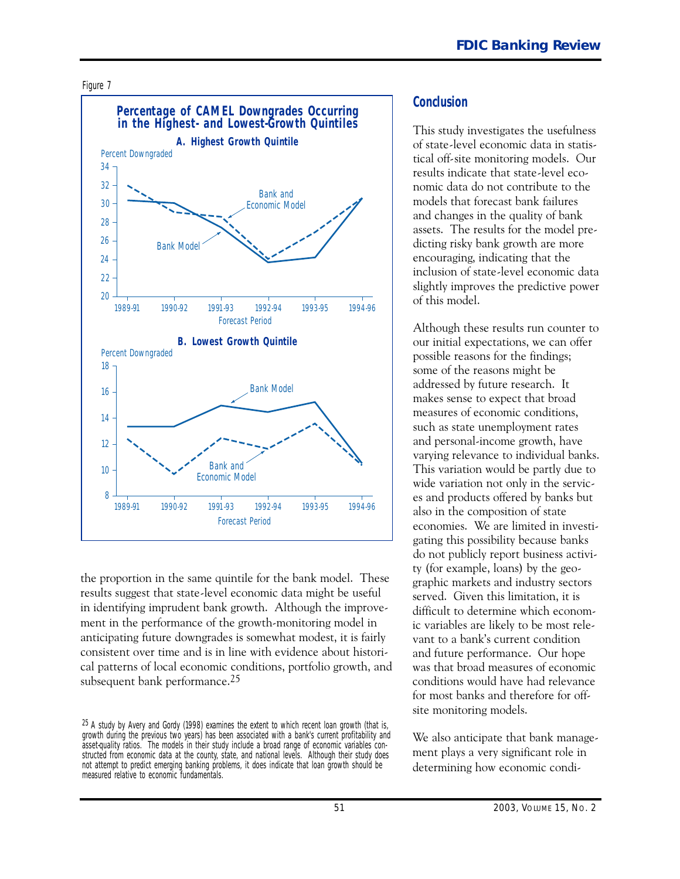Figure 7

**Percentage of CAMEL Downgrades Occurring in the Highest- and Lowest-Growth Quintiles**

**A. Highest Growth Quintile**

**B. Lowest Growth Quintile**

the proportion in the same quintile for the bank model. These results suggest that state-level economic data might be useful in identifying imprudent bank growth. Although the improvement in the performance of the growth-monitoring model in anticipating future downgrades is somewhat modest, it is fairly consistent over time and is in line with evidence about historical patterns of local economic conditions, portfolio growth, and subsequent bank performance.[25]

[25] A study by Avery and Gordy (1998) examines the extent to which recent loan growth (that is, growth during the previous two years) has been associated with a bank's current profitability and asset-quality ratios. The models in their study include a broad range of economic variables constructed from economic data at the county, state, and national levels. Although their study does not attempt to predict emerging banking problems, it does indicate that loan growth should be measured relative to economic fundamentals.

## Conclusion

This study investigates the usefulness of state-level economic data in statistical off-site monitoring models. Our results indicate that state-level economic data do not contribute to the models that forecast bank failures and changes in the quality of bank assets. The results for the model predicting risky bank growth are more encouraging, indicating that the inclusion of state-level economic data slightly improves the predictive power of this model.

Although these results run counter to our initial expectations, we can offer possible reasons for the findings; some of the reasons might be addressed by future research. It makes sense to expect that broad measures of economic conditions, such as state unemployment rates and personal-income growth, have varying relevance to individual banks. This variation would be partly due to wide variation not only in the services and products offered by banks but also in the composition of state economies. We are limited in investigating this possibility because banks do not publicly report business activity (for example, loans) by the geographic markets and industry sectors served. Given this limitation, it is difficult to determine which economic variables are likely to be most relevant to a bank's current condition and future performance. Our hope was that broad measures of economic conditions would have had relevance for most banks and therefore for off-site monitoring models.

We also anticipate that bank management plays a very significant role in determining how economic condi-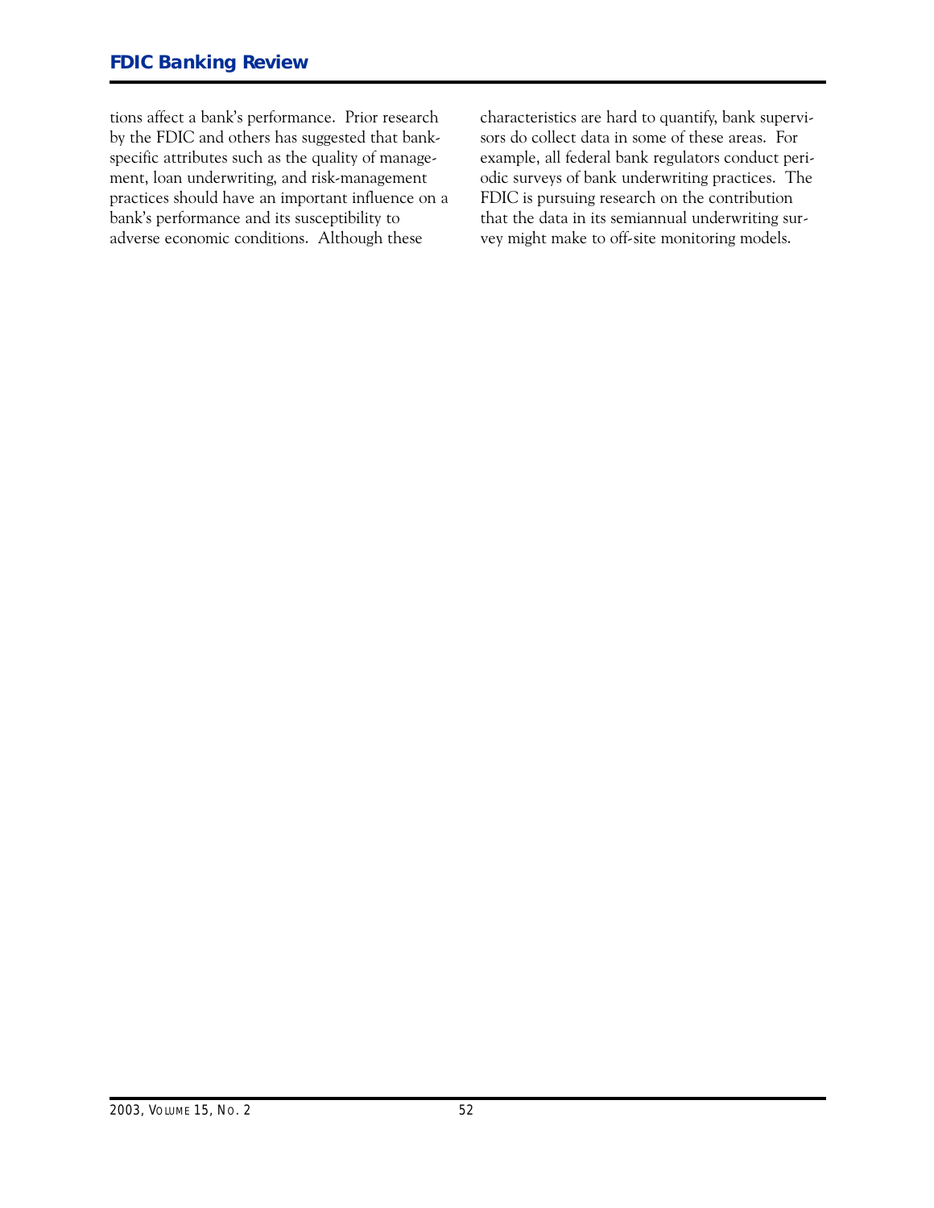tions affect a bank's performance. Prior research by the FDIC and others has suggested that bank-specific attributes such as the quality of management, loan underwriting, and risk-management practices should have an important influence on a bank's performance and its susceptibility to adverse economic conditions. Although these characteristics are hard to quantify, bank supervisors do collect data in some of these areas. For example, all federal bank regulators conduct periodic surveys of bank underwriting practices. The FDIC is pursuing research on the contribution that the data in its semiannual underwriting survey might make to off-site monitoring models.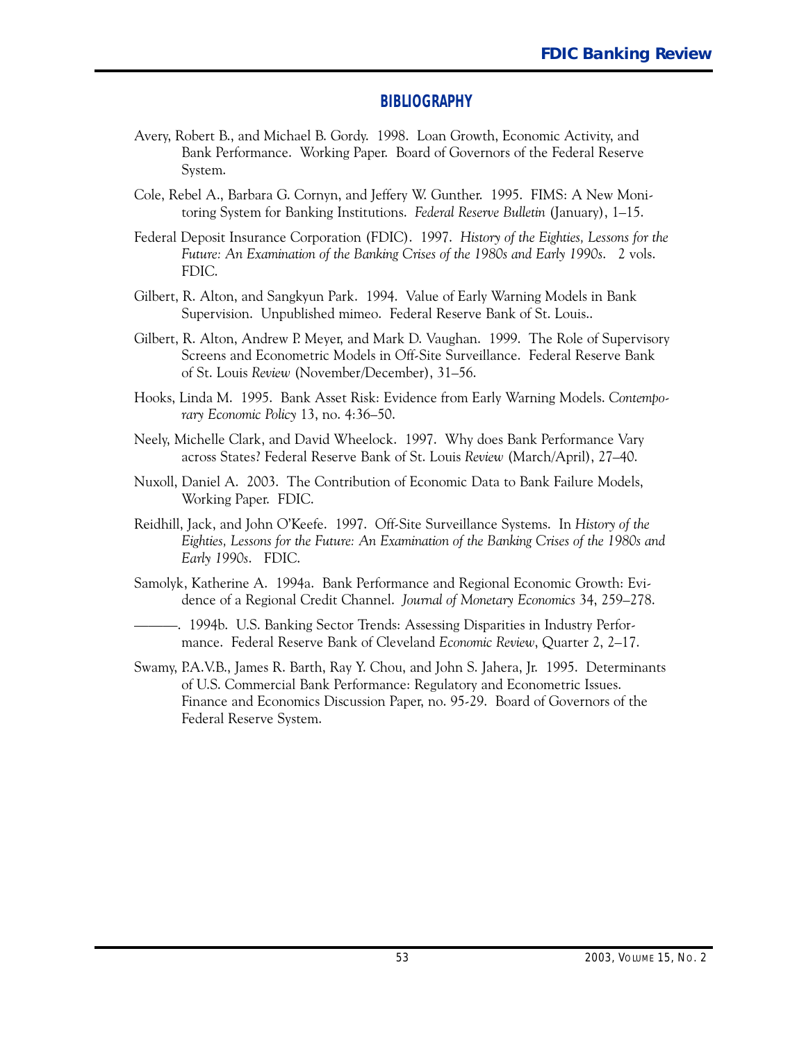## BIBLIOGRAPHY

Avery, Robert B., and Michael B. Gordy. 1998. Loan Growth, Economic Activity, and Bank Performance. Working Paper. Board of Governors of the Federal Reserve System.

Cole, Rebel A., Barbara G. Cornyn, and Jeffery W. Gunther. 1995. FIMS: A New Monitoring System for Banking Institutions. *Federal Reserve Bulletin* (January), 1–15.

Federal Deposit Insurance Corporation (FDIC). 1997. *History of the Eighties, Lessons for the Future: An Examination of the Banking Crises of the 1980s and Early 1990s*. 2 vols. FDIC.

Gilbert, R. Alton, and Sangkyun Park. 1994. Value of Early Warning Models in Bank Supervision. Unpublished mimeo. Federal Reserve Bank of St. Louis..

Gilbert, R. Alton, Andrew P. Meyer, and Mark D. Vaughan. 1999. The Role of Supervisory Screens and Econometric Models in Off-Site Surveillance. Federal Reserve Bank of St. Louis *Review* (November/December), 31–56.

Hooks, Linda M. 1995. Bank Asset Risk: Evidence from Early Warning Models. *Contemporary Economic Policy* 13, no. 4:36–50.

Neely, Michelle Clark, and David Wheelock. 1997. Why does Bank Performance Vary across States? Federal Reserve Bank of St. Louis *Review* (March/April), 27–40.

Nuxoll, Daniel A. 2003. The Contribution of Economic Data to Bank Failure Models, Working Paper. FDIC.

Reidhill, Jack, and John O'Keefe. 1997. Off-Site Surveillance Systems. In *History of the Eighties, Lessons for the Future: An Examination of the Banking Crises of the 1980s and Early 1990s*. FDIC.

Samolyk, Katherine A. 1994a. Bank Performance and Regional Economic Growth: Evidence of a Regional Credit Channel. *Journal of Monetary Economics* 34, 259–278.

———. 1994b. U.S. Banking Sector Trends: Assessing Disparities in Industry Performance. Federal Reserve Bank of Cleveland *Economic Review*, Quarter 2, 2–17.

Swamy, P.A.V.B., James R. Barth, Ray Y. Chou, and John S. Jahera, Jr. 1995. Determinants of U.S. Commercial Bank Performance: Regulatory and Econometric Issues. Finance and Economics Discussion Paper, no. 95-29. Board of Governors of the Federal Reserve System.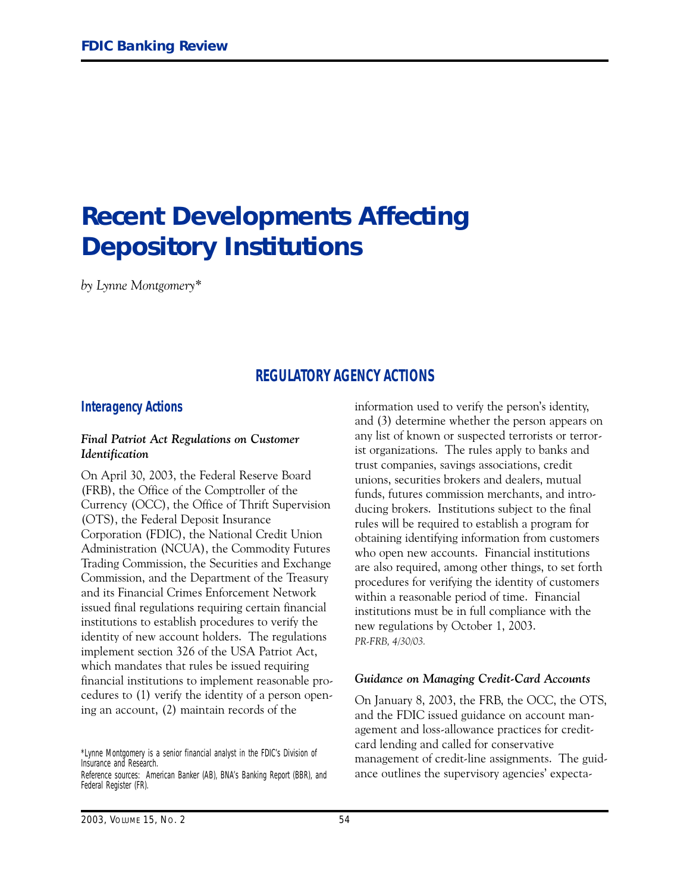# Recent Developments Affecting Depository Institutions

*by Lynne Montgomery\**

## REGULATORY AGENCY ACTIONS

### Interagency Actions

#### *Final Patriot Act Regulations on Customer Identification*

On April 30, 2003, the Federal Reserve Board (FRB), the Office of the Comptroller of the Currency (OCC), the Office of Thrift Supervision (OTS), the Federal Deposit Insurance Corporation (FDIC), the National Credit Union Administration (NCUA), the Commodity Futures Trading Commission, the Securities and Exchange Commission, and the Department of the Treasury and its Financial Crimes Enforcement Network issued final regulations requiring certain financial institutions to establish procedures to verify the identity of new account holders. The regulations implement section 326 of the USA Patriot Act, which mandates that rules be issued requiring financial institutions to implement reasonable procedures to (1) verify the identity of a person opening an account, (2) maintain records of the information used to verify the person's identity, and (3) determine whether the person appears on any list of known or suspected terrorists or terrorist organizations. The rules apply to banks and trust companies, savings associations, credit unions, securities brokers and dealers, mutual funds, futures commission merchants, and introducing brokers. Institutions subject to the final rules will be required to establish a program for obtaining identifying information from customers who open new accounts. Financial institutions are also required, among other things, to set forth procedures for verifying the identity of customers within a reasonable period of time. Financial institutions must be in full compliance with the new regulations by October 1, 2003.
*PR-FRB, 4/30/03.*

#### *Guidance on Managing Credit-Card Accounts*

On January 8, 2003, the FRB, the OCC, the OTS, and the FDIC issued guidance on account management and loss-allowance practices for credit-card lending and called for conservative management of credit-line assignments. The guidance outlines the supervisory agencies' expecta-

\*Lynne Montgomery is a senior financial analyst in the FDIC's Division of Insurance and Research.
Reference sources: American Banker (AB), BNA's Banking Report (BBR), and Federal Register (FR).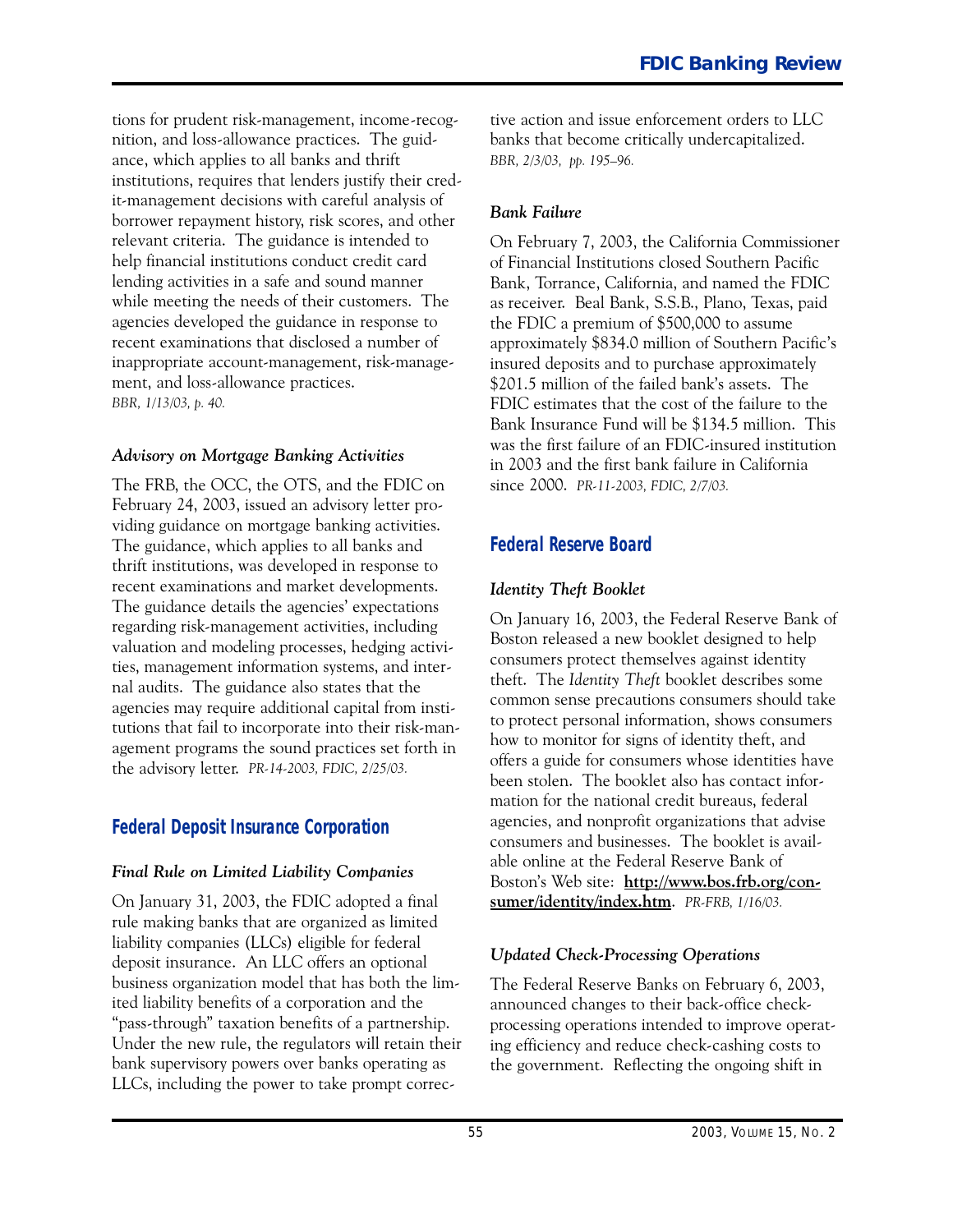tions for prudent risk-management, income-recognition, and loss-allowance practices. The guidance, which applies to all banks and thrift institutions, requires that lenders justify their credit-management decisions with careful analysis of borrower repayment history, risk scores, and other relevant criteria. The guidance is intended to help financial institutions conduct credit card lending activities in a safe and sound manner while meeting the needs of their customers. The agencies developed the guidance in response to recent examinations that disclosed a number of inappropriate account-management, risk-management, and loss-allowance practices. *BBR, 1/13/03, p. 40.*

### *Advisory on Mortgage Banking Activities*

The FRB, the OCC, the OTS, and the FDIC on February 24, 2003, issued an advisory letter providing guidance on mortgage banking activities. The guidance, which applies to all banks and thrift institutions, was developed in response to recent examinations and market developments. The guidance details the agencies' expectations regarding risk-management activities, including valuation and modeling processes, hedging activities, management information systems, and internal audits. The guidance also states that the agencies may require additional capital from institutions that fail to incorporate into their risk-management programs the sound practices set forth in the advisory letter. *PR-14-2003, FDIC, 2/25/03.*

## Federal Deposit Insurance Corporation

### *Final Rule on Limited Liability Companies*

On January 31, 2003, the FDIC adopted a final rule making banks that are organized as limited liability companies (LLCs) eligible for federal deposit insurance. An LLC offers an optional business organization model that has both the limited liability benefits of a corporation and the "pass-through" taxation benefits of a partnership. Under the new rule, the regulators will retain their bank supervisory powers over banks operating as LLCs, including the power to take prompt corrective action and issue enforcement orders to LLC banks that become critically undercapitalized. *BBR, 2/3/03, pp. 195–96.*

### *Bank Failure*

On February 7, 2003, the California Commissioner of Financial Institutions closed Southern Pacific Bank, Torrance, California, and named the FDIC as receiver. Beal Bank, S.S.B., Plano, Texas, paid the FDIC a premium of $500,000 to assume approximately $834.0 million of Southern Pacific's insured deposits and to purchase approximately $201.5 million of the failed bank's assets. The FDIC estimates that the cost of the failure to the Bank Insurance Fund will be $134.5 million. This was the first failure of an FDIC-insured institution in 2003 and the first bank failure in California since 2000. *PR-11-2003, FDIC, 2/7/03.*

## Federal Reserve Board

### *Identity Theft Booklet*

On January 16, 2003, the Federal Reserve Bank of Boston released a new booklet designed to help consumers protect themselves against identity theft. The *Identity Theft* booklet describes some common sense precautions consumers should take to protect personal information, shows consumers how to monitor for signs of identity theft, and offers a guide for consumers whose identities have been stolen. The booklet also has contact information for the national credit bureaus, federal agencies, and nonprofit organizations that advise consumers and businesses. The booklet is available online at the Federal Reserve Bank of Boston's Web site: **http://www.bos.frb.org/consumer/identity/index.htm**. *PR-FRB, 1/16/03.*

### *Updated Check-Processing Operations*

The Federal Reserve Banks on February 6, 2003, announced changes to their back-office check-processing operations intended to improve operating efficiency and reduce check-cashing costs to the government. Reflecting the ongoing shift in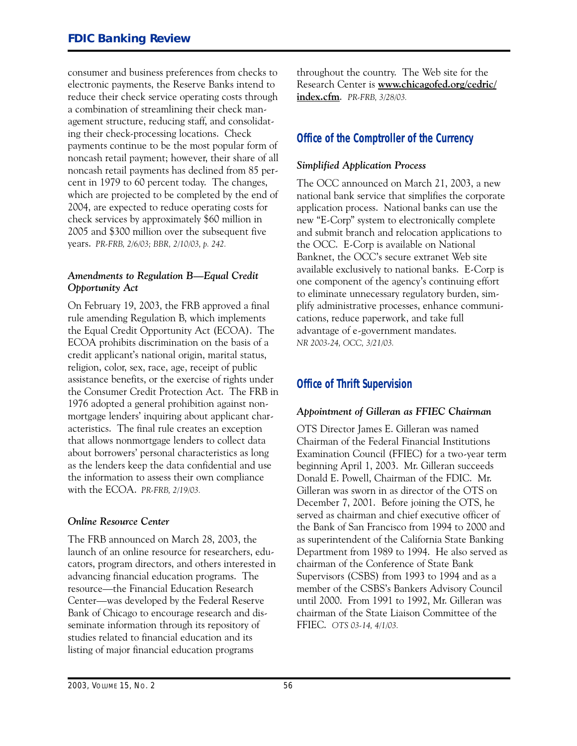consumer and business preferences from checks to electronic payments, the Reserve Banks intend to reduce their check service operating costs through a combination of streamlining their check management structure, reducing staff, and consolidating their check-processing locations. Check payments continue to be the most popular form of noncash retail payment; however, their share of all noncash retail payments has declined from 85 percent in 1979 to 60 percent today. The changes, which are projected to be completed by the end of 2004, are expected to reduce operating costs for check services by approximately $60 million in 2005 and $300 million over the subsequent five years. *PR-FRB, 2/6/03; BBR, 2/10/03, p. 242.*

### *Amendments to Regulation B—Equal Credit Opportunity Act*

On February 19, 2003, the FRB approved a final rule amending Regulation B, which implements the Equal Credit Opportunity Act (ECOA). The ECOA prohibits discrimination on the basis of a credit applicant's national origin, marital status, religion, color, sex, race, age, receipt of public assistance benefits, or the exercise of rights under the Consumer Credit Protection Act. The FRB in 1976 adopted a general prohibition against nonmortgage lenders' inquiring about applicant characteristics. The final rule creates an exception that allows nonmortgage lenders to collect data about borrowers' personal characteristics as long as the lenders keep the data confidential and use the information to assess their own compliance with the ECOA. *PR-FRB, 2/19/03.*

### *Online Resource Center*

The FRB announced on March 28, 2003, the launch of an online resource for researchers, educators, program directors, and others interested in advancing financial education programs. The resource—the Financial Education Research Center—was developed by the Federal Reserve Bank of Chicago to encourage research and disseminate information through its repository of studies related to financial education and its listing of major financial education programs throughout the country. The Web site for the Research Center is **www.chicagofed.org/cedric/index.cfm**. *PR-FRB, 3/28/03.*

## Office of the Comptroller of the Currency

### *Simplified Application Process*

The OCC announced on March 21, 2003, a new national bank service that simplifies the corporate application process. National banks can use the new "E-Corp" system to electronically complete and submit branch and relocation applications to the OCC. E-Corp is available on National Banknet, the OCC's secure extranet Web site available exclusively to national banks. E-Corp is one component of the agency's continuing effort to eliminate unnecessary regulatory burden, simplify administrative processes, enhance communications, reduce paperwork, and take full advantage of e-government mandates. *NR 2003-24, OCC, 3/21/03.*

## Office of Thrift Supervision

### *Appointment of Gilleran as FFIEC Chairman*

OTS Director James E. Gilleran was named Chairman of the Federal Financial Institutions Examination Council (FFIEC) for a two-year term beginning April 1, 2003. Mr. Gilleran succeeds Donald E. Powell, Chairman of the FDIC. Mr. Gilleran was sworn in as director of the OTS on December 7, 2001. Before joining the OTS, he served as chairman and chief executive officer of the Bank of San Francisco from 1994 to 2000 and as superintendent of the California State Banking Department from 1989 to 1994. He also served as chairman of the Conference of State Bank Supervisors (CSBS) from 1993 to 1994 and as a member of the CSBS's Bankers Advisory Council until 2000. From 1991 to 1992, Mr. Gilleran was chairman of the State Liaison Committee of the FFIEC. *OTS 03-14, 4/1/03.*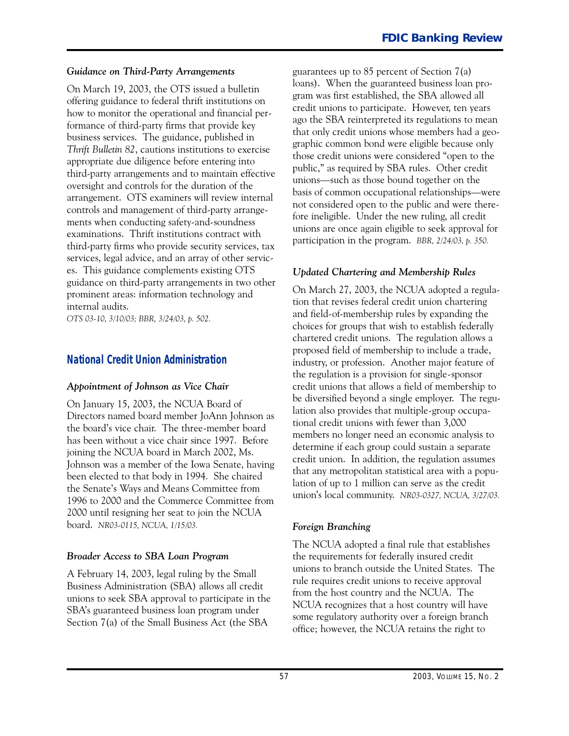### *Guidance on Third-Party Arrangements*

On March 19, 2003, the OTS issued a bulletin offering guidance to federal thrift institutions on how to monitor the operational and financial performance of third-party firms that provide key business services. The guidance, published in *Thrift Bulletin 82*, cautions institutions to exercise appropriate due diligence before entering into third-party arrangements and to maintain effective oversight and controls for the duration of the arrangement. OTS examiners will review internal controls and management of third-party arrangements when conducting safety-and-soundness examinations. Thrift institutions contract with third-party firms who provide security services, tax services, legal advice, and an array of other services. This guidance complements existing OTS guidance on third-party arrangements in two other prominent areas: information technology and internal audits.
*OTS 03-10, 3/10/03; BBR, 3/24/03, p. 502.*

## National Credit Union Administration

### *Appointment of Johnson as Vice Chair*

On January 15, 2003, the NCUA Board of Directors named board member JoAnn Johnson as the board's vice chair. The three-member board has been without a vice chair since 1997. Before joining the NCUA board in March 2002, Ms. Johnson was a member of the Iowa Senate, having been elected to that body in 1994. She chaired the Senate's Ways and Means Committee from 1996 to 2000 and the Commerce Committee from 2000 until resigning her seat to join the NCUA board. *NR03-0115, NCUA, 1/15/03.*

### *Broader Access to SBA Loan Program*

A February 14, 2003, legal ruling by the Small Business Administration (SBA) allows all credit unions to seek SBA approval to participate in the SBA's guaranteed business loan program under Section 7(a) of the Small Business Act (the SBA guarantees up to 85 percent of Section 7(a) loans). When the guaranteed business loan program was first established, the SBA allowed all credit unions to participate. However, ten years ago the SBA reinterpreted its regulations to mean that only credit unions whose members had a geographic common bond were eligible because only those credit unions were considered "open to the public," as required by SBA rules. Other credit unions—such as those bound together on the basis of common occupational relationships—were not considered open to the public and were therefore ineligible. Under the new ruling, all credit unions are once again eligible to seek approval for participation in the program. *BBR, 2/24/03, p. 350.*

### *Updated Chartering and Membership Rules*

On March 27, 2003, the NCUA adopted a regulation that revises federal credit union chartering and field-of-membership rules by expanding the choices for groups that wish to establish federally chartered credit unions. The regulation allows a proposed field of membership to include a trade, industry, or profession. Another major feature of the regulation is a provision for single-sponsor credit unions that allows a field of membership to be diversified beyond a single employer. The regulation also provides that multiple-group occupational credit unions with fewer than 3,000 members no longer need an economic analysis to determine if each group could sustain a separate credit union. In addition, the regulation assumes that any metropolitan statistical area with a population of up to 1 million can serve as the credit union's local community. *NR03-0327, NCUA, 3/27/03.*

### *Foreign Branching*

The NCUA adopted a final rule that establishes the requirements for federally insured credit unions to branch outside the United States. The rule requires credit unions to receive approval from the host country and the NCUA. The NCUA recognizes that a host country will have some regulatory authority over a foreign branch office; however, the NCUA retains the right to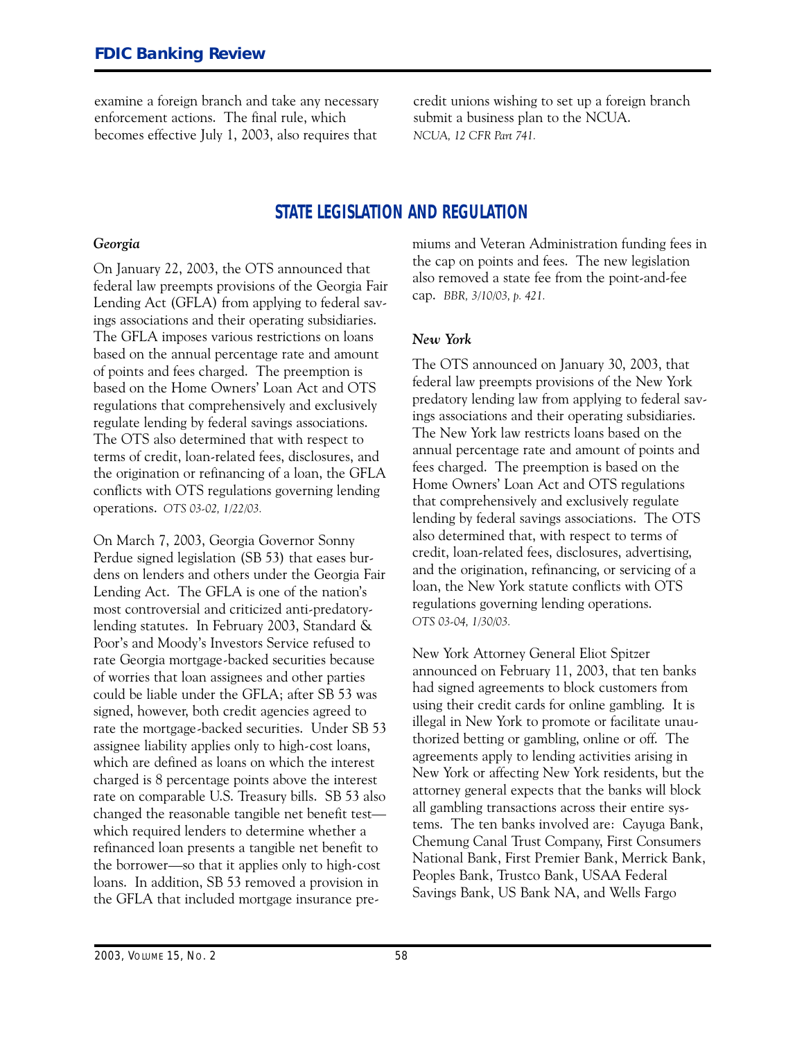examine a foreign branch and take any necessary enforcement actions. The final rule, which becomes effective July 1, 2003, also requires that credit unions wishing to set up a foreign branch submit a business plan to the NCUA. *NCUA, 12 CFR Part 741.*

## STATE LEGISLATION AND REGULATION

### *Georgia*

On January 22, 2003, the OTS announced that federal law preempts provisions of the Georgia Fair Lending Act (GFLA) from applying to federal savings associations and their operating subsidiaries. The GFLA imposes various restrictions on loans based on the annual percentage rate and amount of points and fees charged. The preemption is based on the Home Owners' Loan Act and OTS regulations that comprehensively and exclusively regulate lending by federal savings associations. The OTS also determined that with respect to terms of credit, loan-related fees, disclosures, and the origination or refinancing of a loan, the GFLA conflicts with OTS regulations governing lending operations. *OTS 03-02, 1/22/03.*

On March 7, 2003, Georgia Governor Sonny Perdue signed legislation (SB 53) that eases burdens on lenders and others under the Georgia Fair Lending Act. The GFLA is one of the nation's most controversial and criticized anti-predatory-lending statutes. In February 2003, Standard & Poor's and Moody's Investors Service refused to rate Georgia mortgage-backed securities because of worries that loan assignees and other parties could be liable under the GFLA; after SB 53 was signed, however, both credit agencies agreed to rate the mortgage-backed securities. Under SB 53 assignee liability applies only to high-cost loans, which are defined as loans on which the interest charged is 8 percentage points above the interest rate on comparable U.S. Treasury bills. SB 53 also changed the reasonable tangible net benefit test—which required lenders to determine whether a refinanced loan presents a tangible net benefit to the borrower—so that it applies only to high-cost loans. In addition, SB 53 removed a provision in the GFLA that included mortgage insurance premiums and Veteran Administration funding fees in the cap on points and fees. The new legislation also removed a state fee from the point-and-fee cap. *BBR, 3/10/03, p. 421.*

### *New York*

The OTS announced on January 30, 2003, that federal law preempts provisions of the New York predatory lending law from applying to federal savings associations and their operating subsidiaries. The New York law restricts loans based on the annual percentage rate and amount of points and fees charged. The preemption is based on the Home Owners' Loan Act and OTS regulations that comprehensively and exclusively regulate lending by federal savings associations. The OTS also determined that, with respect to terms of credit, loan-related fees, disclosures, advertising, and the origination, refinancing, or servicing of a loan, the New York statute conflicts with OTS regulations governing lending operations. *OTS 03-04, 1/30/03.*

New York Attorney General Eliot Spitzer announced on February 11, 2003, that ten banks had signed agreements to block customers from using their credit cards for online gambling. It is illegal in New York to promote or facilitate unauthorized betting or gambling, online or off. The agreements apply to lending activities arising in New York or affecting New York residents, but the attorney general expects that the banks will block all gambling transactions across their entire systems. The ten banks involved are: Cayuga Bank, Chemung Canal Trust Company, First Consumers National Bank, First Premier Bank, Merrick Bank, Peoples Bank, Trustco Bank, USAA Federal Savings Bank, US Bank NA, and Wells Fargo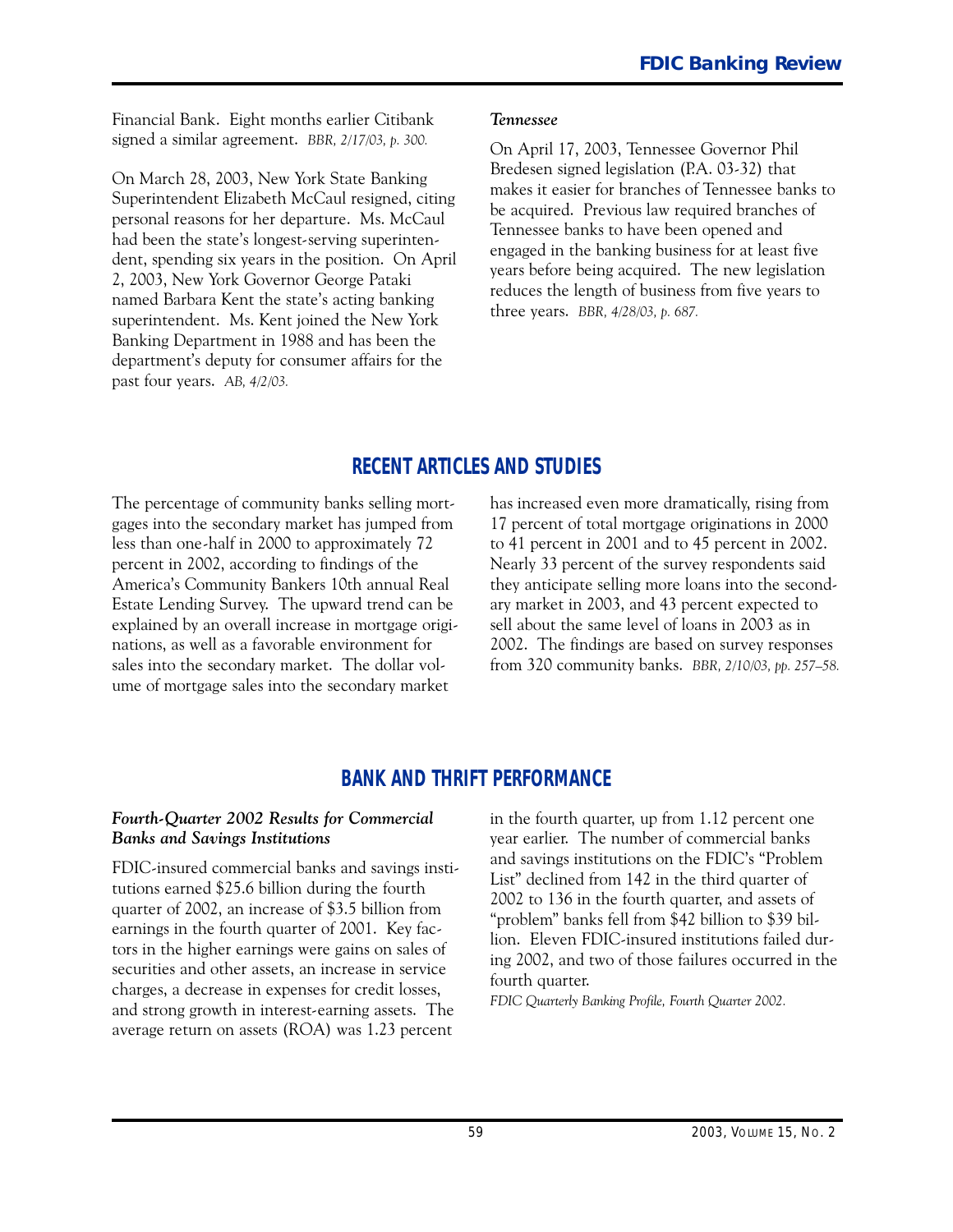Financial Bank. Eight months earlier Citibank signed a similar agreement. *BBR, 2/17/03, p. 300.*

On March 28, 2003, New York State Banking Superintendent Elizabeth McCaul resigned, citing personal reasons for her departure. Ms. McCaul had been the state's longest-serving superintendent, spending six years in the position. On April 2, 2003, New York Governor George Pataki named Barbara Kent the state's acting banking superintendent. Ms. Kent joined the New York Banking Department in 1988 and has been the department's deputy for consumer affairs for the past four years. *AB, 4/2/03.*

***Tennessee***

On April 17, 2003, Tennessee Governor Phil Bredesen signed legislation (P.A. 03-32) that makes it easier for branches of Tennessee banks to be acquired. Previous law required branches of Tennessee banks to have been opened and engaged in the banking business for at least five years before being acquired. The new legislation reduces the length of business from five years to three years. *BBR, 4/28/03, p. 687.*

## RECENT ARTICLES AND STUDIES

The percentage of community banks selling mortgages into the secondary market has jumped from less than one-half in 2000 to approximately 72 percent in 2002, according to findings of the America's Community Bankers 10th annual Real Estate Lending Survey. The upward trend can be explained by an overall increase in mortgage originations, as well as a favorable environment for sales into the secondary market. The dollar volume of mortgage sales into the secondary market has increased even more dramatically, rising from 17 percent of total mortgage originations in 2000 to 41 percent in 2001 and to 45 percent in 2002. Nearly 33 percent of the survey respondents said they anticipate selling more loans into the secondary market in 2003, and 43 percent expected to sell about the same level of loans in 2003 as in 2002. The findings are based on survey responses from 320 community banks. *BBR, 2/10/03, pp. 257–58.*

## BANK AND THRIFT PERFORMANCE

***Fourth-Quarter 2002 Results for Commercial Banks and Savings Institutions***

FDIC-insured commercial banks and savings institutions earned $25.6 billion during the fourth quarter of 2002, an increase of $3.5 billion from earnings in the fourth quarter of 2001. Key factors in the higher earnings were gains on sales of securities and other assets, an increase in service charges, a decrease in expenses for credit losses, and strong growth in interest-earning assets. The average return on assets (ROA) was 1.23 percent in the fourth quarter, up from 1.12 percent one year earlier. The number of commercial banks and savings institutions on the FDIC's "Problem List" declined from 142 in the third quarter of 2002 to 136 in the fourth quarter, and assets of "problem" banks fell from $42 billion to $39 billion. Eleven FDIC-insured institutions failed during 2002, and two of those failures occurred in the fourth quarter.
*FDIC Quarterly Banking Profile, Fourth Quarter 2002.*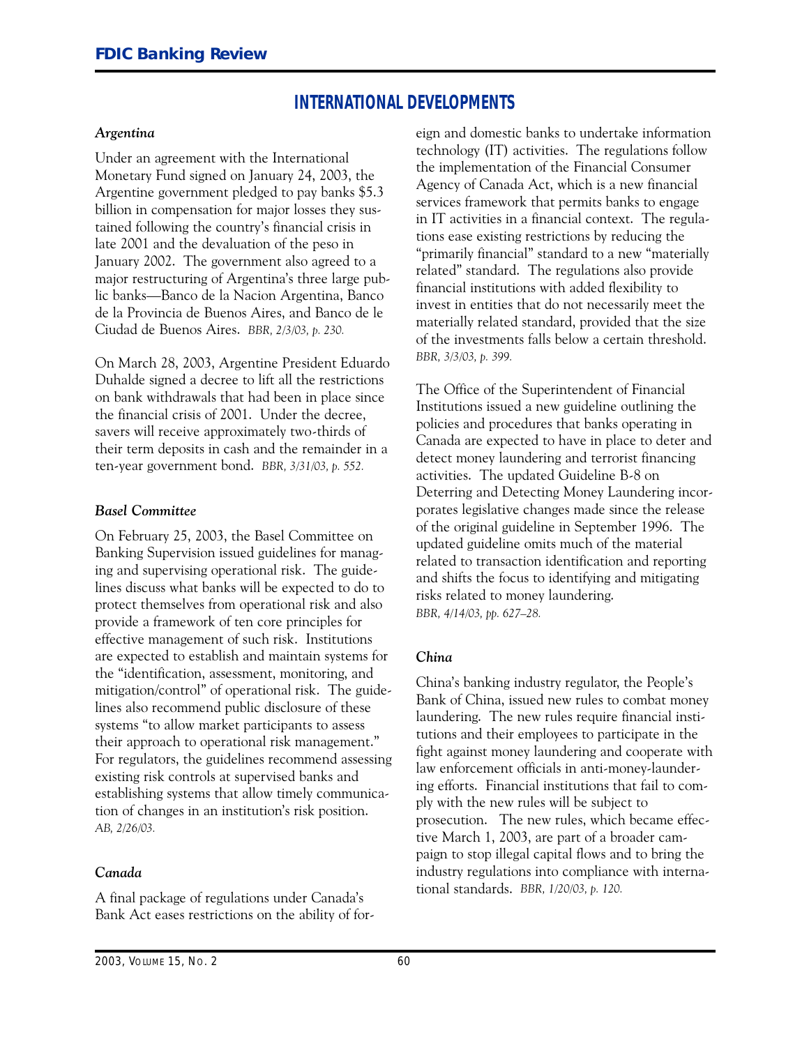## INTERNATIONAL DEVELOPMENTS

### *Argentina*

Under an agreement with the International Monetary Fund signed on January 24, 2003, the Argentine government pledged to pay banks $5.3 billion in compensation for major losses they sustained following the country's financial crisis in late 2001 and the devaluation of the peso in January 2002. The government also agreed to a major restructuring of Argentina's three large public banks—Banco de la Nacion Argentina, Banco de la Provincia de Buenos Aires, and Banco de le Ciudad de Buenos Aires. *BBR, 2/3/03, p. 230.*

On March 28, 2003, Argentine President Eduardo Duhalde signed a decree to lift all the restrictions on bank withdrawals that had been in place since the financial crisis of 2001. Under the decree, savers will receive approximately two-thirds of their term deposits in cash and the remainder in a ten-year government bond. *BBR, 3/31/03, p. 552.*

### *Basel Committee*

On February 25, 2003, the Basel Committee on Banking Supervision issued guidelines for managing and supervising operational risk. The guidelines discuss what banks will be expected to do to protect themselves from operational risk and also provide a framework of ten core principles for effective management of such risk. Institutions are expected to establish and maintain systems for the "identification, assessment, monitoring, and mitigation/control" of operational risk. The guidelines also recommend public disclosure of these systems "to allow market participants to assess their approach to operational risk management." For regulators, the guidelines recommend assessing existing risk controls at supervised banks and establishing systems that allow timely communication of changes in an institution's risk position. *AB, 2/26/03.*

### *Canada*

A final package of regulations under Canada's Bank Act eases restrictions on the ability of foreign and domestic banks to undertake information technology (IT) activities. The regulations follow the implementation of the Financial Consumer Agency of Canada Act, which is a new financial services framework that permits banks to engage in IT activities in a financial context. The regulations ease existing restrictions by reducing the "primarily financial" standard to a new "materially related" standard. The regulations also provide financial institutions with added flexibility to invest in entities that do not necessarily meet the materially related standard, provided that the size of the investments falls below a certain threshold. *BBR, 3/3/03, p. 399.*

The Office of the Superintendent of Financial Institutions issued a new guideline outlining the policies and procedures that banks operating in Canada are expected to have in place to deter and detect money laundering and terrorist financing activities. The updated Guideline B-8 on Deterring and Detecting Money Laundering incorporates legislative changes made since the release of the original guideline in September 1996. The updated guideline omits much of the material related to transaction identification and reporting and shifts the focus to identifying and mitigating risks related to money laundering. *BBR, 4/14/03, pp. 627–28.*

### *China*

China's banking industry regulator, the People's Bank of China, issued new rules to combat money laundering. The new rules require financial institutions and their employees to participate in the fight against money laundering and cooperate with law enforcement officials in anti-money-laundering efforts. Financial institutions that fail to comply with the new rules will be subject to prosecution. The new rules, which became effective March 1, 2003, are part of a broader campaign to stop illegal capital flows and to bring the industry regulations into compliance with international standards. *BBR, 1/20/03, p. 120.*